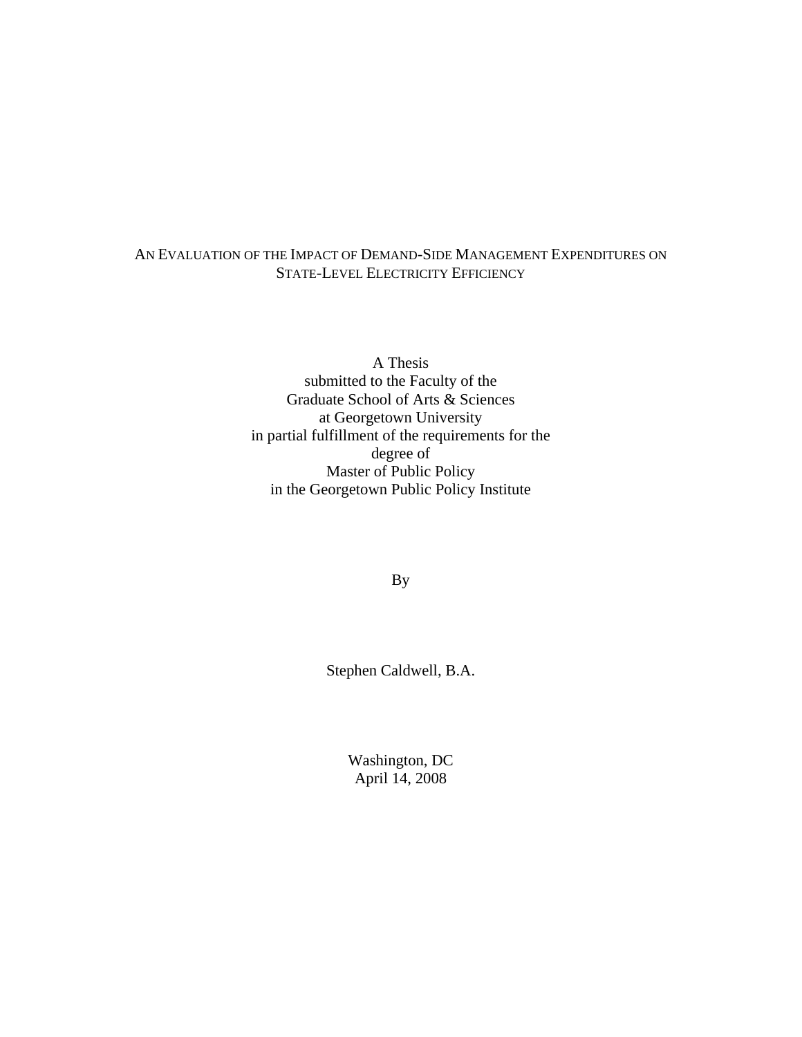# An Evaluation of the Impact of Demand-Side Management Expenditures on State-Level Electricity Efficiency

A Thesis
submitted to the Faculty of the
Graduate School of Arts & Sciences
at Georgetown University
in partial fulfillment of the requirements for the
degree of
Master of Public Policy
in the Georgetown Public Policy Institute

By

Stephen Caldwell, B.A.

Washington, DC
April 14, 2008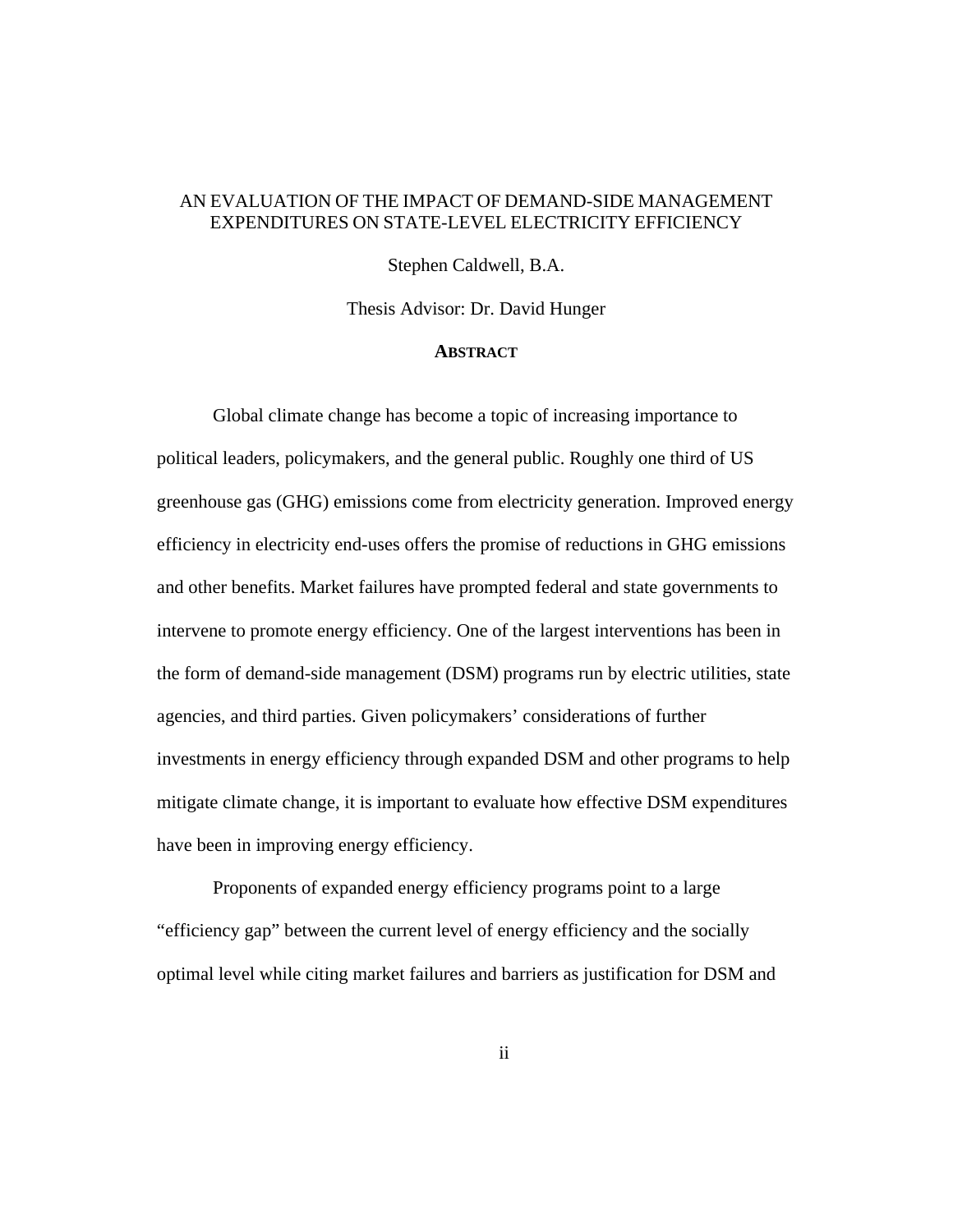AN EVALUATION OF THE IMPACT OF DEMAND-SIDE MANAGEMENT EXPENDITURES ON STATE-LEVEL ELECTRICITY EFFICIENCY

Stephen Caldwell, B.A.

Thesis Advisor: Dr. David Hunger

## ABSTRACT

Global climate change has become a topic of increasing importance to political leaders, policymakers, and the general public. Roughly one third of US greenhouse gas (GHG) emissions come from electricity generation. Improved energy efficiency in electricity end-uses offers the promise of reductions in GHG emissions and other benefits. Market failures have prompted federal and state governments to intervene to promote energy efficiency. One of the largest interventions has been in the form of demand-side management (DSM) programs run by electric utilities, state agencies, and third parties. Given policymakers' considerations of further investments in energy efficiency through expanded DSM and other programs to help mitigate climate change, it is important to evaluate how effective DSM expenditures have been in improving energy efficiency.

Proponents of expanded energy efficiency programs point to a large "efficiency gap" between the current level of energy efficiency and the socially optimal level while citing market failures and barriers as justification for DSM and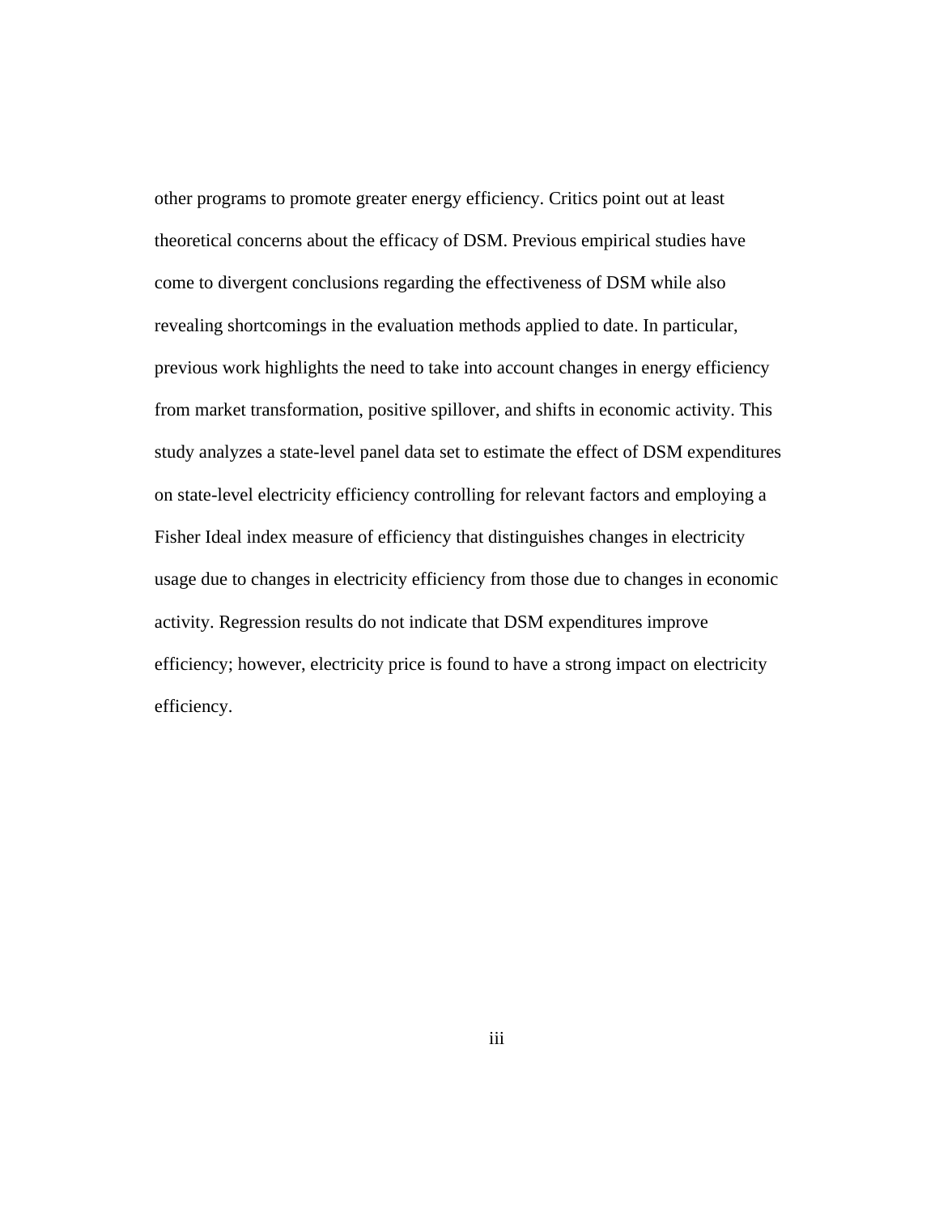other programs to promote greater energy efficiency. Critics point out at least theoretical concerns about the efficacy of DSM. Previous empirical studies have come to divergent conclusions regarding the effectiveness of DSM while also revealing shortcomings in the evaluation methods applied to date. In particular, previous work highlights the need to take into account changes in energy efficiency from market transformation, positive spillover, and shifts in economic activity. This study analyzes a state-level panel data set to estimate the effect of DSM expenditures on state-level electricity efficiency controlling for relevant factors and employing a Fisher Ideal index measure of efficiency that distinguishes changes in electricity usage due to changes in electricity efficiency from those due to changes in economic activity. Regression results do not indicate that DSM expenditures improve efficiency; however, electricity price is found to have a strong impact on electricity efficiency.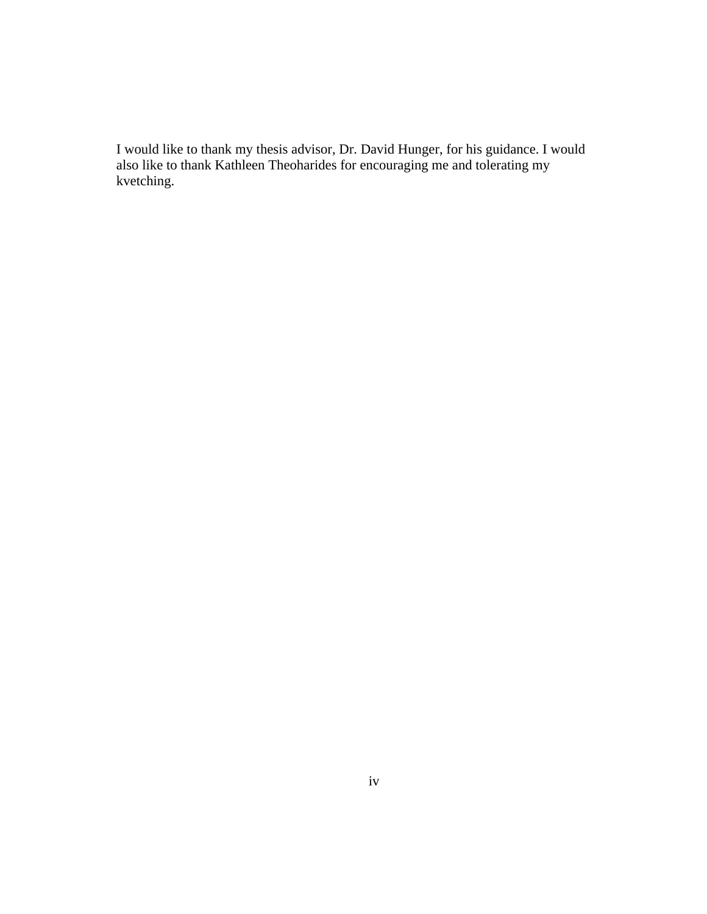I would like to thank my thesis advisor, Dr. David Hunger, for his guidance. I would also like to thank Kathleen Theoharides for encouraging me and tolerating my kvetching.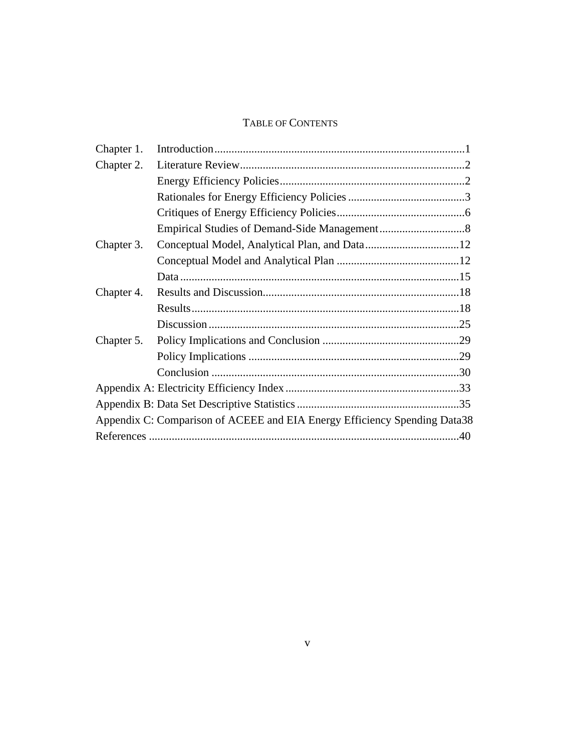# TABLE OF CONTENTS

| | | |
|---|---|---|
| Chapter 1. | Introduction | 1 |
| Chapter 2. | Literature Review | 2 |
| | Energy Efficiency Policies | 2 |
| | Rationales for Energy Efficiency Policies | 3 |
| | Critiques of Energy Efficiency Policies | 6 |
| | Empirical Studies of Demand-Side Management | 8 |
| Chapter 3. | Conceptual Model, Analytical Plan, and Data | 12 |
| | Conceptual Model and Analytical Plan | 12 |
| | Data | 15 |
| Chapter 4. | Results and Discussion | 18 |
| | Results | 18 |
| | Discussion | 25 |
| Chapter 5. | Policy Implications and Conclusion | 29 |
| | Policy Implications | 29 |
| | Conclusion | 30 |
| Appendix A: Electricity Efficiency Index | | 33 |
| Appendix B: Data Set Descriptive Statistics | | 35 |
| Appendix C: Comparison of ACEEE and EIA Energy Efficiency Spending Data | | 38 |
| References | | 40 |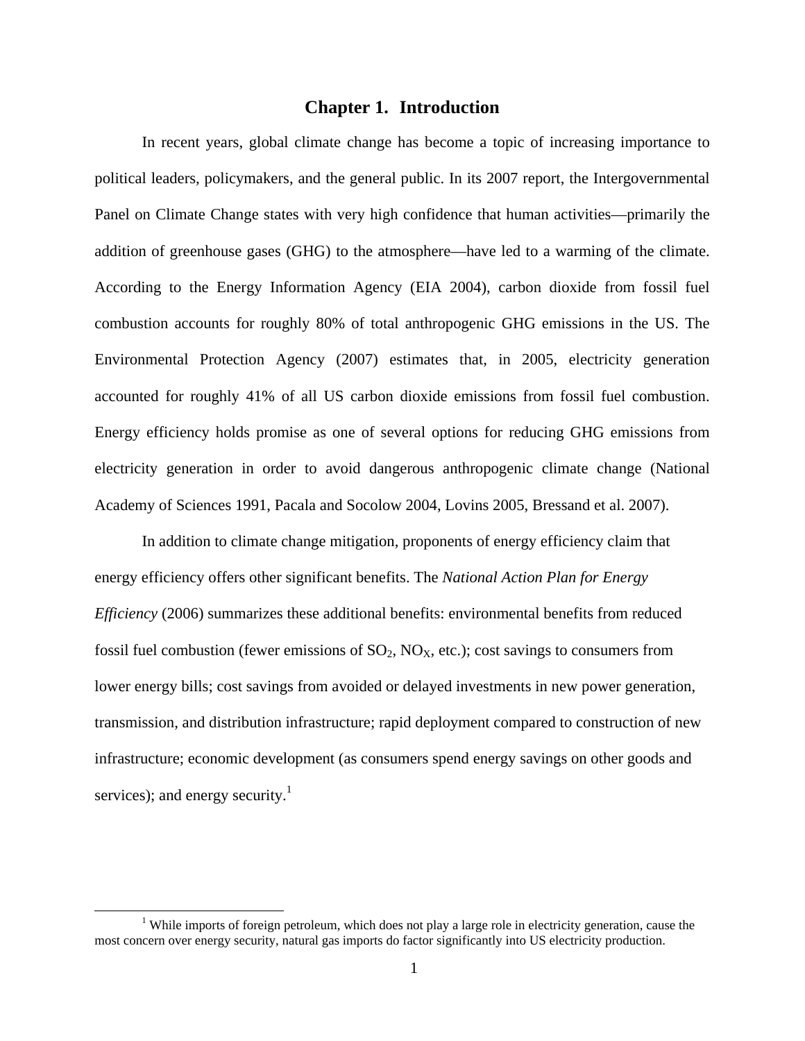# Chapter 1. Introduction

In recent years, global climate change has become a topic of increasing importance to political leaders, policymakers, and the general public. In its 2007 report, the Intergovernmental Panel on Climate Change states with very high confidence that human activities—primarily the addition of greenhouse gases (GHG) to the atmosphere—have led to a warming of the climate. According to the Energy Information Agency (EIA 2004), carbon dioxide from fossil fuel combustion accounts for roughly 80% of total anthropogenic GHG emissions in the US. The Environmental Protection Agency (2007) estimates that, in 2005, electricity generation accounted for roughly 41% of all US carbon dioxide emissions from fossil fuel combustion. Energy efficiency holds promise as one of several options for reducing GHG emissions from electricity generation in order to avoid dangerous anthropogenic climate change (National Academy of Sciences 1991, Pacala and Socolow 2004, Lovins 2005, Bressand et al. 2007).

In addition to climate change mitigation, proponents of energy efficiency claim that energy efficiency offers other significant benefits. The *National Action Plan for Energy Efficiency* (2006) summarizes these additional benefits: environmental benefits from reduced fossil fuel combustion (fewer emissions of $SO_2$, $NO_X$, etc.); cost savings to consumers from lower energy bills; cost savings from avoided or delayed investments in new power generation, transmission, and distribution infrastructure; rapid deployment compared to construction of new infrastructure; economic development (as consumers spend energy savings on other goods and services); and energy security.[1]

[1] While imports of foreign petroleum, which does not play a large role in electricity generation, cause the most concern over energy security, natural gas imports do factor significantly into US electricity production.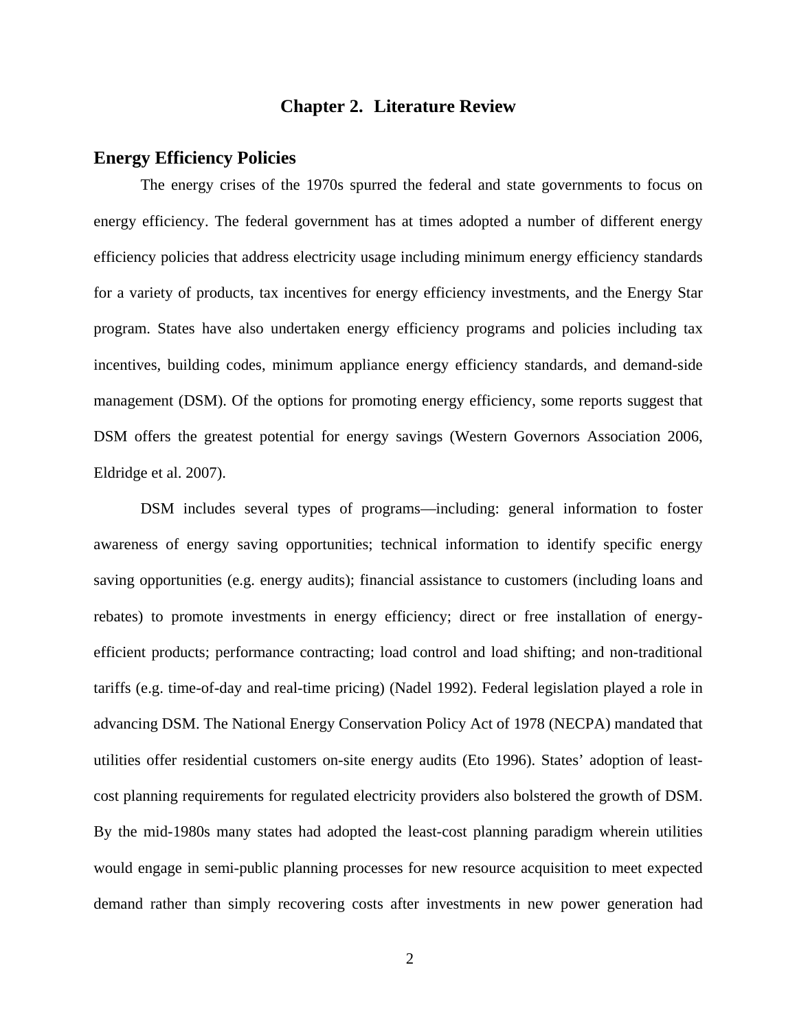# Chapter 2. Literature Review

## Energy Efficiency Policies

The energy crises of the 1970s spurred the federal and state governments to focus on energy efficiency. The federal government has at times adopted a number of different energy efficiency policies that address electricity usage including minimum energy efficiency standards for a variety of products, tax incentives for energy efficiency investments, and the Energy Star program. States have also undertaken energy efficiency programs and policies including tax incentives, building codes, minimum appliance energy efficiency standards, and demand-side management (DSM). Of the options for promoting energy efficiency, some reports suggest that DSM offers the greatest potential for energy savings (Western Governors Association 2006, Eldridge et al. 2007).

DSM includes several types of programs—including: general information to foster awareness of energy saving opportunities; technical information to identify specific energy saving opportunities (e.g. energy audits); financial assistance to customers (including loans and rebates) to promote investments in energy efficiency; direct or free installation of energy-efficient products; performance contracting; load control and load shifting; and non-traditional tariffs (e.g. time-of-day and real-time pricing) (Nadel 1992). Federal legislation played a role in advancing DSM. The National Energy Conservation Policy Act of 1978 (NECPA) mandated that utilities offer residential customers on-site energy audits (Eto 1996). States' adoption of least-cost planning requirements for regulated electricity providers also bolstered the growth of DSM. By the mid-1980s many states had adopted the least-cost planning paradigm wherein utilities would engage in semi-public planning processes for new resource acquisition to meet expected demand rather than simply recovering costs after investments in new power generation had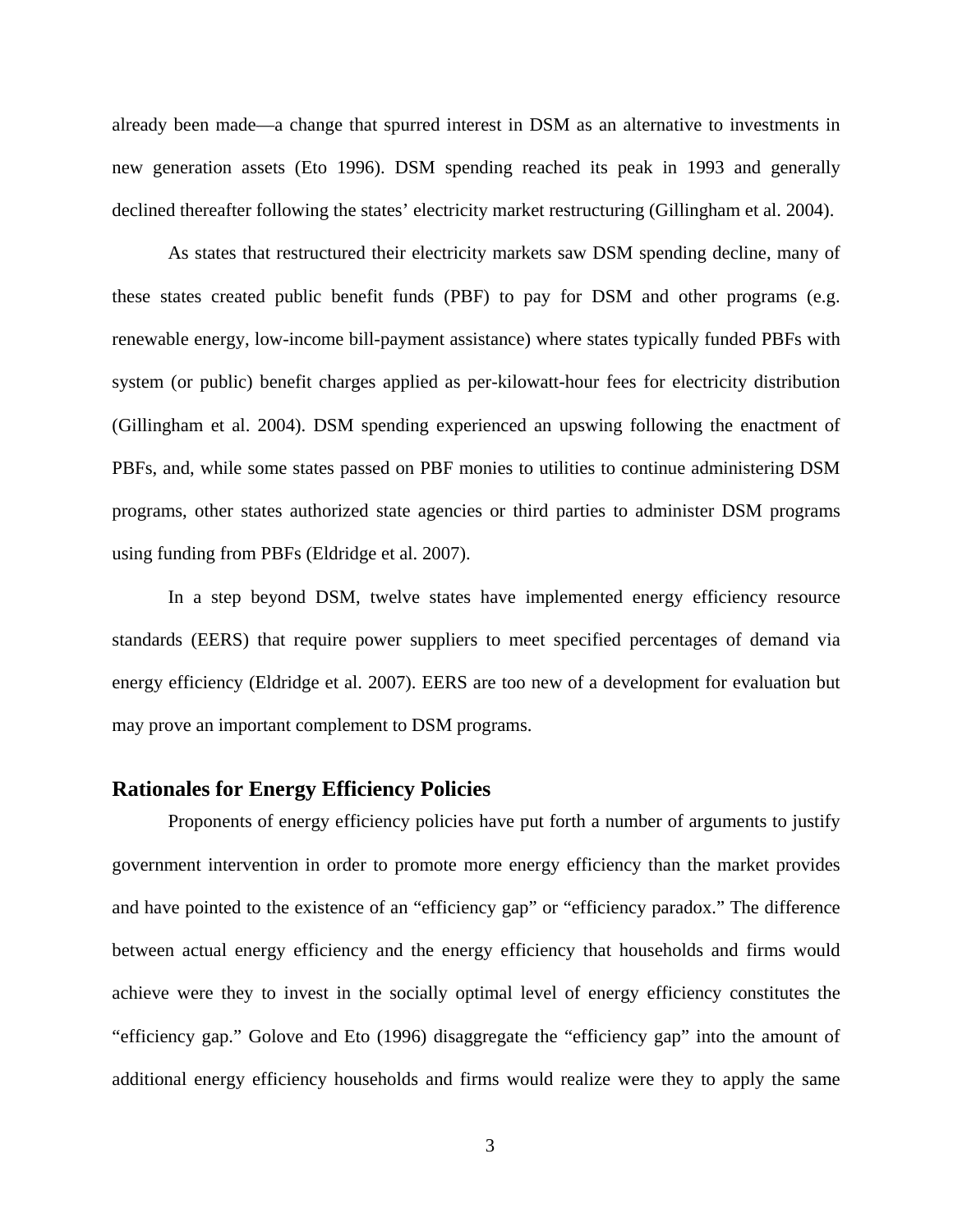already been made—a change that spurred interest in DSM as an alternative to investments in new generation assets (Eto 1996). DSM spending reached its peak in 1993 and generally declined thereafter following the states' electricity market restructuring (Gillingham et al. 2004).

As states that restructured their electricity markets saw DSM spending decline, many of these states created public benefit funds (PBF) to pay for DSM and other programs (e.g. renewable energy, low-income bill-payment assistance) where states typically funded PBFs with system (or public) benefit charges applied as per-kilowatt-hour fees for electricity distribution (Gillingham et al. 2004). DSM spending experienced an upswing following the enactment of PBFs, and, while some states passed on PBF monies to utilities to continue administering DSM programs, other states authorized state agencies or third parties to administer DSM programs using funding from PBFs (Eldridge et al. 2007).

In a step beyond DSM, twelve states have implemented energy efficiency resource standards (EERS) that require power suppliers to meet specified percentages of demand via energy efficiency (Eldridge et al. 2007). EERS are too new of a development for evaluation but may prove an important complement to DSM programs.

## Rationales for Energy Efficiency Policies

Proponents of energy efficiency policies have put forth a number of arguments to justify government intervention in order to promote more energy efficiency than the market provides and have pointed to the existence of an "efficiency gap" or "efficiency paradox." The difference between actual energy efficiency and the energy efficiency that households and firms would achieve were they to invest in the socially optimal level of energy efficiency constitutes the "efficiency gap." Golove and Eto (1996) disaggregate the "efficiency gap" into the amount of additional energy efficiency households and firms would realize were they to apply the same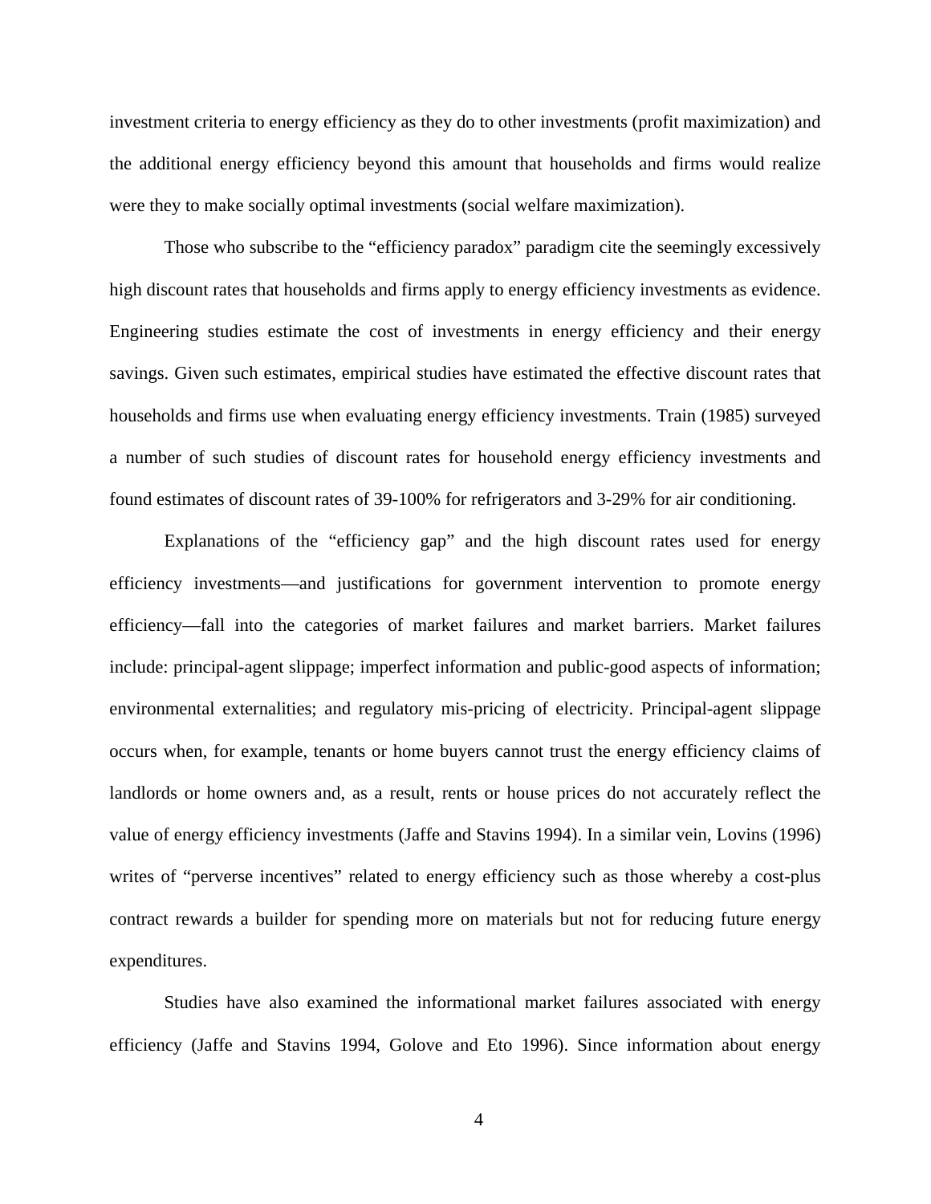investment criteria to energy efficiency as they do to other investments (profit maximization) and the additional energy efficiency beyond this amount that households and firms would realize were they to make socially optimal investments (social welfare maximization).

Those who subscribe to the "efficiency paradox" paradigm cite the seemingly excessively high discount rates that households and firms apply to energy efficiency investments as evidence. Engineering studies estimate the cost of investments in energy efficiency and their energy savings. Given such estimates, empirical studies have estimated the effective discount rates that households and firms use when evaluating energy efficiency investments. Train (1985) surveyed a number of such studies of discount rates for household energy efficiency investments and found estimates of discount rates of 39-100% for refrigerators and 3-29% for air conditioning.

Explanations of the "efficiency gap" and the high discount rates used for energy efficiency investments—and justifications for government intervention to promote energy efficiency—fall into the categories of market failures and market barriers. Market failures include: principal-agent slippage; imperfect information and public-good aspects of information; environmental externalities; and regulatory mis-pricing of electricity. Principal-agent slippage occurs when, for example, tenants or home buyers cannot trust the energy efficiency claims of landlords or home owners and, as a result, rents or house prices do not accurately reflect the value of energy efficiency investments (Jaffe and Stavins 1994). In a similar vein, Lovins (1996) writes of "perverse incentives" related to energy efficiency such as those whereby a cost-plus contract rewards a builder for spending more on materials but not for reducing future energy expenditures.

Studies have also examined the informational market failures associated with energy efficiency (Jaffe and Stavins 1994, Golove and Eto 1996). Since information about energy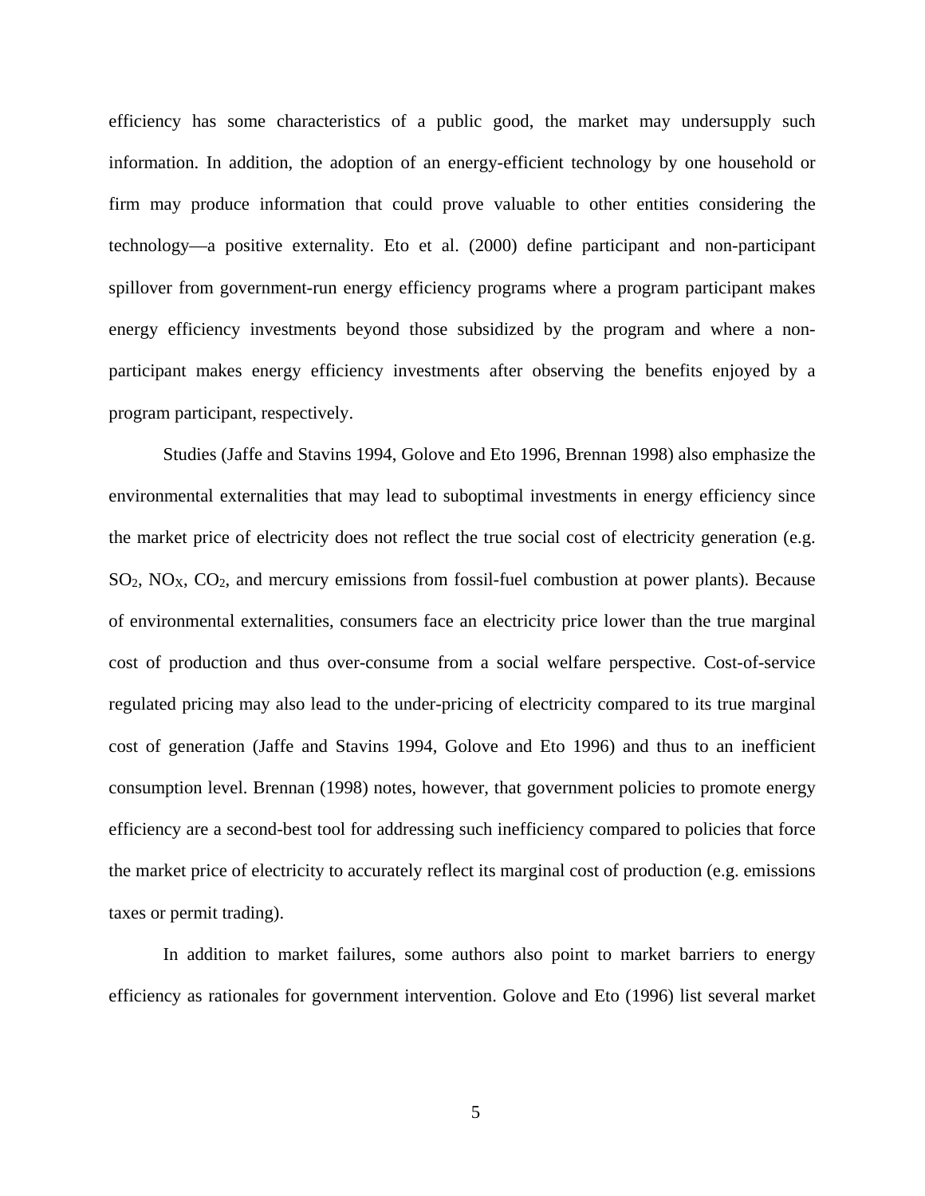efficiency has some characteristics of a public good, the market may undersupply such information. In addition, the adoption of an energy-efficient technology by one household or firm may produce information that could prove valuable to other entities considering the technology—a positive externality. Eto et al. (2000) define participant and non-participant spillover from government-run energy efficiency programs where a program participant makes energy efficiency investments beyond those subsidized by the program and where a non-participant makes energy efficiency investments after observing the benefits enjoyed by a program participant, respectively.

Studies (Jaffe and Stavins 1994, Golove and Eto 1996, Brennan 1998) also emphasize the environmental externalities that may lead to suboptimal investments in energy efficiency since the market price of electricity does not reflect the true social cost of electricity generation (e.g. $SO_2$, $NO_X$, $CO_2$, and mercury emissions from fossil-fuel combustion at power plants). Because of environmental externalities, consumers face an electricity price lower than the true marginal cost of production and thus over-consume from a social welfare perspective. Cost-of-service regulated pricing may also lead to the under-pricing of electricity compared to its true marginal cost of generation (Jaffe and Stavins 1994, Golove and Eto 1996) and thus to an inefficient consumption level. Brennan (1998) notes, however, that government policies to promote energy efficiency are a second-best tool for addressing such inefficiency compared to policies that force the market price of electricity to accurately reflect its marginal cost of production (e.g. emissions taxes or permit trading).

In addition to market failures, some authors also point to market barriers to energy efficiency as rationales for government intervention. Golove and Eto (1996) list several market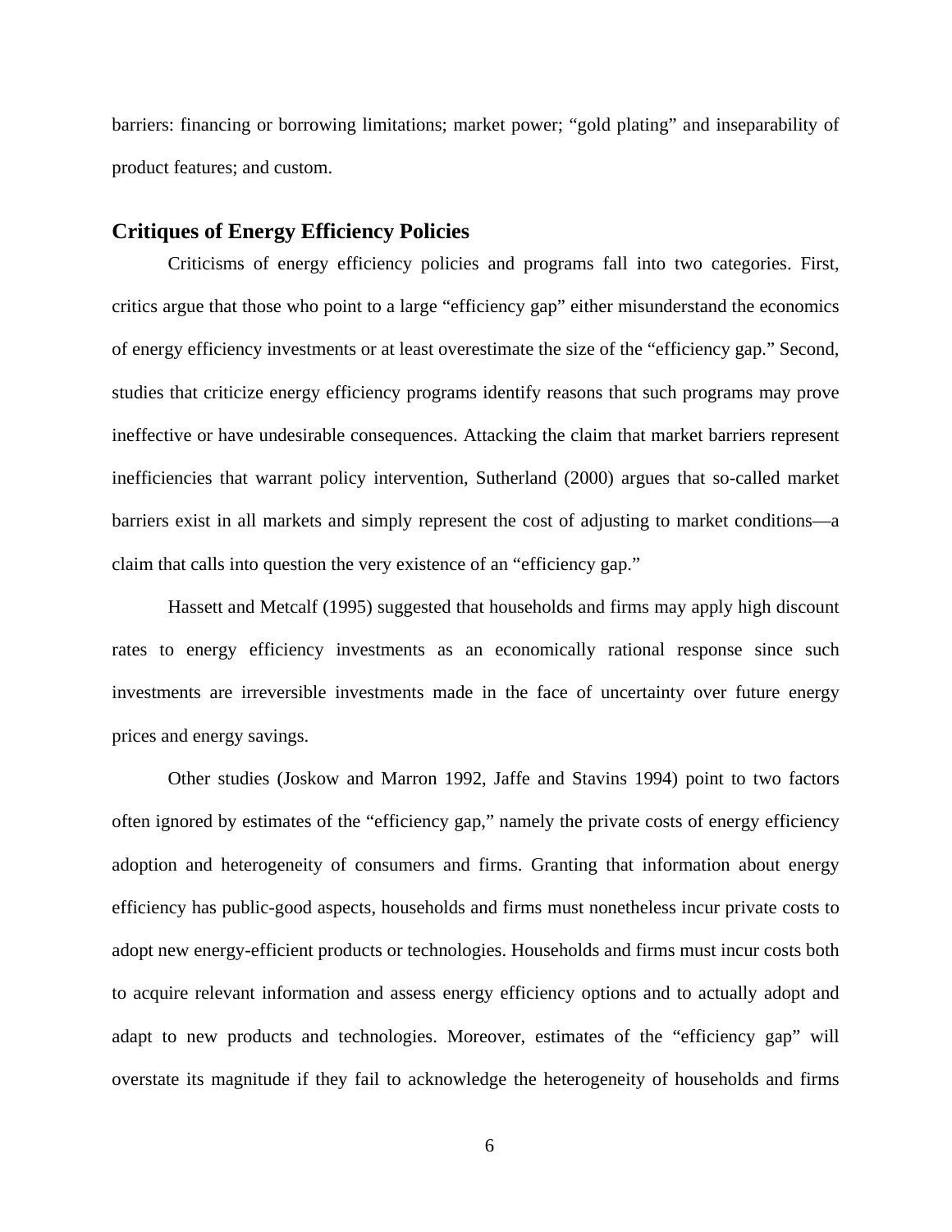barriers: financing or borrowing limitations; market power; "gold plating" and inseparability of product features; and custom.

## Critiques of Energy Efficiency Policies

Criticisms of energy efficiency policies and programs fall into two categories. First, critics argue that those who point to a large "efficiency gap" either misunderstand the economics of energy efficiency investments or at least overestimate the size of the "efficiency gap." Second, studies that criticize energy efficiency programs identify reasons that such programs may prove ineffective or have undesirable consequences. Attacking the claim that market barriers represent inefficiencies that warrant policy intervention, Sutherland (2000) argues that so-called market barriers exist in all markets and simply represent the cost of adjusting to market conditions—a claim that calls into question the very existence of an "efficiency gap."

Hassett and Metcalf (1995) suggested that households and firms may apply high discount rates to energy efficiency investments as an economically rational response since such investments are irreversible investments made in the face of uncertainty over future energy prices and energy savings.

Other studies (Joskow and Marron 1992, Jaffe and Stavins 1994) point to two factors often ignored by estimates of the "efficiency gap," namely the private costs of energy efficiency adoption and heterogeneity of consumers and firms. Granting that information about energy efficiency has public-good aspects, households and firms must nonetheless incur private costs to adopt new energy-efficient products or technologies. Households and firms must incur costs both to acquire relevant information and assess energy efficiency options and to actually adopt and adapt to new products and technologies. Moreover, estimates of the "efficiency gap" will overstate its magnitude if they fail to acknowledge the heterogeneity of households and firms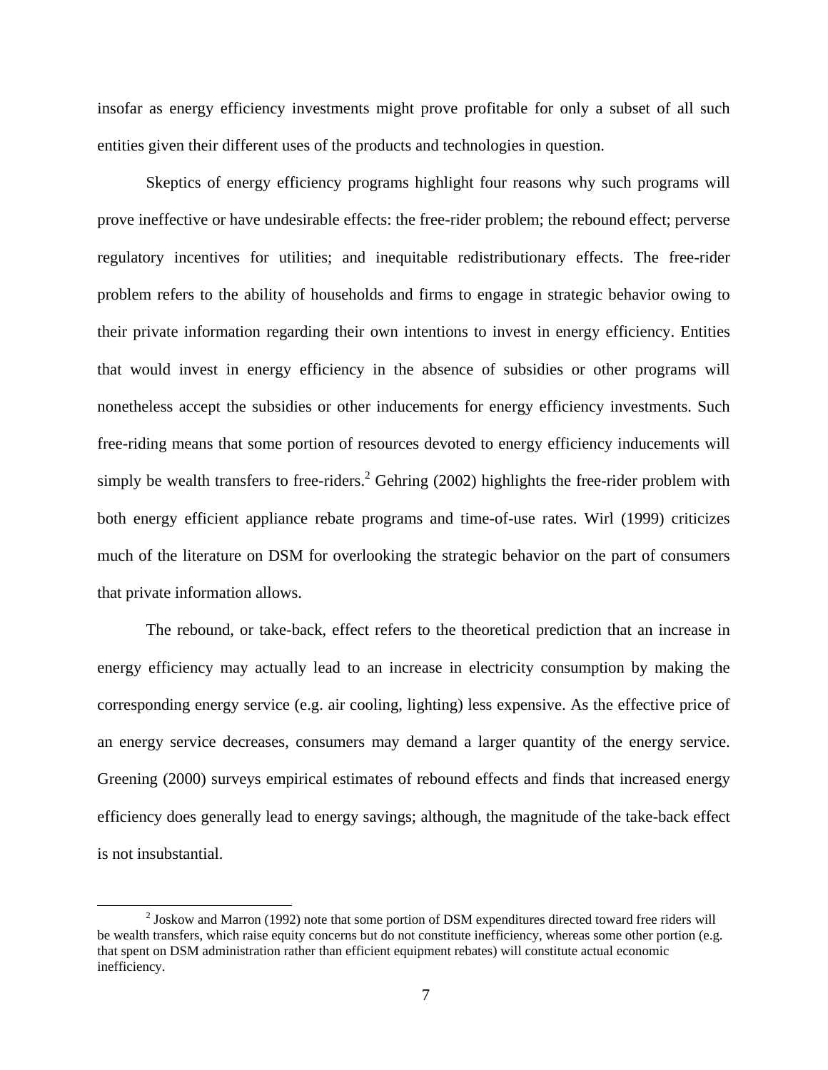insofar as energy efficiency investments might prove profitable for only a subset of all such entities given their different uses of the products and technologies in question.

Skeptics of energy efficiency programs highlight four reasons why such programs will prove ineffective or have undesirable effects: the free-rider problem; the rebound effect; perverse regulatory incentives for utilities; and inequitable redistributionary effects. The free-rider problem refers to the ability of households and firms to engage in strategic behavior owing to their private information regarding their own intentions to invest in energy efficiency. Entities that would invest in energy efficiency in the absence of subsidies or other programs will nonetheless accept the subsidies or other inducements for energy efficiency investments. Such free-riding means that some portion of resources devoted to energy efficiency inducements will simply be wealth transfers to free-riders.[2] Gehring (2002) highlights the free-rider problem with both energy efficient appliance rebate programs and time-of-use rates. Wirl (1999) criticizes much of the literature on DSM for overlooking the strategic behavior on the part of consumers that private information allows.

The rebound, or take-back, effect refers to the theoretical prediction that an increase in energy efficiency may actually lead to an increase in electricity consumption by making the corresponding energy service (e.g. air cooling, lighting) less expensive. As the effective price of an energy service decreases, consumers may demand a larger quantity of the energy service. Greening (2000) surveys empirical estimates of rebound effects and finds that increased energy efficiency does generally lead to energy savings; although, the magnitude of the take-back effect is not insubstantial.

[2] Joskow and Marron (1992) note that some portion of DSM expenditures directed toward free riders will be wealth transfers, which raise equity concerns but do not constitute inefficiency, whereas some other portion (e.g. that spent on DSM administration rather than efficient equipment rebates) will constitute actual economic inefficiency.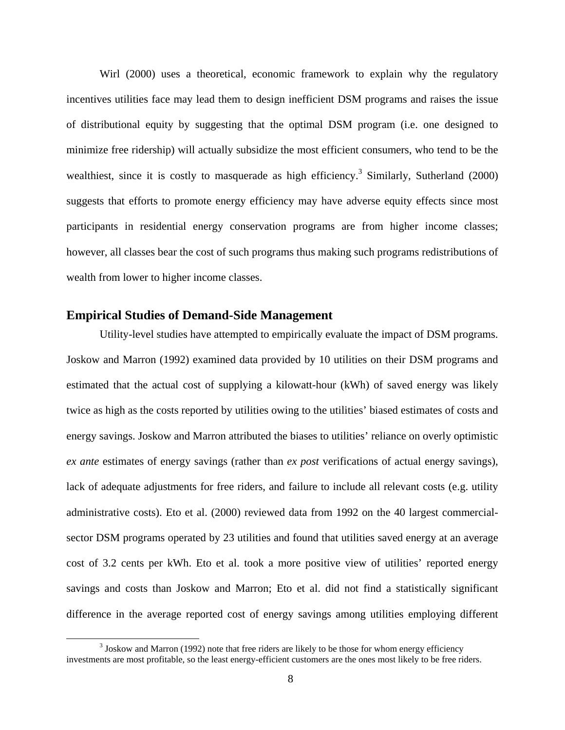Wirl (2000) uses a theoretical, economic framework to explain why the regulatory incentives utilities face may lead them to design inefficient DSM programs and raises the issue of distributional equity by suggesting that the optimal DSM program (i.e. one designed to minimize free ridership) will actually subsidize the most efficient consumers, who tend to be the wealthiest, since it is costly to masquerade as high efficiency.[3] Similarly, Sutherland (2000) suggests that efforts to promote energy efficiency may have adverse equity effects since most participants in residential energy conservation programs are from higher income classes; however, all classes bear the cost of such programs thus making such programs redistributions of wealth from lower to higher income classes.

## Empirical Studies of Demand-Side Management

Utility-level studies have attempted to empirically evaluate the impact of DSM programs. Joskow and Marron (1992) examined data provided by 10 utilities on their DSM programs and estimated that the actual cost of supplying a kilowatt-hour (kWh) of saved energy was likely twice as high as the costs reported by utilities owing to the utilities' biased estimates of costs and energy savings. Joskow and Marron attributed the biases to utilities' reliance on overly optimistic *ex ante* estimates of energy savings (rather than *ex post* verifications of actual energy savings), lack of adequate adjustments for free riders, and failure to include all relevant costs (e.g. utility administrative costs). Eto et al. (2000) reviewed data from 1992 on the 40 largest commercial-sector DSM programs operated by 23 utilities and found that utilities saved energy at an average cost of 3.2 cents per kWh. Eto et al. took a more positive view of utilities' reported energy savings and costs than Joskow and Marron; Eto et al. did not find a statistically significant difference in the average reported cost of energy savings among utilities employing different

[3] Joskow and Marron (1992) note that free riders are likely to be those for whom energy efficiency investments are most profitable, so the least energy-efficient customers are the ones most likely to be free riders.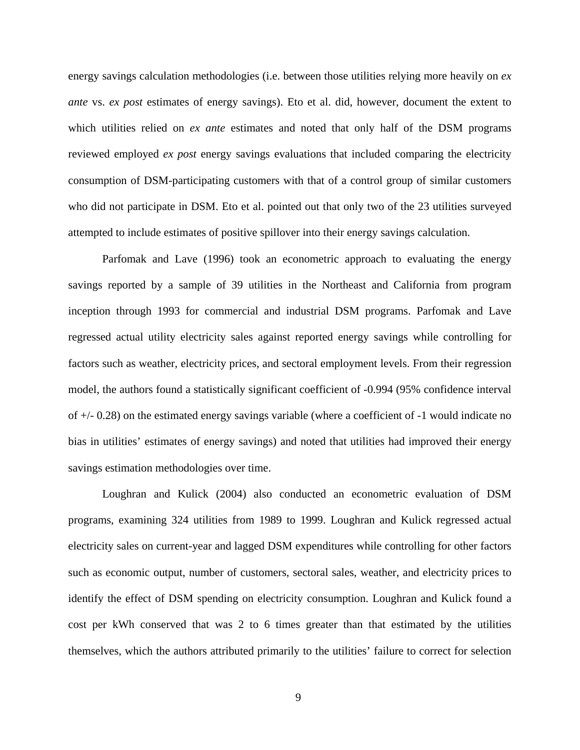energy savings calculation methodologies (i.e. between those utilities relying more heavily on *ex ante* vs. *ex post* estimates of energy savings). Eto et al. did, however, document the extent to which utilities relied on *ex ante* estimates and noted that only half of the DSM programs reviewed employed *ex post* energy savings evaluations that included comparing the electricity consumption of DSM-participating customers with that of a control group of similar customers who did not participate in DSM. Eto et al. pointed out that only two of the 23 utilities surveyed attempted to include estimates of positive spillover into their energy savings calculation.

Parfomak and Lave (1996) took an econometric approach to evaluating the energy savings reported by a sample of 39 utilities in the Northeast and California from program inception through 1993 for commercial and industrial DSM programs. Parfomak and Lave regressed actual utility electricity sales against reported energy savings while controlling for factors such as weather, electricity prices, and sectoral employment levels. From their regression model, the authors found a statistically significant coefficient of -0.994 (95% confidence interval of +/- 0.28) on the estimated energy savings variable (where a coefficient of -1 would indicate no bias in utilities' estimates of energy savings) and noted that utilities had improved their energy savings estimation methodologies over time.

Loughran and Kulick (2004) also conducted an econometric evaluation of DSM programs, examining 324 utilities from 1989 to 1999. Loughran and Kulick regressed actual electricity sales on current-year and lagged DSM expenditures while controlling for other factors such as economic output, number of customers, sectoral sales, weather, and electricity prices to identify the effect of DSM spending on electricity consumption. Loughran and Kulick found a cost per kWh conserved that was 2 to 6 times greater than that estimated by the utilities themselves, which the authors attributed primarily to the utilities' failure to correct for selection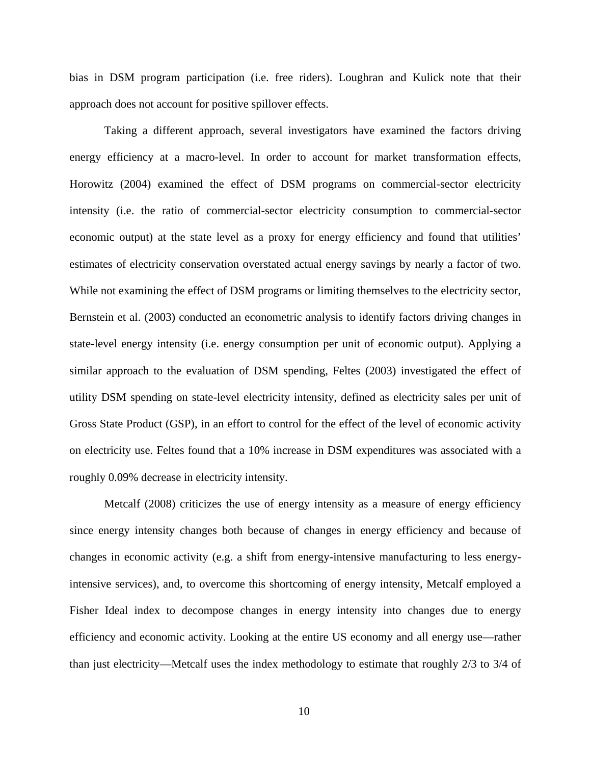bias in DSM program participation (i.e. free riders). Loughran and Kulick note that their approach does not account for positive spillover effects.

Taking a different approach, several investigators have examined the factors driving energy efficiency at a macro-level. In order to account for market transformation effects, Horowitz (2004) examined the effect of DSM programs on commercial-sector electricity intensity (i.e. the ratio of commercial-sector electricity consumption to commercial-sector economic output) at the state level as a proxy for energy efficiency and found that utilities' estimates of electricity conservation overstated actual energy savings by nearly a factor of two. While not examining the effect of DSM programs or limiting themselves to the electricity sector, Bernstein et al. (2003) conducted an econometric analysis to identify factors driving changes in state-level energy intensity (i.e. energy consumption per unit of economic output). Applying a similar approach to the evaluation of DSM spending, Feltes (2003) investigated the effect of utility DSM spending on state-level electricity intensity, defined as electricity sales per unit of Gross State Product (GSP), in an effort to control for the effect of the level of economic activity on electricity use. Feltes found that a 10% increase in DSM expenditures was associated with a roughly 0.09% decrease in electricity intensity.

Metcalf (2008) criticizes the use of energy intensity as a measure of energy efficiency since energy intensity changes both because of changes in energy efficiency and because of changes in economic activity (e.g. a shift from energy-intensive manufacturing to less energy-intensive services), and, to overcome this shortcoming of energy intensity, Metcalf employed a Fisher Ideal index to decompose changes in energy intensity into changes due to energy efficiency and economic activity. Looking at the entire US economy and all energy use—rather than just electricity—Metcalf uses the index methodology to estimate that roughly 2/3 to 3/4 of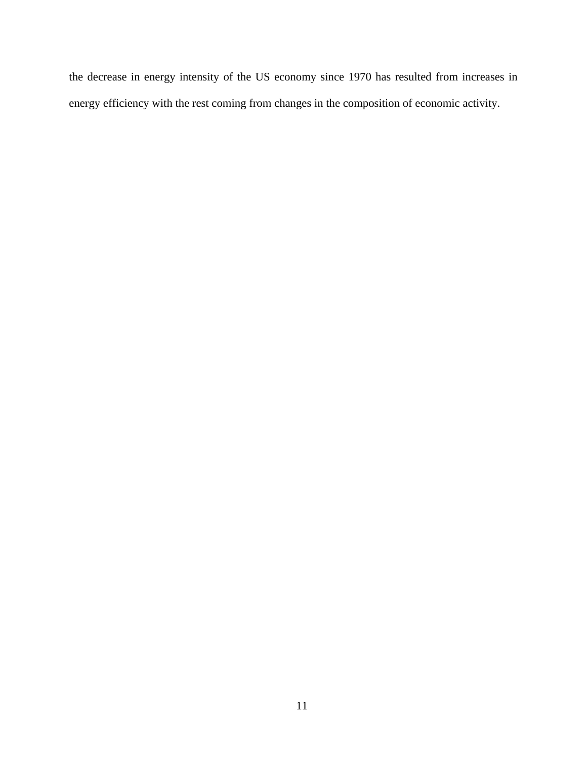the decrease in energy intensity of the US economy since 1970 has resulted from increases in energy efficiency with the rest coming from changes in the composition of economic activity.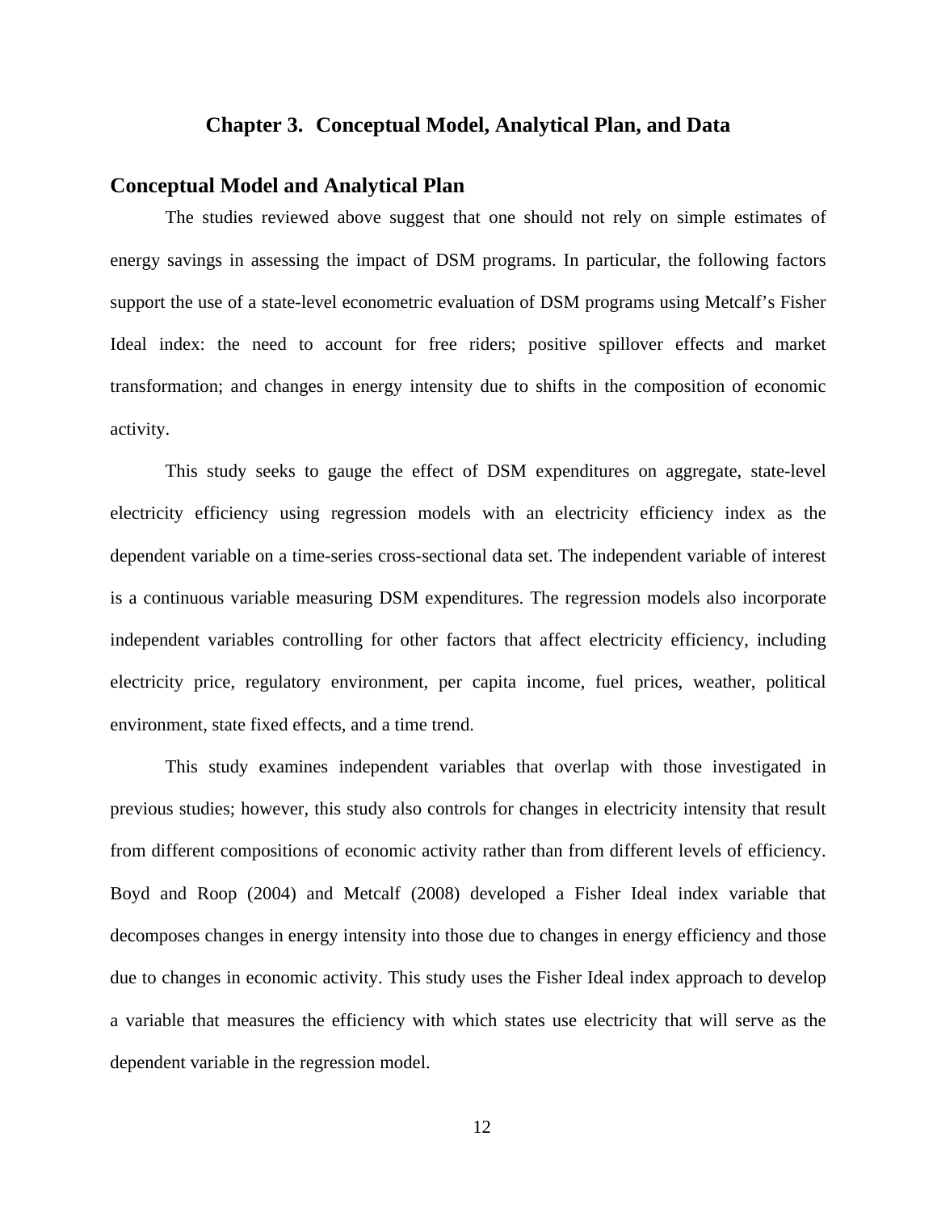# Chapter 3. Conceptual Model, Analytical Plan, and Data

## Conceptual Model and Analytical Plan

The studies reviewed above suggest that one should not rely on simple estimates of energy savings in assessing the impact of DSM programs. In particular, the following factors support the use of a state-level econometric evaluation of DSM programs using Metcalf's Fisher Ideal index: the need to account for free riders; positive spillover effects and market transformation; and changes in energy intensity due to shifts in the composition of economic activity.

This study seeks to gauge the effect of DSM expenditures on aggregate, state-level electricity efficiency using regression models with an electricity efficiency index as the dependent variable on a time-series cross-sectional data set. The independent variable of interest is a continuous variable measuring DSM expenditures. The regression models also incorporate independent variables controlling for other factors that affect electricity efficiency, including electricity price, regulatory environment, per capita income, fuel prices, weather, political environment, state fixed effects, and a time trend.

This study examines independent variables that overlap with those investigated in previous studies; however, this study also controls for changes in electricity intensity that result from different compositions of economic activity rather than from different levels of efficiency. Boyd and Roop (2004) and Metcalf (2008) developed a Fisher Ideal index variable that decomposes changes in energy intensity into those due to changes in energy efficiency and those due to changes in economic activity. This study uses the Fisher Ideal index approach to develop a variable that measures the efficiency with which states use electricity that will serve as the dependent variable in the regression model.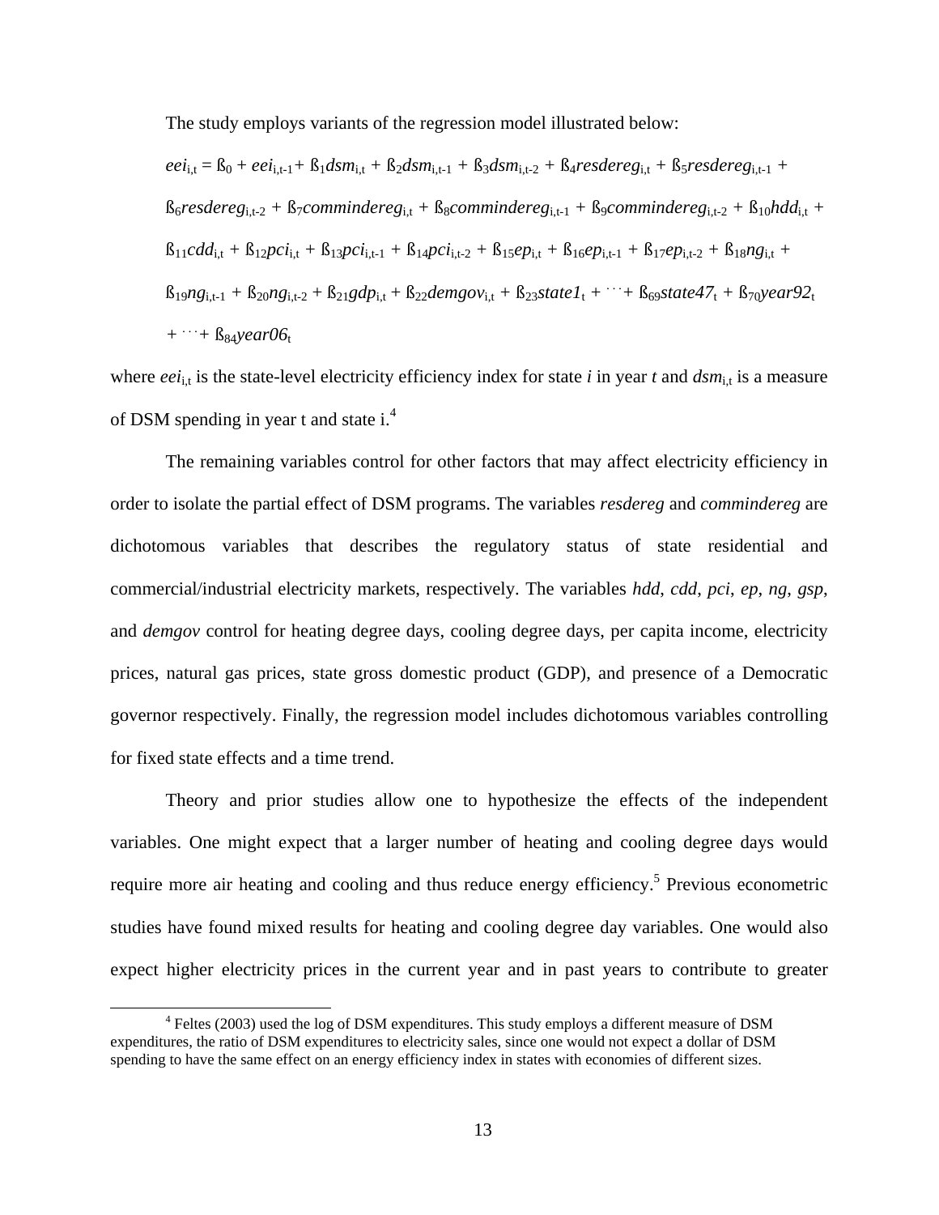The study employs variants of the regression model illustrated below:

$$eei_{i,t} = ß_0 + eei_{i,t-1} + ß_1 dsm_{i,t} + ß_2 dsm_{i,t-1} + ß_3 dsm_{i,t-2} + ß_4 resdereg_{i,t} + ß_5 resdereg_{i,t-1} + ß_6 resdereg_{i,t-2} + ß_7 commindereg_{i,t} + ß_8 commindereg_{i,t-1} + ß_9 commindereg_{i,t-2} + ß_{10} hdd_{i,t} + ß_{11} cdd_{i,t} + ß_{12} pci_{i,t} + ß_{13} pci_{i,t-1} + ß_{14} pci_{i,t-2} + ß_{15} ep_{i,t} + ß_{16} ep_{i,t-1} + ß_{17} ep_{i,t-2} + ß_{18} ng_{i,t} + ß_{19} ng_{i,t-1} + ß_{20} ng_{i,t-2} + ß_{21} gdp_{i,t} + ß_{22} demgov_{i,t} + ß_{23} state1_t + \cdots + ß_{69} state47_t + ß_{70} year92_t + \cdots + ß_{84} year06_t$$

where $eei_{i,t}$ is the state-level electricity efficiency index for state *i* in year *t* and $dsm_{i,t}$ is a measure of DSM spending in year t and state i.[4]

The remaining variables control for other factors that may affect electricity efficiency in order to isolate the partial effect of DSM programs. The variables *resdereg* and *commindereg* are dichotomous variables that describes the regulatory status of state residential and commercial/industrial electricity markets, respectively. The variables *hdd*, *cdd*, *pci*, *ep*, *ng*, *gsp*, and *demgov* control for heating degree days, cooling degree days, per capita income, electricity prices, natural gas prices, state gross domestic product (GDP), and presence of a Democratic governor respectively. Finally, the regression model includes dichotomous variables controlling for fixed state effects and a time trend.

Theory and prior studies allow one to hypothesize the effects of the independent variables. One might expect that a larger number of heating and cooling degree days would require more air heating and cooling and thus reduce energy efficiency.[5] Previous econometric studies have found mixed results for heating and cooling degree day variables. One would also expect higher electricity prices in the current year and in past years to contribute to greater

[4] Feltes (2003) used the log of DSM expenditures. This study employs a different measure of DSM expenditures, the ratio of DSM expenditures to electricity sales, since one would not expect a dollar of DSM spending to have the same effect on an energy efficiency index in states with economies of different sizes.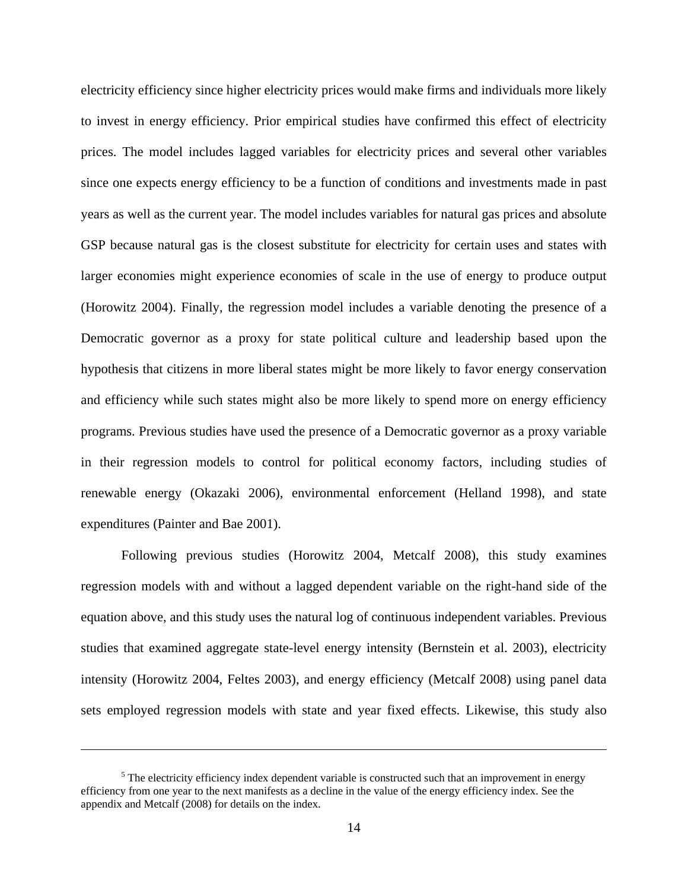electricity efficiency since higher electricity prices would make firms and individuals more likely to invest in energy efficiency. Prior empirical studies have confirmed this effect of electricity prices. The model includes lagged variables for electricity prices and several other variables since one expects energy efficiency to be a function of conditions and investments made in past years as well as the current year. The model includes variables for natural gas prices and absolute GSP because natural gas is the closest substitute for electricity for certain uses and states with larger economies might experience economies of scale in the use of energy to produce output (Horowitz 2004). Finally, the regression model includes a variable denoting the presence of a Democratic governor as a proxy for state political culture and leadership based upon the hypothesis that citizens in more liberal states might be more likely to favor energy conservation and efficiency while such states might also be more likely to spend more on energy efficiency programs. Previous studies have used the presence of a Democratic governor as a proxy variable in their regression models to control for political economy factors, including studies of renewable energy (Okazaki 2006), environmental enforcement (Helland 1998), and state expenditures (Painter and Bae 2001).

Following previous studies (Horowitz 2004, Metcalf 2008), this study examines regression models with and without a lagged dependent variable on the right-hand side of the equation above, and this study uses the natural log of continuous independent variables. Previous studies that examined aggregate state-level energy intensity (Bernstein et al. 2003), electricity intensity (Horowitz 2004, Feltes 2003), and energy efficiency (Metcalf 2008) using panel data sets employed regression models with state and year fixed effects. Likewise, this study also

---

[5] The electricity efficiency index dependent variable is constructed such that an improvement in energy efficiency from one year to the next manifests as a decline in the value of the energy efficiency index. See the appendix and Metcalf (2008) for details on the index.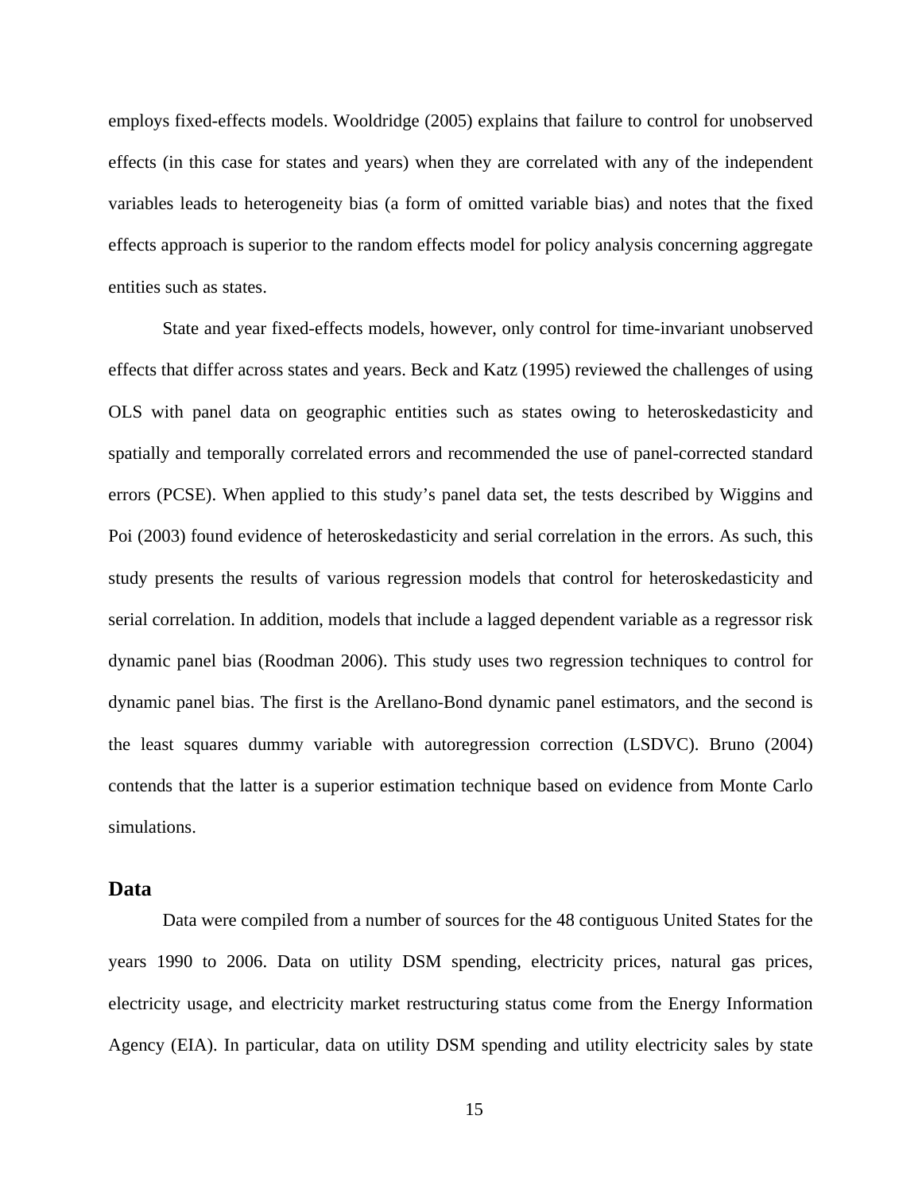employs fixed-effects models. Wooldridge (2005) explains that failure to control for unobserved effects (in this case for states and years) when they are correlated with any of the independent variables leads to heterogeneity bias (a form of omitted variable bias) and notes that the fixed effects approach is superior to the random effects model for policy analysis concerning aggregate entities such as states.

State and year fixed-effects models, however, only control for time-invariant unobserved effects that differ across states and years. Beck and Katz (1995) reviewed the challenges of using OLS with panel data on geographic entities such as states owing to heteroskedasticity and spatially and temporally correlated errors and recommended the use of panel-corrected standard errors (PCSE). When applied to this study's panel data set, the tests described by Wiggins and Poi (2003) found evidence of heteroskedasticity and serial correlation in the errors. As such, this study presents the results of various regression models that control for heteroskedasticity and serial correlation. In addition, models that include a lagged dependent variable as a regressor risk dynamic panel bias (Roodman 2006). This study uses two regression techniques to control for dynamic panel bias. The first is the Arellano-Bond dynamic panel estimators, and the second is the least squares dummy variable with autoregression correction (LSDVC). Bruno (2004) contends that the latter is a superior estimation technique based on evidence from Monte Carlo simulations.

## Data

Data were compiled from a number of sources for the 48 contiguous United States for the years 1990 to 2006. Data on utility DSM spending, electricity prices, natural gas prices, electricity usage, and electricity market restructuring status come from the Energy Information Agency (EIA). In particular, data on utility DSM spending and utility electricity sales by state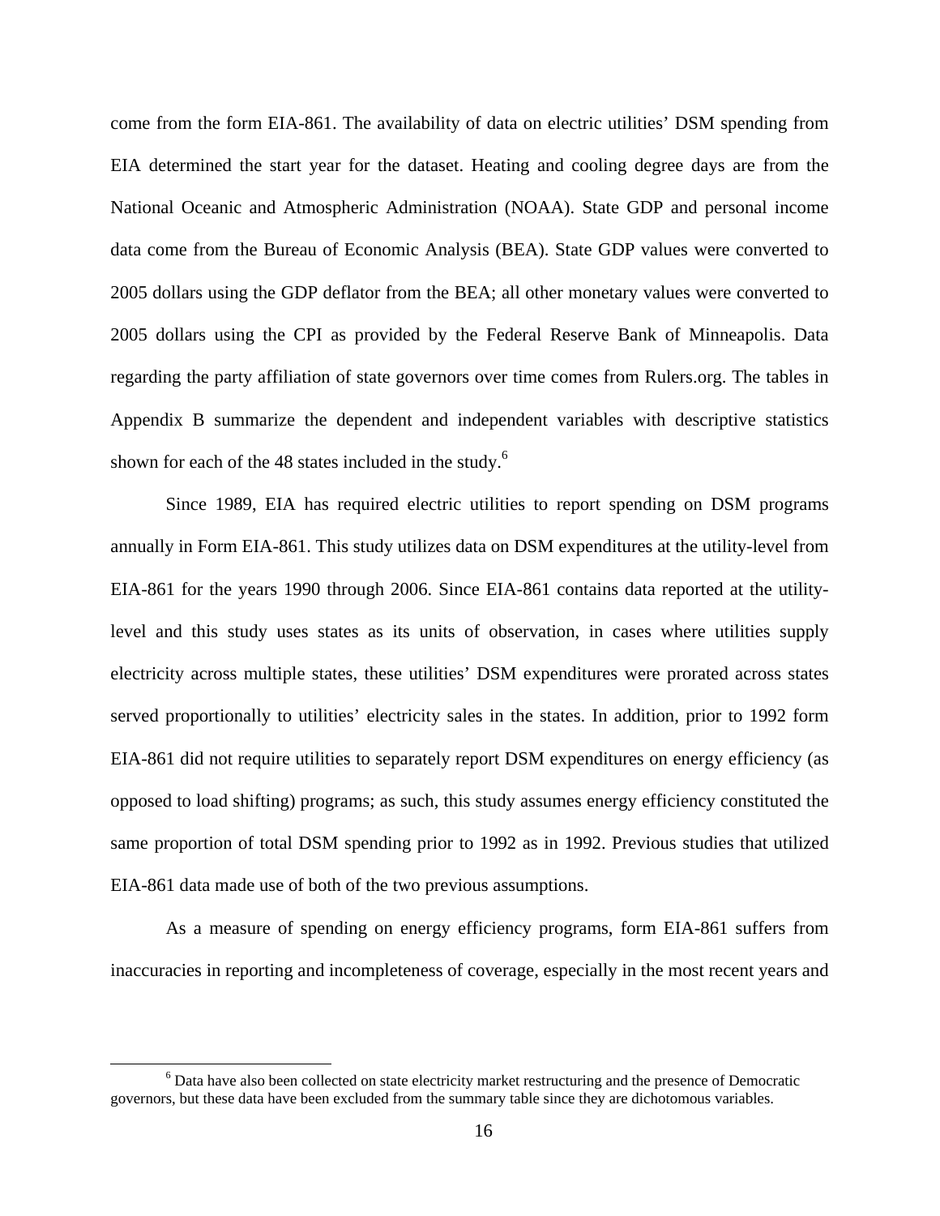come from the form EIA-861. The availability of data on electric utilities' DSM spending from EIA determined the start year for the dataset. Heating and cooling degree days are from the National Oceanic and Atmospheric Administration (NOAA). State GDP and personal income data come from the Bureau of Economic Analysis (BEA). State GDP values were converted to 2005 dollars using the GDP deflator from the BEA; all other monetary values were converted to 2005 dollars using the CPI as provided by the Federal Reserve Bank of Minneapolis. Data regarding the party affiliation of state governors over time comes from Rulers.org. The tables in Appendix B summarize the dependent and independent variables with descriptive statistics shown for each of the 48 states included in the study.[6]

Since 1989, EIA has required electric utilities to report spending on DSM programs annually in Form EIA-861. This study utilizes data on DSM expenditures at the utility-level from EIA-861 for the years 1990 through 2006. Since EIA-861 contains data reported at the utility-level and this study uses states as its units of observation, in cases where utilities supply electricity across multiple states, these utilities' DSM expenditures were prorated across states served proportionally to utilities' electricity sales in the states. In addition, prior to 1992 form EIA-861 did not require utilities to separately report DSM expenditures on energy efficiency (as opposed to load shifting) programs; as such, this study assumes energy efficiency constituted the same proportion of total DSM spending prior to 1992 as in 1992. Previous studies that utilized EIA-861 data made use of both of the two previous assumptions.

As a measure of spending on energy efficiency programs, form EIA-861 suffers from inaccuracies in reporting and incompleteness of coverage, especially in the most recent years and

[6] Data have also been collected on state electricity market restructuring and the presence of Democratic governors, but these data have been excluded from the summary table since they are dichotomous variables.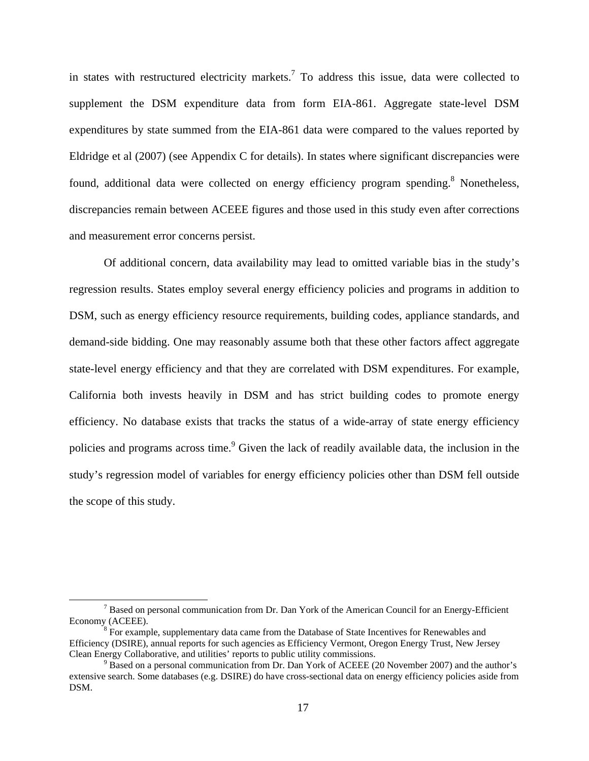in states with restructured electricity markets.[7] To address this issue, data were collected to supplement the DSM expenditure data from form EIA-861. Aggregate state-level DSM expenditures by state summed from the EIA-861 data were compared to the values reported by Eldridge et al (2007) (see Appendix C for details). In states where significant discrepancies were found, additional data were collected on energy efficiency program spending.[8] Nonetheless, discrepancies remain between ACEEE figures and those used in this study even after corrections and measurement error concerns persist.

Of additional concern, data availability may lead to omitted variable bias in the study's regression results. States employ several energy efficiency policies and programs in addition to DSM, such as energy efficiency resource requirements, building codes, appliance standards, and demand-side bidding. One may reasonably assume both that these other factors affect aggregate state-level energy efficiency and that they are correlated with DSM expenditures. For example, California both invests heavily in DSM and has strict building codes to promote energy efficiency. No database exists that tracks the status of a wide-array of state energy efficiency policies and programs across time.[9] Given the lack of readily available data, the inclusion in the study's regression model of variables for energy efficiency policies other than DSM fell outside the scope of this study.

---

[7] Based on personal communication from Dr. Dan York of the American Council for an Energy-Efficient Economy (ACEEE).

[8] For example, supplementary data came from the Database of State Incentives for Renewables and Efficiency (DSIRE), annual reports for such agencies as Efficiency Vermont, Oregon Energy Trust, New Jersey Clean Energy Collaborative, and utilities' reports to public utility commissions.

[9] Based on a personal communication from Dr. Dan York of ACEEE (20 November 2007) and the author's extensive search. Some databases (e.g. DSIRE) do have cross-sectional data on energy efficiency policies aside from DSM.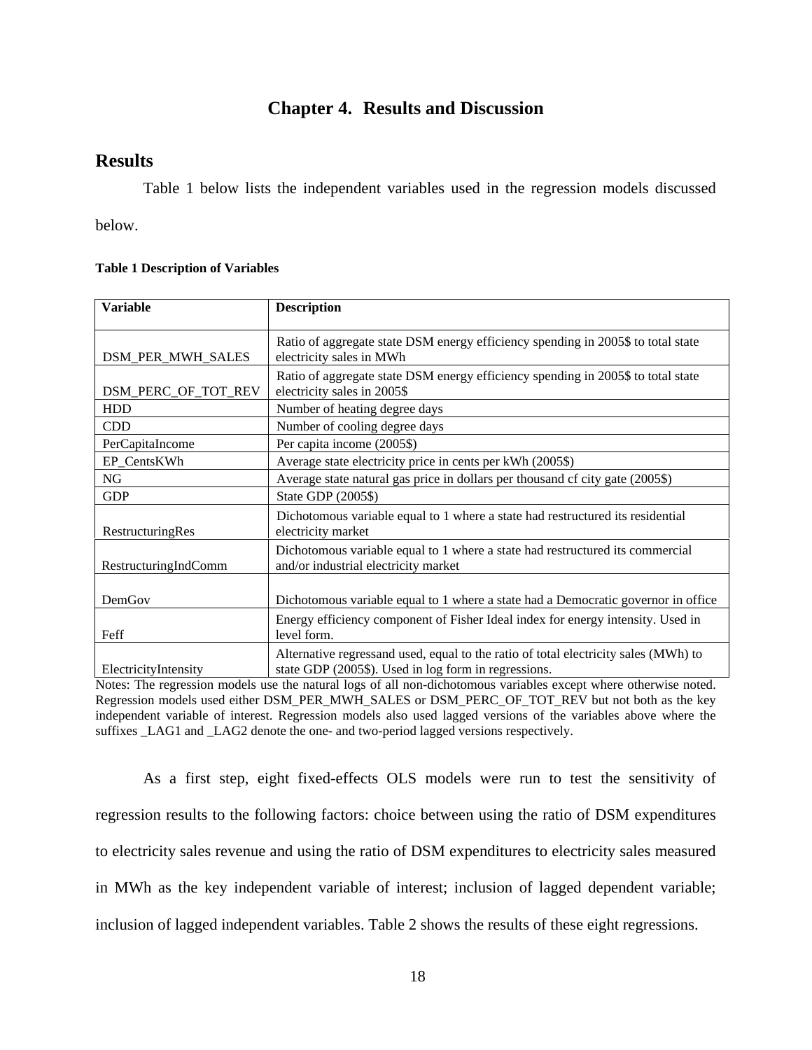# Chapter 4. Results and Discussion

## Results

Table 1 below lists the independent variables used in the regression models discussed below.

**Table 1 Description of Variables**

| Variable | Description |
|---|---|
| DSM_PER_MWH_SALES | Ratio of aggregate state DSM energy efficiency spending in 2005$ to total state electricity sales in MWh |
| DSM_PERC_OF_TOT_REV | Ratio of aggregate state DSM energy efficiency spending in 2005$ to total state electricity sales in 2005$ |
| HDD | Number of heating degree days |
| CDD | Number of cooling degree days |
| PerCapitaIncome | Per capita income (2005$) |
| EP_CentsKWh | Average state electricity price in cents per kWh (2005$) |
| NG | Average state natural gas price in dollars per thousand cf city gate (2005$) |
| GDP | State GDP (2005$) |
| RestructuringRes | Dichotomous variable equal to 1 where a state had restructured its residential electricity market |
| RestructuringIndComm | Dichotomous variable equal to 1 where a state had restructured its commercial and/or industrial electricity market |
| DemGov | Dichotomous variable equal to 1 where a state had a Democratic governor in office |
| Feff | Energy efficiency component of Fisher Ideal index for energy intensity. Used in level form. |
| ElectricityIntensity | Alternative regressand used, equal to the ratio of total electricity sales (MWh) to state GDP (2005$). Used in log form in regressions. |

Notes: The regression models use the natural logs of all non-dichotomous variables except where otherwise noted. Regression models used either DSM_PER_MWH_SALES or DSM_PERC_OF_TOT_REV but not both as the key independent variable of interest. Regression models also used lagged versions of the variables above where the suffixes _LAG1 and _LAG2 denote the one- and two-period lagged versions respectively.

As a first step, eight fixed-effects OLS models were run to test the sensitivity of regression results to the following factors: choice between using the ratio of DSM expenditures to electricity sales revenue and using the ratio of DSM expenditures to electricity sales measured in MWh as the key independent variable of interest; inclusion of lagged dependent variable; inclusion of lagged independent variables. Table 2 shows the results of these eight regressions.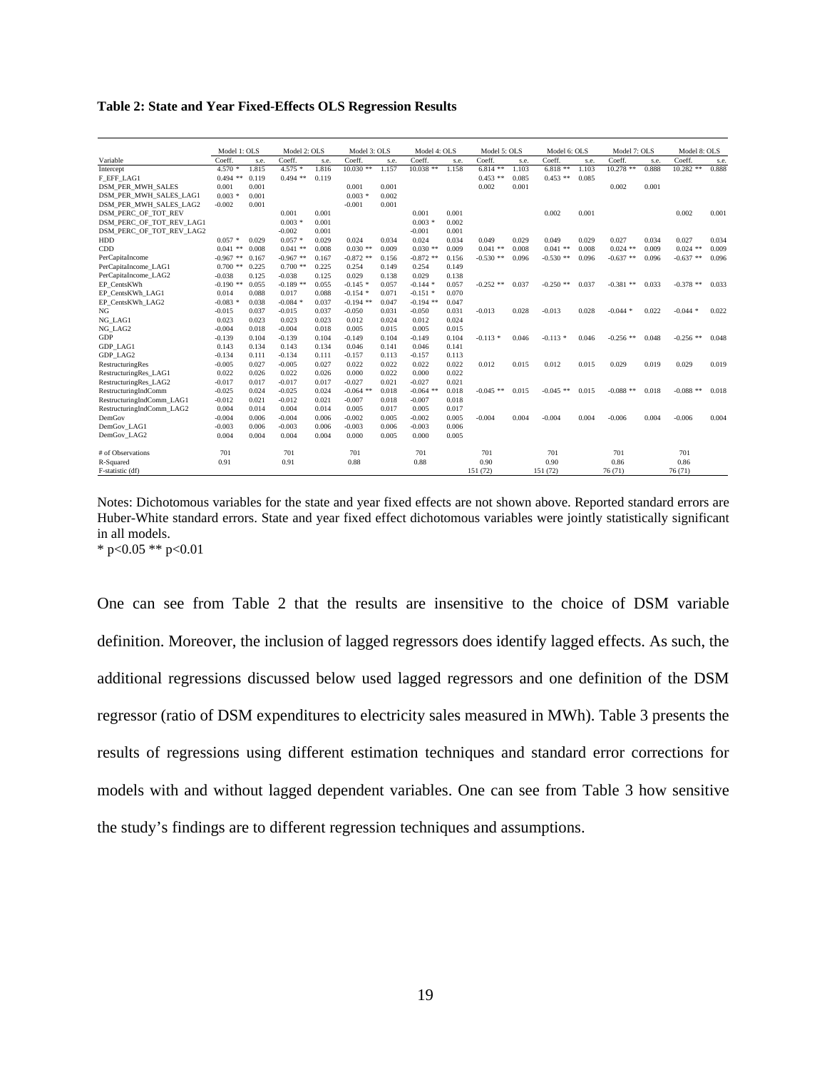**Table 2: State and Year Fixed-Effects OLS Regression Results**

| | Model 1: OLS | | Model 2: OLS | | Model 3: OLS | | Model 4: OLS | | Model 5: OLS | | Model 6: OLS | | Model 7: OLS | | Model 8: OLS | |
|---|---|---|---|---|---|---|---|---|---|---|---|---|---|---|---|---|
| Variable | Coeff. | s.e. | Coeff. | s.e. | Coeff. | s.e. | Coeff. | s.e. | Coeff. | s.e. | Coeff. | s.e. | Coeff. | s.e. | Coeff. | s.e. |
| Intercept | 4.570 * | 1.815 | 4.575 * | 1.816 | 10.030 ** | 1.157 | 10.038 ** | 1.158 | 6.814 ** | 1.103 | 6.818 ** | 1.103 | 10.278 ** | 0.888 | 10.282 ** | 0.888 |
| F_EFF_LAG1 | 0.494 ** | 0.119 | 0.494 ** | 0.119 | | | | | 0.453 ** | 0.085 | 0.453 ** | 0.085 | | | | |
| DSM_PER_MWH_SALES | 0.001 | 0.001 | | | 0.001 | 0.001 | | | 0.002 | 0.001 | | | 0.002 | 0.001 | | |
| DSM_PER_MWH_SALES_LAG1 | 0.003 * | 0.001 | | | 0.003 * | 0.002 | | | | | | | | | | |
| DSM_PER_MWH_SALES_LAG2 | -0.002 | 0.001 | | | -0.001 | 0.001 | | | | | | | | | | |
| DSM_PERC_OF_TOT_REV | | | 0.001 | 0.001 | | | 0.001 | 0.001 | | | 0.002 | 0.001 | | | 0.002 | 0.001 |
| DSM_PERC_OF_TOT_REV_LAG1 | | | 0.003 * | 0.001 | | | 0.003 * | 0.002 | | | | | | | | |
| DSM_PERC_OF_TOT_REV_LAG2 | | | -0.002 | 0.001 | | | -0.001 | 0.001 | | | | | | | | |
| HDD | 0.057 * | 0.029 | 0.057 * | 0.029 | 0.024 | 0.034 | 0.024 | 0.034 | 0.049 | 0.029 | 0.049 | 0.029 | 0.027 | 0.034 | 0.027 | 0.034 |
| CDD | 0.041 ** | 0.008 | 0.041 ** | 0.008 | 0.030 ** | 0.009 | 0.030 ** | 0.009 | 0.041 ** | 0.008 | 0.041 ** | 0.008 | 0.024 ** | 0.009 | 0.024 ** | 0.009 |
| PerCapitaIncome | -0.967 ** | 0.167 | -0.967 ** | 0.167 | -0.872 ** | 0.156 | -0.872 ** | 0.156 | -0.530 ** | 0.096 | -0.530 ** | 0.096 | -0.637 ** | 0.096 | -0.637 ** | 0.096 |
| PerCapitaIncome_LAG1 | 0.700 ** | 0.225 | 0.700 ** | 0.225 | 0.254 | 0.149 | 0.254 | 0.149 | | | | | | | | |
| PerCapitaIncome_LAG2 | -0.038 | 0.125 | -0.038 | 0.125 | 0.029 | 0.138 | 0.029 | 0.138 | | | | | | | | |
| EP_CentsKWh | -0.190 ** | 0.055 | -0.189 ** | 0.055 | -0.145 * | 0.057 | -0.144 * | 0.057 | -0.252 ** | 0.037 | -0.250 ** | 0.037 | -0.381 ** | 0.033 | -0.378 ** | 0.033 |
| EP_CentsKWh_LAG1 | 0.014 | 0.088 | 0.017 | 0.088 | -0.154 * | 0.071 | -0.151 * | 0.070 | | | | | | | | |
| EP_CentsKWh_LAG2 | -0.083 * | 0.038 | -0.084 * | 0.037 | -0.194 ** | 0.047 | -0.194 ** | 0.047 | | | | | | | | |
| NG | -0.015 | 0.037 | -0.015 | 0.037 | -0.050 | 0.031 | -0.050 | 0.031 | -0.013 | 0.028 | -0.013 | 0.028 | -0.044 * | 0.022 | -0.044 * | 0.022 |
| NG_LAG1 | 0.023 | 0.023 | 0.023 | 0.023 | 0.012 | 0.024 | 0.012 | 0.024 | | | | | | | | |
| NG_LAG2 | -0.004 | 0.018 | -0.004 | 0.018 | 0.005 | 0.015 | 0.005 | 0.015 | | | | | | | | |
| GDP | -0.139 | 0.104 | -0.139 | 0.104 | -0.149 | 0.104 | -0.149 | 0.104 | -0.113 * | 0.046 | -0.113 * | 0.046 | -0.256 ** | 0.048 | -0.256 ** | 0.048 |
| GDP_LAG1 | 0.143 | 0.134 | 0.143 | 0.134 | 0.046 | 0.141 | 0.046 | 0.141 | | | | | | | | |
| GDP_LAG2 | -0.134 | 0.111 | -0.134 | 0.111 | -0.157 | 0.113 | -0.157 | 0.113 | | | | | | | | |
| RestructuringRes | -0.005 | 0.027 | -0.005 | 0.027 | 0.022 | 0.022 | 0.022 | 0.022 | 0.012 | 0.015 | 0.012 | 0.015 | 0.029 | 0.019 | 0.029 | 0.019 |
| RestructuringRes_LAG1 | 0.022 | 0.026 | 0.022 | 0.026 | 0.000 | 0.022 | 0.000 | 0.022 | | | | | | | | |
| RestructuringRes_LAG2 | -0.017 | 0.017 | -0.017 | 0.017 | -0.027 | 0.021 | -0.027 | 0.021 | | | | | | | | |
| RestructuringIndComm | -0.025 | 0.024 | -0.025 | 0.024 | -0.064 ** | 0.018 | -0.064 ** | 0.018 | -0.045 ** | 0.015 | -0.045 ** | 0.015 | -0.088 ** | 0.018 | -0.088 ** | 0.018 |
| RestructuringIndComm_LAG1 | -0.012 | 0.021 | -0.012 | 0.021 | -0.007 | 0.018 | -0.007 | 0.018 | | | | | | | | |
| RestructuringIndComm_LAG2 | 0.004 | 0.014 | 0.004 | 0.014 | 0.005 | 0.017 | 0.005 | 0.017 | | | | | | | | |
| DemGov | -0.004 | 0.006 | -0.004 | 0.006 | -0.002 | 0.005 | -0.002 | 0.005 | -0.004 | 0.004 | -0.004 | 0.004 | -0.006 | 0.004 | -0.006 | 0.004 |
| DemGov_LAG1 | -0.003 | 0.006 | -0.003 | 0.006 | -0.003 | 0.006 | -0.003 | 0.006 | | | | | | | | |
| DemGov_LAG2 | 0.004 | 0.004 | 0.004 | 0.004 | 0.000 | 0.005 | 0.000 | 0.005 | | | | | | | | |
| # of Observations | 701 | | 701 | | 701 | | 701 | | 701 | | 701 | | 701 | | 701 | |
| R-Squared | 0.91 | | 0.91 | | 0.88 | | 0.88 | | 0.90 | | 0.90 | | 0.86 | | 0.86 | |
| F-statistic (df) | | | | | | | | | 151 (72) | | 151 (72) | | 76 (71) | | 76 (71) | |

Notes: Dichotomous variables for the state and year fixed effects are not shown above. Reported standard errors are Huber-White standard errors. State and year fixed effect dichotomous variables were jointly statistically significant in all models.
* p<0.05 ** p<0.01

One can see from Table 2 that the results are insensitive to the choice of DSM variable definition. Moreover, the inclusion of lagged regressors does identify lagged effects. As such, the additional regressions discussed below used lagged regressors and one definition of the DSM regressor (ratio of DSM expenditures to electricity sales measured in MWh). Table 3 presents the results of regressions using different estimation techniques and standard error corrections for models with and without lagged dependent variables. One can see from Table 3 how sensitive the study's findings are to different regression techniques and assumptions.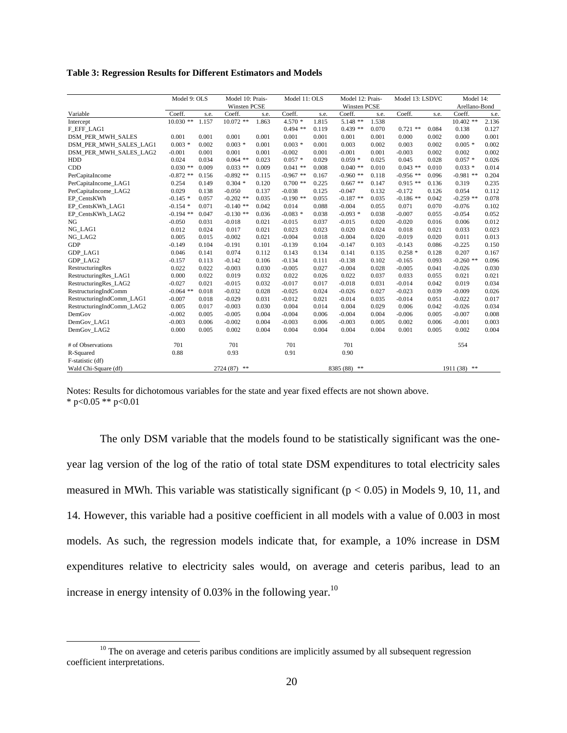**Table 3: Regression Results for Different Estimators and Models**

| Variable | Model 9: OLS | | Model 10: Prais-Winsten PCSE | | Model 11: OLS | | Model 12: Prais-Winsten PCSE | | Model 13: LSDVC | | Model 14: Arellano-Bond | |
|---|---|---|---|---|---|---|---|---|---|---|---|---|
| | Coeff. | s.e. | Coeff. | s.e. | Coeff. | s.e. | Coeff. | s.e. | Coeff. | s.e. | Coeff. | s.e. |
| Intercept | 10.030 ** | 1.157 | 10.072 ** | 1.863 | 4.570 * | 1.815 | 5.148 ** | 1.538 | | | 10.402 ** | 2.136 |
| F_EFF_LAG1 | | | | | 0.494 ** | 0.119 | 0.439 ** | 0.070 | 0.721 ** | 0.084 | 0.138 | 0.127 |
| DSM_PER_MWH_SALES | 0.001 | 0.001 | 0.001 | 0.001 | 0.001 | 0.001 | 0.001 | 0.001 | 0.000 | 0.002 | 0.000 | 0.001 |
| DSM_PER_MWH_SALES_LAG1 | 0.003 * | 0.002 | 0.003 * | 0.001 | 0.003 * | 0.001 | 0.003 | 0.002 | 0.003 | 0.002 | 0.005 * | 0.002 |
| DSM_PER_MWH_SALES_LAG2 | -0.001 | 0.001 | 0.001 | 0.001 | -0.002 | 0.001 | -0.001 | 0.001 | -0.003 | 0.002 | 0.002 | 0.002 |
| HDD | 0.024 | 0.034 | 0.064 ** | 0.023 | 0.057 * | 0.029 | 0.059 * | 0.025 | 0.045 | 0.028 | 0.057 * | 0.026 |
| CDD | 0.030 ** | 0.009 | 0.033 ** | 0.009 | 0.041 ** | 0.008 | 0.040 ** | 0.010 | 0.043 ** | 0.010 | 0.033 * | 0.014 |
| PerCapitaIncome | -0.872 ** | 0.156 | -0.892 ** | 0.115 | -0.967 ** | 0.167 | -0.960 ** | 0.118 | -0.956 ** | 0.096 | -0.981 ** | 0.204 |
| PerCapitaIncome_LAG1 | 0.254 | 0.149 | 0.304 * | 0.120 | 0.700 ** | 0.225 | 0.667 ** | 0.147 | 0.915 ** | 0.136 | 0.319 | 0.235 |
| PerCapitaIncome_LAG2 | 0.029 | 0.138 | -0.050 | 0.137 | -0.038 | 0.125 | -0.047 | 0.132 | -0.172 | 0.126 | 0.054 | 0.112 |
| EP_CentsKWh | -0.145 * | 0.057 | -0.202 ** | 0.035 | -0.190 ** | 0.055 | -0.187 ** | 0.035 | -0.186 ** | 0.042 | -0.259 ** | 0.078 |
| EP_CentsKWh_LAG1 | -0.154 * | 0.071 | -0.140 ** | 0.042 | 0.014 | 0.088 | -0.004 | 0.055 | 0.071 | 0.070 | -0.076 | 0.102 |
| EP_CentsKWh_LAG2 | -0.194 ** | 0.047 | -0.130 ** | 0.036 | -0.083 * | 0.038 | -0.093 * | 0.038 | -0.007 | 0.055 | -0.054 | 0.052 |
| NG | -0.050 | 0.031 | -0.018 | 0.021 | -0.015 | 0.037 | -0.015 | 0.020 | -0.020 | 0.016 | 0.006 | 0.012 |
| NG_LAG1 | 0.012 | 0.024 | 0.017 | 0.021 | 0.023 | 0.023 | 0.020 | 0.024 | 0.018 | 0.021 | 0.033 | 0.023 |
| NG_LAG2 | 0.005 | 0.015 | -0.002 | 0.021 | -0.004 | 0.018 | -0.004 | 0.020 | -0.019 | 0.020 | 0.011 | 0.013 |
| GDP | -0.149 | 0.104 | -0.191 | 0.101 | -0.139 | 0.104 | -0.147 | 0.103 | -0.143 | 0.086 | -0.225 | 0.150 |
| GDP_LAG1 | 0.046 | 0.141 | 0.074 | 0.112 | 0.143 | 0.134 | 0.141 | 0.135 | 0.258 * | 0.128 | 0.207 | 0.167 |
| GDP_LAG2 | -0.157 | 0.113 | -0.142 | 0.106 | -0.134 | 0.111 | -0.138 | 0.102 | -0.165 | 0.093 | -0.260 ** | 0.096 |
| RestructuringRes | 0.022 | 0.022 | -0.003 | 0.030 | -0.005 | 0.027 | -0.004 | 0.028 | -0.005 | 0.041 | -0.026 | 0.030 |
| RestructuringRes_LAG1 | 0.000 | 0.022 | 0.019 | 0.032 | 0.022 | 0.026 | 0.022 | 0.037 | 0.033 | 0.055 | 0.021 | 0.021 |
| RestructuringRes_LAG2 | -0.027 | 0.021 | -0.015 | 0.032 | -0.017 | 0.017 | -0.018 | 0.031 | -0.014 | 0.042 | 0.019 | 0.034 |
| RestructuringIndComm | -0.064 ** | 0.018 | -0.032 | 0.028 | -0.025 | 0.024 | -0.026 | 0.027 | -0.023 | 0.039 | -0.009 | 0.026 |
| RestructuringIndComm_LAG1 | -0.007 | 0.018 | -0.029 | 0.031 | -0.012 | 0.021 | -0.014 | 0.035 | -0.014 | 0.051 | -0.022 | 0.017 |
| RestructuringIndComm_LAG2 | 0.005 | 0.017 | -0.003 | 0.030 | 0.004 | 0.014 | 0.004 | 0.029 | 0.006 | 0.042 | -0.026 | 0.034 |
| DemGov | -0.002 | 0.005 | -0.005 | 0.004 | -0.004 | 0.006 | -0.004 | 0.004 | -0.006 | 0.005 | -0.007 | 0.008 |
| DemGov_LAG1 | -0.003 | 0.006 | -0.002 | 0.004 | -0.003 | 0.006 | -0.003 | 0.005 | 0.002 | 0.006 | -0.001 | 0.003 |
| DemGov_LAG2 | 0.000 | 0.005 | 0.002 | 0.004 | 0.004 | 0.004 | 0.004 | 0.004 | 0.001 | 0.005 | 0.002 | 0.004 |
| # of Observations | 701 | | 701 | | 701 | | 701 | | | | 554 | |
| R-Squared | 0.88 | | 0.93 | | 0.91 | | 0.90 | | | | | |
| F-statistic (df) | | | | | | | | | | | | |
| Wald Chi-Square (df) | | | 2724 (87) ** | | | | 8385 (88) ** | | | | 1911 (38) ** | |

Notes: Results for dichotomous variables for the state and year fixed effects are not shown above.
\* p<0.05 ** p<0.01

The only DSM variable that the models found to be statistically significant was the one-year lag version of the log of the ratio of total state DSM expenditures to total electricity sales measured in MWh. This variable was statistically significant ($p < 0.05$) in Models 9, 10, 11, and 14. However, this variable had a positive coefficient in all models with a value of 0.003 in most models. As such, the regression models indicate that, for example, a 10% increase in DSM expenditures relative to electricity sales would, on average and ceteris paribus, lead to an increase in energy intensity of 0.03% in the following year.[10]

[10] The on average and ceteris paribus conditions are implicitly assumed by all subsequent regression coefficient interpretations.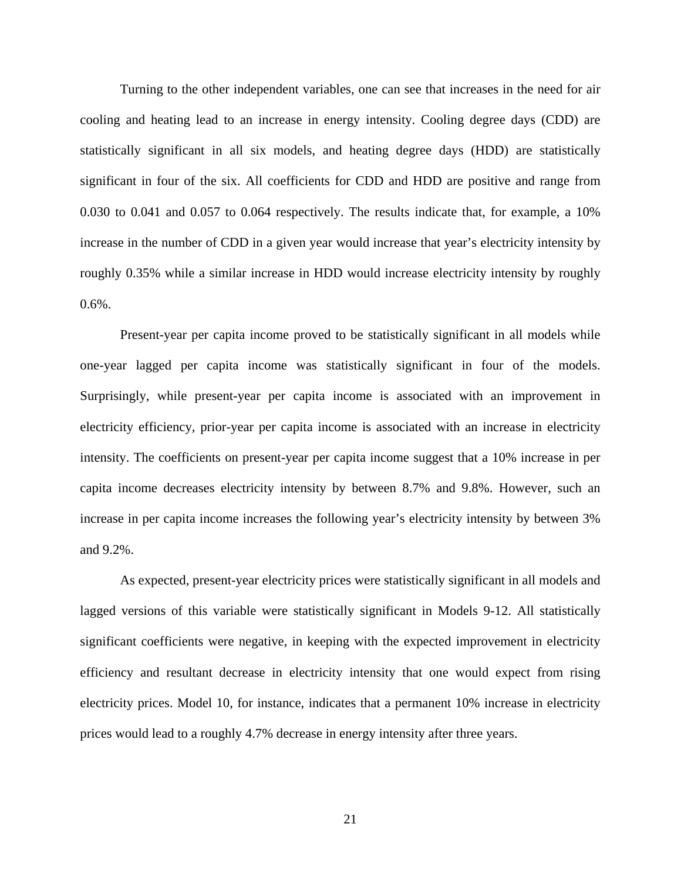Turning to the other independent variables, one can see that increases in the need for air cooling and heating lead to an increase in energy intensity. Cooling degree days (CDD) are statistically significant in all six models, and heating degree days (HDD) are statistically significant in four of the six. All coefficients for CDD and HDD are positive and range from 0.030 to 0.041 and 0.057 to 0.064 respectively. The results indicate that, for example, a 10% increase in the number of CDD in a given year would increase that year's electricity intensity by roughly 0.35% while a similar increase in HDD would increase electricity intensity by roughly 0.6%.

Present-year per capita income proved to be statistically significant in all models while one-year lagged per capita income was statistically significant in four of the models. Surprisingly, while present-year per capita income is associated with an improvement in electricity efficiency, prior-year per capita income is associated with an increase in electricity intensity. The coefficients on present-year per capita income suggest that a 10% increase in per capita income decreases electricity intensity by between 8.7% and 9.8%. However, such an increase in per capita income increases the following year's electricity intensity by between 3% and 9.2%.

As expected, present-year electricity prices were statistically significant in all models and lagged versions of this variable were statistically significant in Models 9-12. All statistically significant coefficients were negative, in keeping with the expected improvement in electricity efficiency and resultant decrease in electricity intensity that one would expect from rising electricity prices. Model 10, for instance, indicates that a permanent 10% increase in electricity prices would lead to a roughly 4.7% decrease in energy intensity after three years.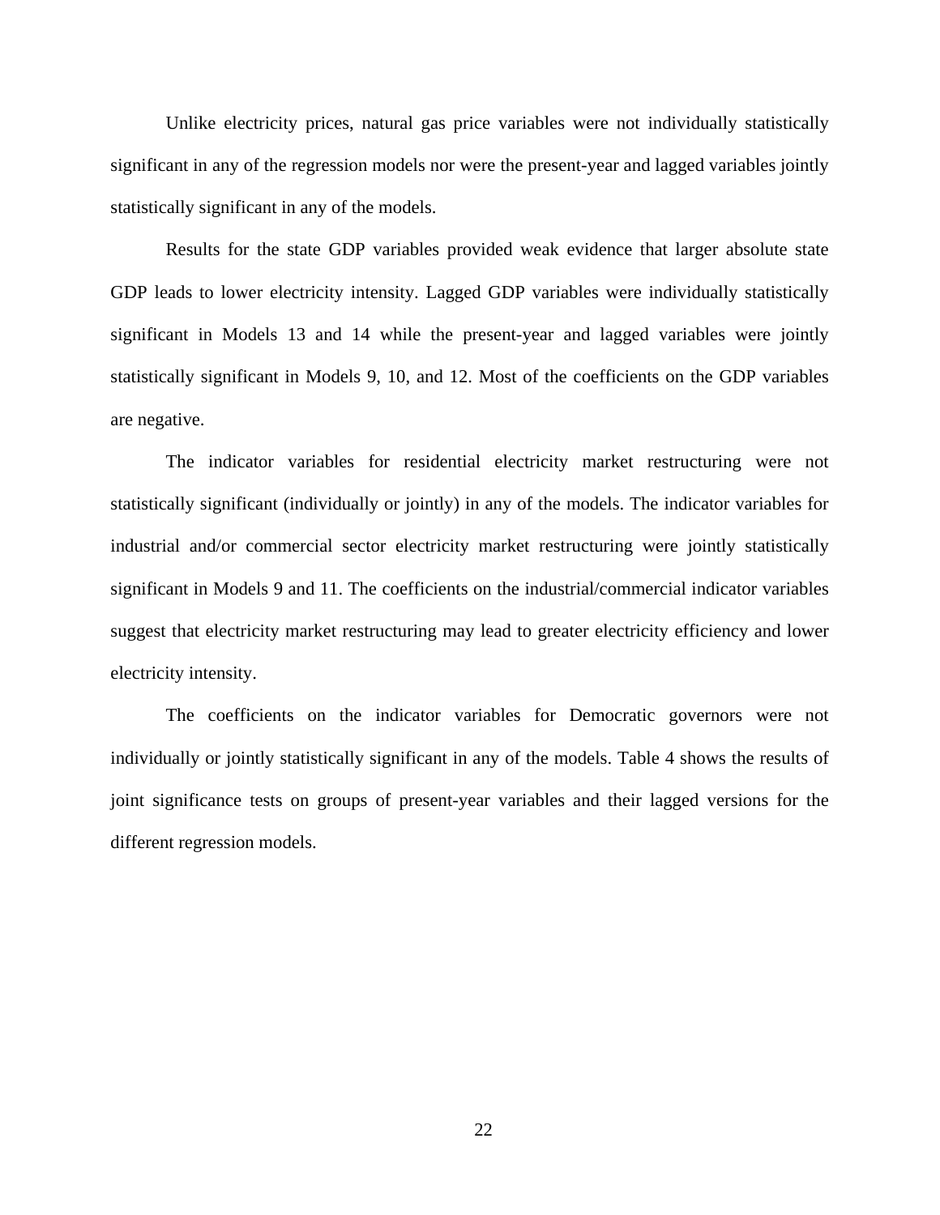Unlike electricity prices, natural gas price variables were not individually statistically significant in any of the regression models nor were the present-year and lagged variables jointly statistically significant in any of the models.

Results for the state GDP variables provided weak evidence that larger absolute state GDP leads to lower electricity intensity. Lagged GDP variables were individually statistically significant in Models 13 and 14 while the present-year and lagged variables were jointly statistically significant in Models 9, 10, and 12. Most of the coefficients on the GDP variables are negative.

The indicator variables for residential electricity market restructuring were not statistically significant (individually or jointly) in any of the models. The indicator variables for industrial and/or commercial sector electricity market restructuring were jointly statistically significant in Models 9 and 11. The coefficients on the industrial/commercial indicator variables suggest that electricity market restructuring may lead to greater electricity efficiency and lower electricity intensity.

The coefficients on the indicator variables for Democratic governors were not individually or jointly statistically significant in any of the models. Table 4 shows the results of joint significance tests on groups of present-year variables and their lagged versions for the different regression models.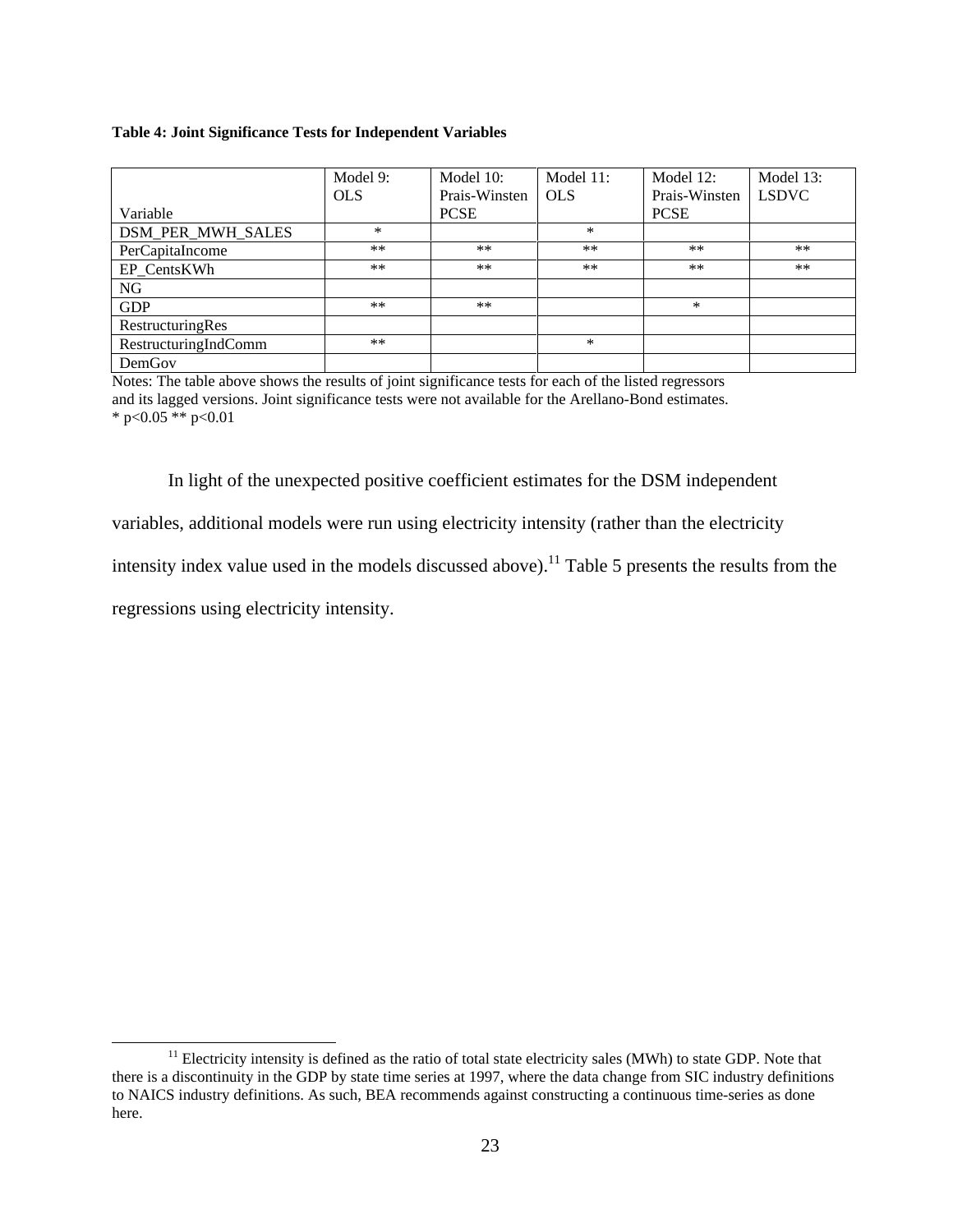**Table 4: Joint Significance Tests for Independent Variables**

| Variable | Model 9: OLS | Model 10: Prais-Winsten PCSE | Model 11: OLS | Model 12: Prais-Winsten PCSE | Model 13: LSDVC |
|---|---|---|---|---|---|
| DSM_PER_MWH_SALES | * | | * | | |
| PerCapitaIncome | ** | ** | ** | ** | ** |
| EP_CentsKWh | ** | ** | ** | ** | ** |
| NG | | | | | |
| GDP | ** | ** | | * | |
| RestructuringRes | | | | | |
| RestructuringIndComm | ** | | * | | |
| DemGov | | | | | |

Notes: The table above shows the results of joint significance tests for each of the listed regressors and its lagged versions. Joint significance tests were not available for the Arellano-Bond estimates.
* $p<0.05$ ** $p<0.01$

In light of the unexpected positive coefficient estimates for the DSM independent variables, additional models were run using electricity intensity (rather than the electricity intensity index value used in the models discussed above).[11] Table 5 presents the results from the regressions using electricity intensity.

[11] Electricity intensity is defined as the ratio of total state electricity sales (MWh) to state GDP. Note that there is a discontinuity in the GDP by state time series at 1997, where the data change from SIC industry definitions to NAICS industry definitions. As such, BEA recommends against constructing a continuous time-series as done here.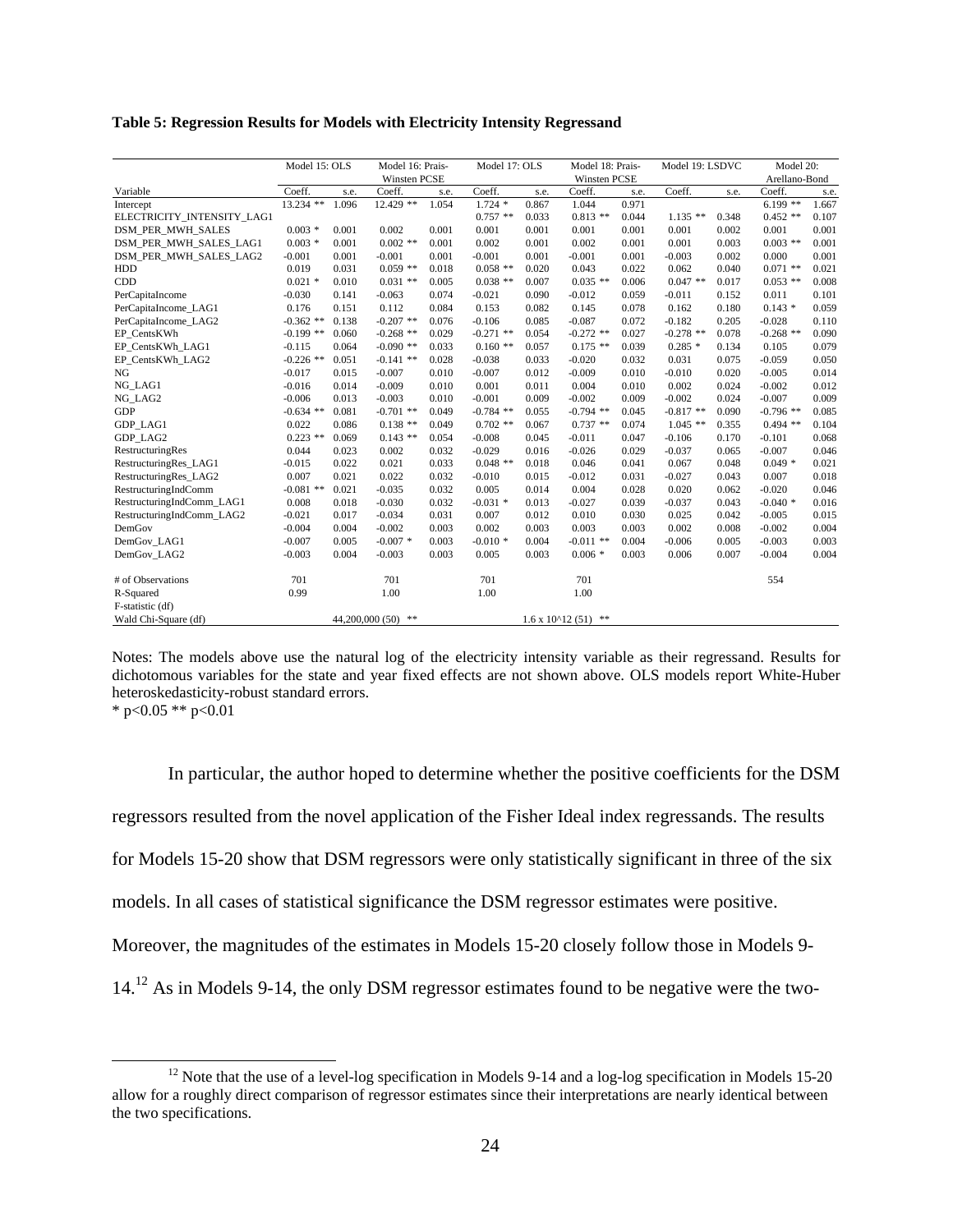**Table 5: Regression Results for Models with Electricity Intensity Regressand**

| | Model 15: OLS | | Model 16: Prais-Winsten PCSE | | Model 17: OLS | | Model 18: Prais-Winsten PCSE | | Model 19: LSDVC | | Model 20: Arellano-Bond | |
|---|---|---|---|---|---|---|---|---|---|---|---|---|
| Variable | Coeff. | s.e. | Coeff. | s.e. | Coeff. | s.e. | Coeff. | s.e. | Coeff. | s.e. | Coeff. | s.e. |
| Intercept | 13.234 ** | 1.096 | 12.429 ** | 1.054 | 1.724 * | 0.867 | 1.044 | 0.971 | | | 6.199 ** | 1.667 |
| ELECTRICITY_INTENSITY_LAG1 | | | | | 0.757 ** | 0.033 | 0.813 ** | 0.044 | 1.135 ** | 0.348 | 0.452 ** | 0.107 |
| DSM_PER_MWH_SALES | 0.003 * | 0.001 | 0.002 | 0.001 | 0.001 | 0.001 | 0.001 | 0.001 | 0.001 | 0.002 | 0.001 | 0.001 |
| DSM_PER_MWH_SALES_LAG1 | 0.003 * | 0.001 | 0.002 ** | 0.001 | 0.002 | 0.001 | 0.002 | 0.001 | 0.001 | 0.003 | 0.003 ** | 0.001 |
| DSM_PER_MWH_SALES_LAG2 | -0.001 | 0.001 | -0.001 | 0.001 | -0.001 | 0.001 | -0.001 | 0.001 | -0.003 | 0.002 | 0.000 | 0.001 |
| HDD | 0.019 | 0.031 | 0.059 ** | 0.018 | 0.058 ** | 0.020 | 0.043 | 0.022 | 0.062 | 0.040 | 0.071 ** | 0.021 |
| CDD | 0.021 * | 0.010 | 0.031 ** | 0.005 | 0.038 ** | 0.007 | 0.035 ** | 0.006 | 0.047 ** | 0.017 | 0.053 ** | 0.008 |
| PerCapitaIncome | -0.030 | 0.141 | -0.063 | 0.074 | -0.021 | 0.090 | -0.012 | 0.059 | -0.011 | 0.152 | 0.011 | 0.101 |
| PerCapitaIncome_LAG1 | 0.176 | 0.151 | 0.112 | 0.084 | 0.153 | 0.082 | 0.145 | 0.078 | 0.162 | 0.180 | 0.143 * | 0.059 |
| PerCapitaIncome_LAG2 | -0.362 ** | 0.138 | -0.207 ** | 0.076 | -0.106 | 0.085 | -0.087 | 0.072 | -0.182 | 0.205 | -0.028 | 0.110 |
| EP_CentsKWh | -0.199 ** | 0.060 | -0.268 ** | 0.029 | -0.271 ** | 0.054 | -0.272 ** | 0.027 | -0.278 ** | 0.078 | -0.268 ** | 0.090 |
| EP_CentsKWh_LAG1 | -0.115 | 0.064 | -0.090 ** | 0.033 | 0.160 ** | 0.057 | 0.175 ** | 0.039 | 0.285 * | 0.134 | 0.105 | 0.079 |
| EP_CentsKWh_LAG2 | -0.226 ** | 0.051 | -0.141 ** | 0.028 | -0.038 | 0.033 | -0.020 | 0.032 | 0.031 | 0.075 | -0.059 | 0.050 |
| NG | -0.017 | 0.015 | -0.007 | 0.010 | -0.007 | 0.012 | -0.009 | 0.010 | -0.010 | 0.020 | -0.005 | 0.014 |
| NG_LAG1 | -0.016 | 0.014 | -0.009 | 0.010 | 0.001 | 0.011 | 0.004 | 0.010 | 0.002 | 0.024 | -0.002 | 0.012 |
| NG_LAG2 | -0.006 | 0.013 | -0.003 | 0.010 | -0.001 | 0.009 | -0.002 | 0.009 | -0.002 | 0.024 | -0.007 | 0.009 |
| GDP | -0.634 ** | 0.081 | -0.701 ** | 0.049 | -0.784 ** | 0.055 | -0.794 ** | 0.045 | -0.817 ** | 0.090 | -0.796 ** | 0.085 |
| GDP_LAG1 | 0.022 | 0.086 | 0.138 ** | 0.049 | 0.702 ** | 0.067 | 0.737 ** | 0.074 | 1.045 ** | 0.355 | 0.494 ** | 0.104 |
| GDP_LAG2 | 0.223 ** | 0.069 | 0.143 ** | 0.054 | -0.008 | 0.045 | -0.011 | 0.047 | -0.106 | 0.170 | -0.101 | 0.068 |
| RestructuringRes | 0.044 | 0.023 | 0.002 | 0.032 | -0.029 | 0.016 | -0.026 | 0.029 | -0.037 | 0.065 | -0.007 | 0.046 |
| RestructuringRes_LAG1 | -0.015 | 0.022 | 0.021 | 0.033 | 0.048 ** | 0.018 | 0.046 | 0.041 | 0.067 | 0.048 | 0.049 * | 0.021 |
| RestructuringRes_LAG2 | 0.007 | 0.021 | 0.022 | 0.032 | -0.010 | 0.015 | -0.012 | 0.031 | -0.027 | 0.043 | 0.007 | 0.018 |
| RestructuringIndComm | -0.081 ** | 0.021 | -0.035 | 0.032 | 0.005 | 0.014 | 0.004 | 0.028 | 0.020 | 0.062 | -0.020 | 0.046 |
| RestructuringIndComm_LAG1 | 0.008 | 0.018 | -0.030 | 0.032 | -0.031 * | 0.013 | -0.027 | 0.039 | -0.037 | 0.043 | -0.040 * | 0.016 |
| RestructuringIndComm_LAG2 | -0.021 | 0.017 | -0.034 | 0.031 | 0.007 | 0.012 | 0.010 | 0.030 | 0.025 | 0.042 | -0.005 | 0.015 |
| DemGov | -0.004 | 0.004 | -0.002 | 0.003 | 0.002 | 0.003 | 0.003 | 0.003 | 0.002 | 0.008 | -0.002 | 0.004 |
| DemGov_LAG1 | -0.007 | 0.005 | -0.007 * | 0.003 | -0.010 * | 0.004 | -0.011 ** | 0.004 | -0.006 | 0.005 | -0.003 | 0.003 |
| DemGov_LAG2 | -0.003 | 0.004 | -0.003 | 0.003 | 0.005 | 0.003 | 0.006 * | 0.003 | 0.006 | 0.007 | -0.004 | 0.004 |
| # of Observations | 701 | | 701 | | 701 | | 701 | | | | 554 | |
| R-Squared | 0.99 | | 1.00 | | 1.00 | | 1.00 | | | | | |
| F-statistic (df) | | | | | | | | | | | | |
| Wald Chi-Square (df) | | | 44,200,000 (50) ** | | | | $1.6 \times 10^{12}$ (51) ** | | | | | |

Notes: The models above use the natural log of the electricity intensity variable as their regressand. Results for dichotomous variables for the state and year fixed effects are not shown above. OLS models report White-Huber heteroskedasticity-robust standard errors.
* p<0.05 ** p<0.01

In particular, the author hoped to determine whether the positive coefficients for the DSM regressors resulted from the novel application of the Fisher Ideal index regressands. The results for Models 15-20 show that DSM regressors were only statistically significant in three of the six models. In all cases of statistical significance the DSM regressor estimates were positive. Moreover, the magnitudes of the estimates in Models 15-20 closely follow those in Models 9-14.[12] As in Models 9-14, the only DSM regressor estimates found to be negative were the two-

[12] Note that the use of a level-log specification in Models 9-14 and a log-log specification in Models 15-20 allow for a roughly direct comparison of regressor estimates since their interpretations are nearly identical between the two specifications.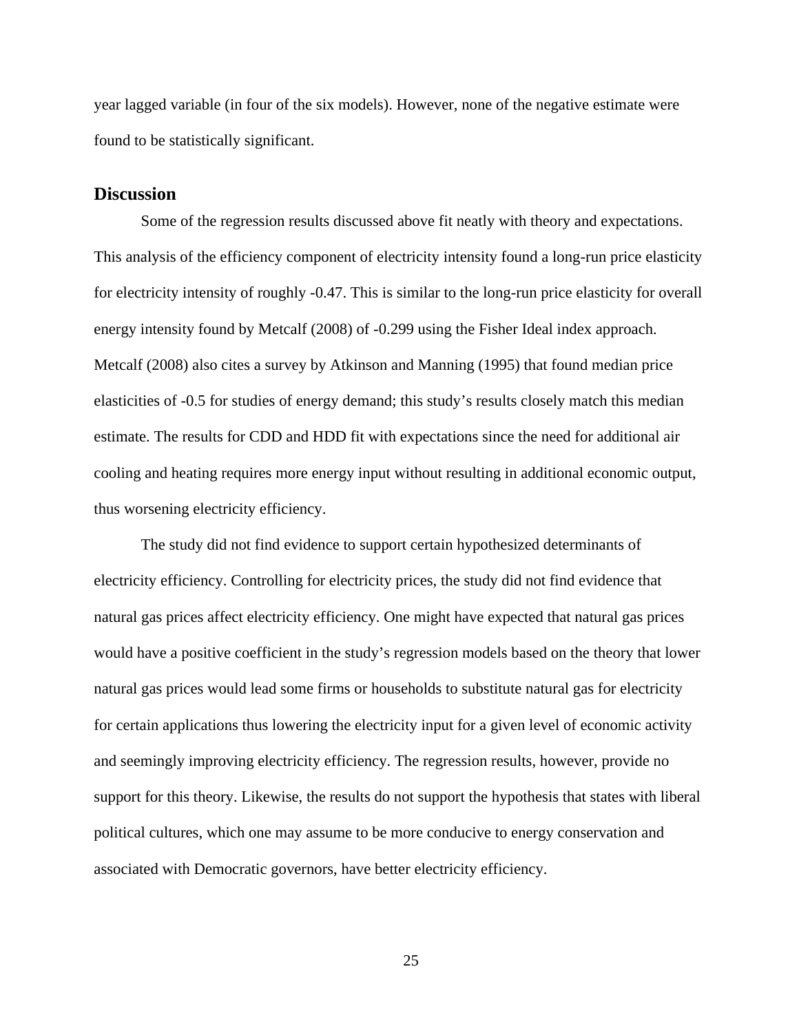year lagged variable (in four of the six models). However, none of the negative estimate were found to be statistically significant.

## Discussion

Some of the regression results discussed above fit neatly with theory and expectations. This analysis of the efficiency component of electricity intensity found a long-run price elasticity for electricity intensity of roughly -0.47. This is similar to the long-run price elasticity for overall energy intensity found by Metcalf (2008) of -0.299 using the Fisher Ideal index approach. Metcalf (2008) also cites a survey by Atkinson and Manning (1995) that found median price elasticities of -0.5 for studies of energy demand; this study's results closely match this median estimate. The results for CDD and HDD fit with expectations since the need for additional air cooling and heating requires more energy input without resulting in additional economic output, thus worsening electricity efficiency.

The study did not find evidence to support certain hypothesized determinants of electricity efficiency. Controlling for electricity prices, the study did not find evidence that natural gas prices affect electricity efficiency. One might have expected that natural gas prices would have a positive coefficient in the study's regression models based on the theory that lower natural gas prices would lead some firms or households to substitute natural gas for electricity for certain applications thus lowering the electricity input for a given level of economic activity and seemingly improving electricity efficiency. The regression results, however, provide no support for this theory. Likewise, the results do not support the hypothesis that states with liberal political cultures, which one may assume to be more conducive to energy conservation and associated with Democratic governors, have better electricity efficiency.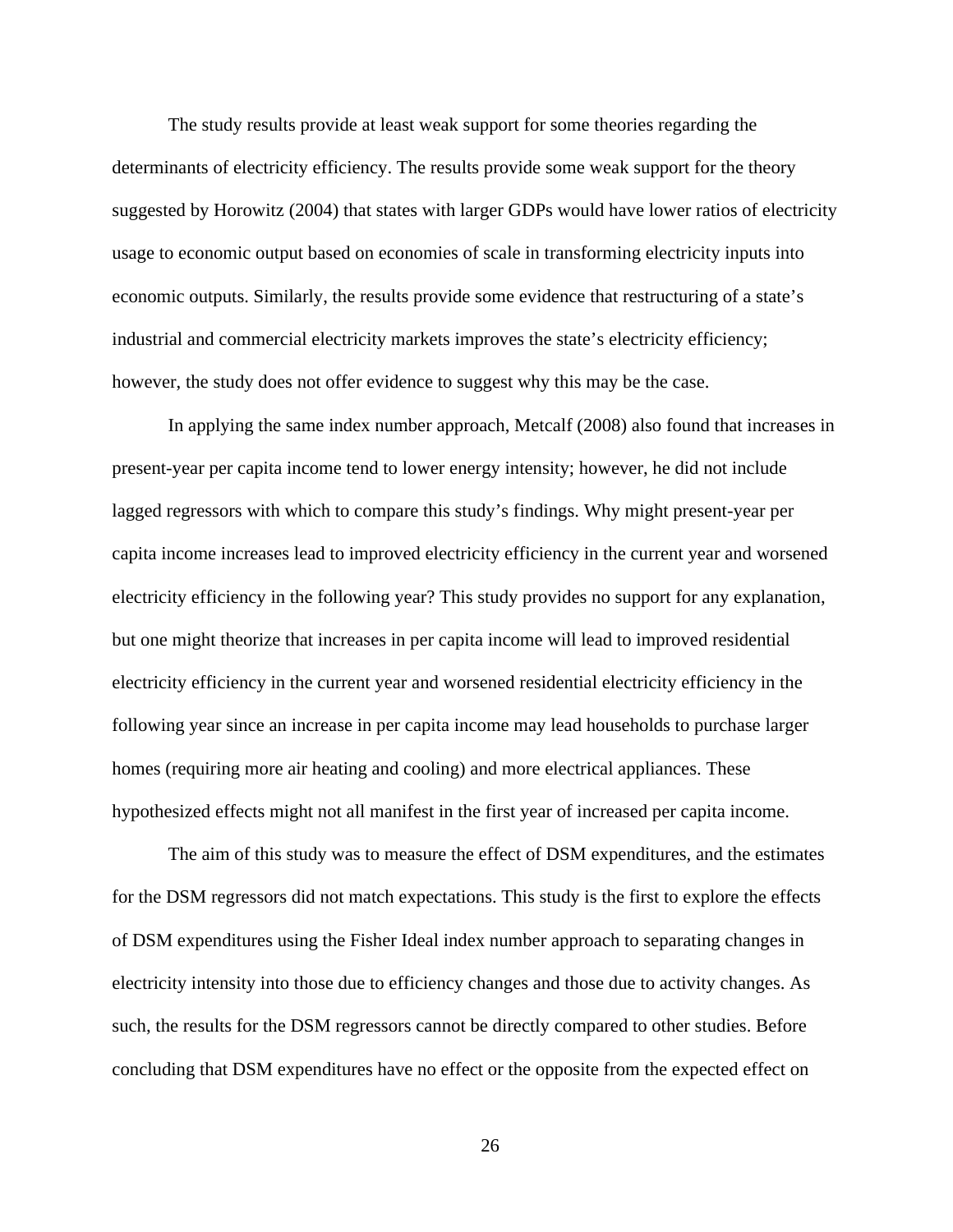The study results provide at least weak support for some theories regarding the determinants of electricity efficiency. The results provide some weak support for the theory suggested by Horowitz (2004) that states with larger GDPs would have lower ratios of electricity usage to economic output based on economies of scale in transforming electricity inputs into economic outputs. Similarly, the results provide some evidence that restructuring of a state's industrial and commercial electricity markets improves the state's electricity efficiency; however, the study does not offer evidence to suggest why this may be the case.

In applying the same index number approach, Metcalf (2008) also found that increases in present-year per capita income tend to lower energy intensity; however, he did not include lagged regressors with which to compare this study's findings. Why might present-year per capita income increases lead to improved electricity efficiency in the current year and worsened electricity efficiency in the following year? This study provides no support for any explanation, but one might theorize that increases in per capita income will lead to improved residential electricity efficiency in the current year and worsened residential electricity efficiency in the following year since an increase in per capita income may lead households to purchase larger homes (requiring more air heating and cooling) and more electrical appliances. These hypothesized effects might not all manifest in the first year of increased per capita income.

The aim of this study was to measure the effect of DSM expenditures, and the estimates for the DSM regressors did not match expectations. This study is the first to explore the effects of DSM expenditures using the Fisher Ideal index number approach to separating changes in electricity intensity into those due to efficiency changes and those due to activity changes. As such, the results for the DSM regressors cannot be directly compared to other studies. Before concluding that DSM expenditures have no effect or the opposite from the expected effect on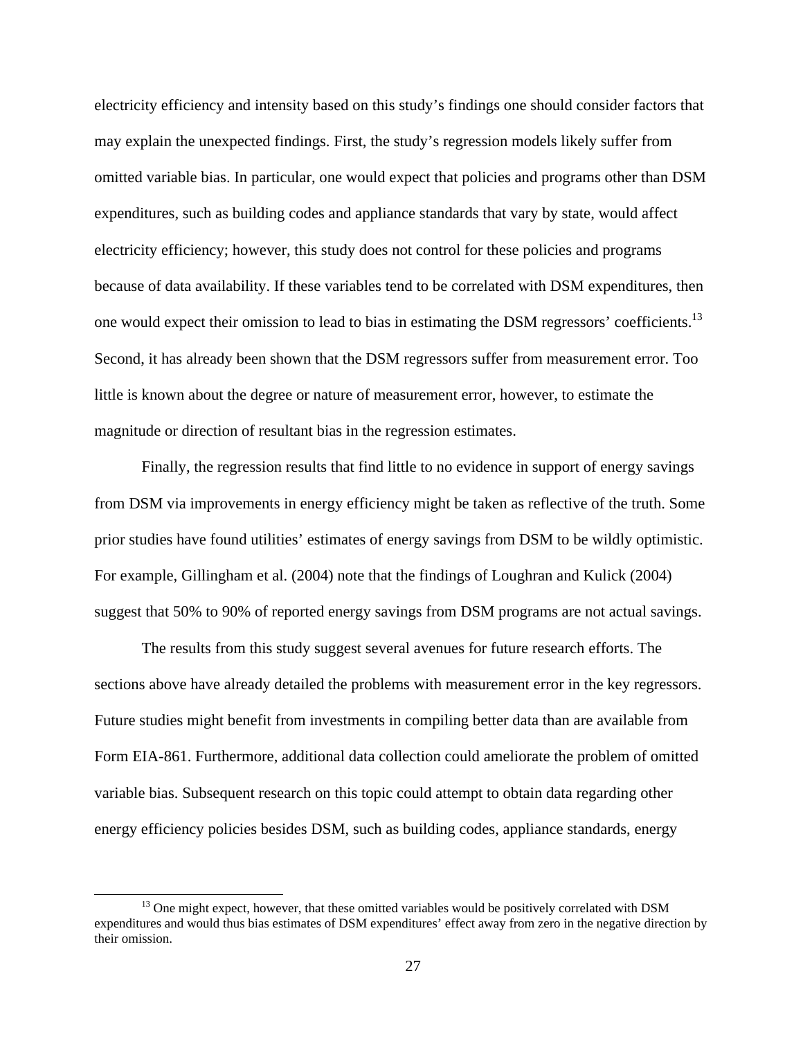electricity efficiency and intensity based on this study's findings one should consider factors that may explain the unexpected findings. First, the study's regression models likely suffer from omitted variable bias. In particular, one would expect that policies and programs other than DSM expenditures, such as building codes and appliance standards that vary by state, would affect electricity efficiency; however, this study does not control for these policies and programs because of data availability. If these variables tend to be correlated with DSM expenditures, then one would expect their omission to lead to bias in estimating the DSM regressors' coefficients.[13] Second, it has already been shown that the DSM regressors suffer from measurement error. Too little is known about the degree or nature of measurement error, however, to estimate the magnitude or direction of resultant bias in the regression estimates.

Finally, the regression results that find little to no evidence in support of energy savings from DSM via improvements in energy efficiency might be taken as reflective of the truth. Some prior studies have found utilities' estimates of energy savings from DSM to be wildly optimistic. For example, Gillingham et al. (2004) note that the findings of Loughran and Kulick (2004) suggest that 50% to 90% of reported energy savings from DSM programs are not actual savings.

The results from this study suggest several avenues for future research efforts. The sections above have already detailed the problems with measurement error in the key regressors. Future studies might benefit from investments in compiling better data than are available from Form EIA-861. Furthermore, additional data collection could ameliorate the problem of omitted variable bias. Subsequent research on this topic could attempt to obtain data regarding other energy efficiency policies besides DSM, such as building codes, appliance standards, energy

[13] One might expect, however, that these omitted variables would be positively correlated with DSM expenditures and would thus bias estimates of DSM expenditures' effect away from zero in the negative direction by their omission.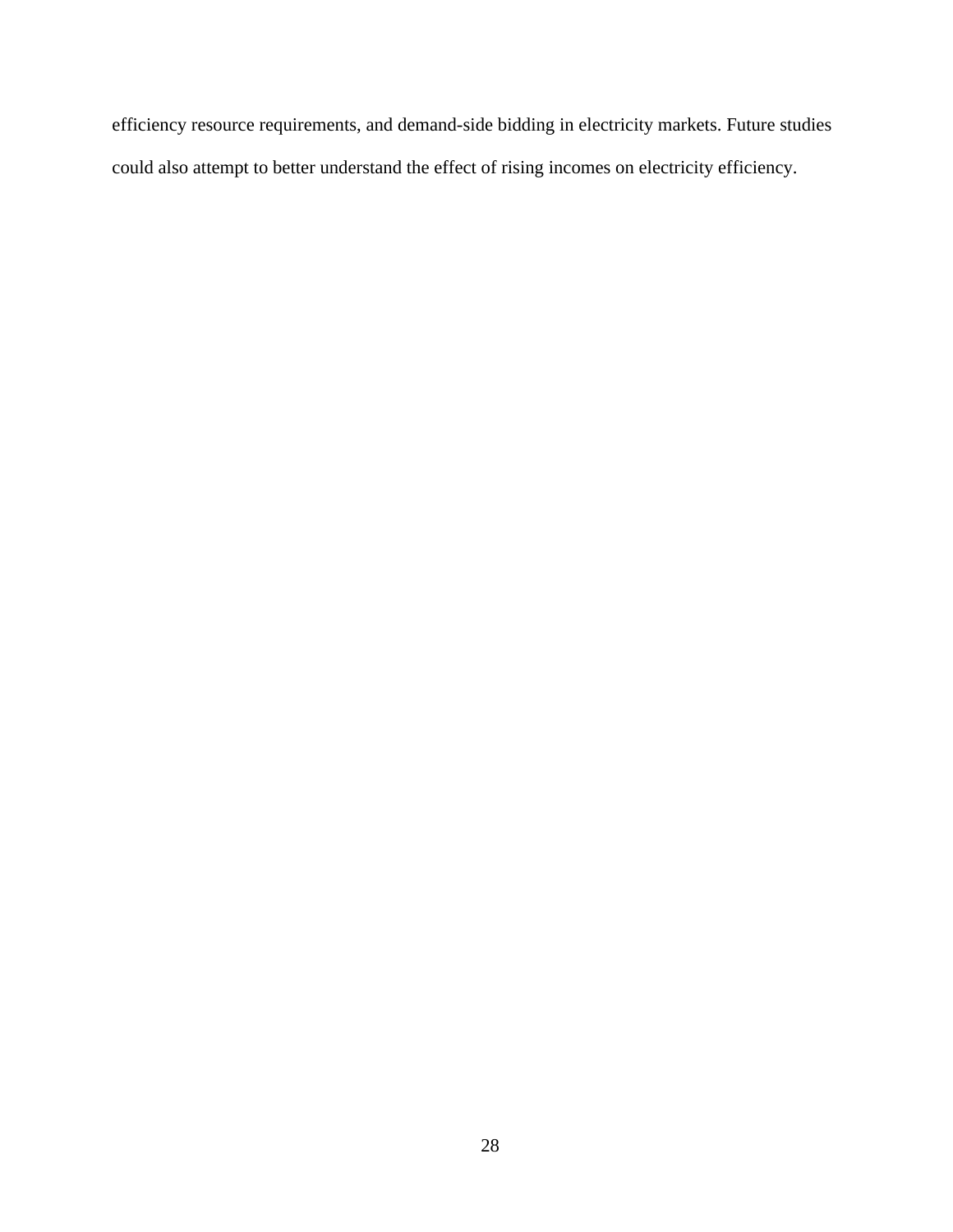efficiency resource requirements, and demand-side bidding in electricity markets. Future studies could also attempt to better understand the effect of rising incomes on electricity efficiency.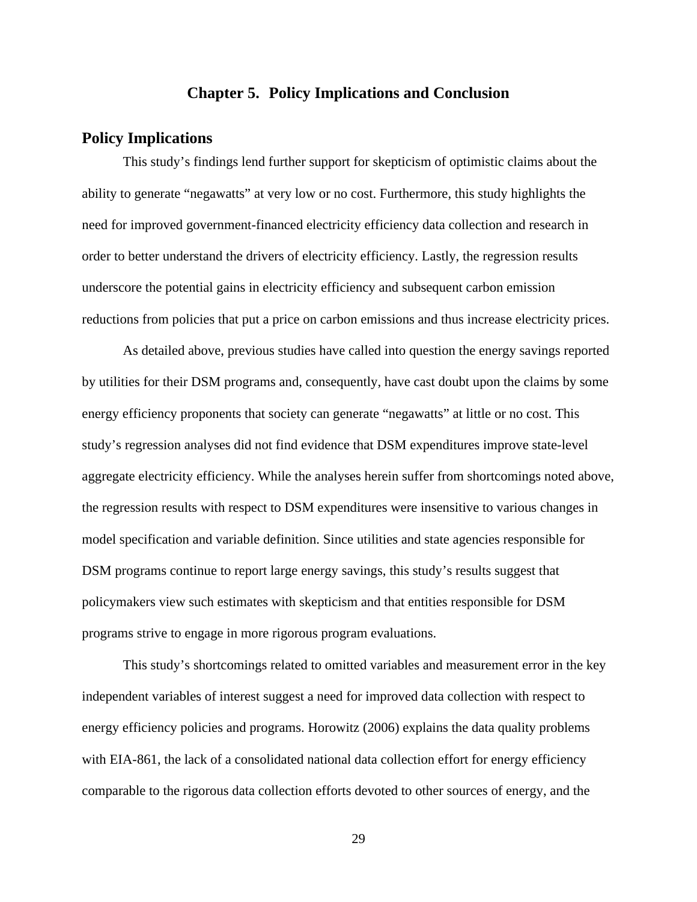# Chapter 5. Policy Implications and Conclusion

## Policy Implications

This study's findings lend further support for skepticism of optimistic claims about the ability to generate "negawatts" at very low or no cost. Furthermore, this study highlights the need for improved government-financed electricity efficiency data collection and research in order to better understand the drivers of electricity efficiency. Lastly, the regression results underscore the potential gains in electricity efficiency and subsequent carbon emission reductions from policies that put a price on carbon emissions and thus increase electricity prices.

As detailed above, previous studies have called into question the energy savings reported by utilities for their DSM programs and, consequently, have cast doubt upon the claims by some energy efficiency proponents that society can generate "negawatts" at little or no cost. This study's regression analyses did not find evidence that DSM expenditures improve state-level aggregate electricity efficiency. While the analyses herein suffer from shortcomings noted above, the regression results with respect to DSM expenditures were insensitive to various changes in model specification and variable definition. Since utilities and state agencies responsible for DSM programs continue to report large energy savings, this study's results suggest that policymakers view such estimates with skepticism and that entities responsible for DSM programs strive to engage in more rigorous program evaluations.

This study's shortcomings related to omitted variables and measurement error in the key independent variables of interest suggest a need for improved data collection with respect to energy efficiency policies and programs. Horowitz (2006) explains the data quality problems with EIA-861, the lack of a consolidated national data collection effort for energy efficiency comparable to the rigorous data collection efforts devoted to other sources of energy, and the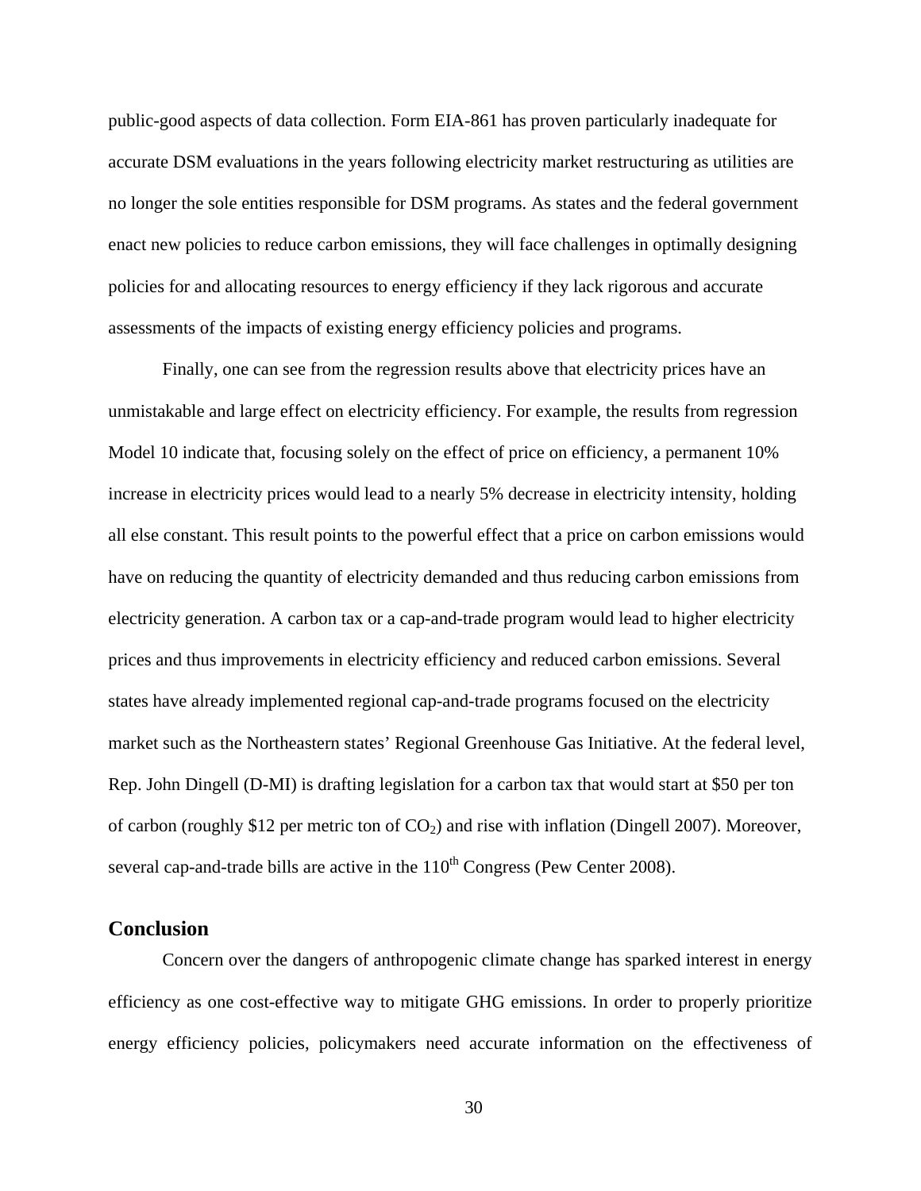public-good aspects of data collection. Form EIA-861 has proven particularly inadequate for accurate DSM evaluations in the years following electricity market restructuring as utilities are no longer the sole entities responsible for DSM programs. As states and the federal government enact new policies to reduce carbon emissions, they will face challenges in optimally designing policies for and allocating resources to energy efficiency if they lack rigorous and accurate assessments of the impacts of existing energy efficiency policies and programs.

Finally, one can see from the regression results above that electricity prices have an unmistakable and large effect on electricity efficiency. For example, the results from regression Model 10 indicate that, focusing solely on the effect of price on efficiency, a permanent 10% increase in electricity prices would lead to a nearly 5% decrease in electricity intensity, holding all else constant. This result points to the powerful effect that a price on carbon emissions would have on reducing the quantity of electricity demanded and thus reducing carbon emissions from electricity generation. A carbon tax or a cap-and-trade program would lead to higher electricity prices and thus improvements in electricity efficiency and reduced carbon emissions. Several states have already implemented regional cap-and-trade programs focused on the electricity market such as the Northeastern states' Regional Greenhouse Gas Initiative. At the federal level, Rep. John Dingell (D-MI) is drafting legislation for a carbon tax that would start at $50 per ton of carbon (roughly $12 per metric ton of $CO_2$) and rise with inflation (Dingell 2007). Moreover, several cap-and-trade bills are active in the 110th Congress (Pew Center 2008).

## Conclusion

Concern over the dangers of anthropogenic climate change has sparked interest in energy efficiency as one cost-effective way to mitigate GHG emissions. In order to properly prioritize energy efficiency policies, policymakers need accurate information on the effectiveness of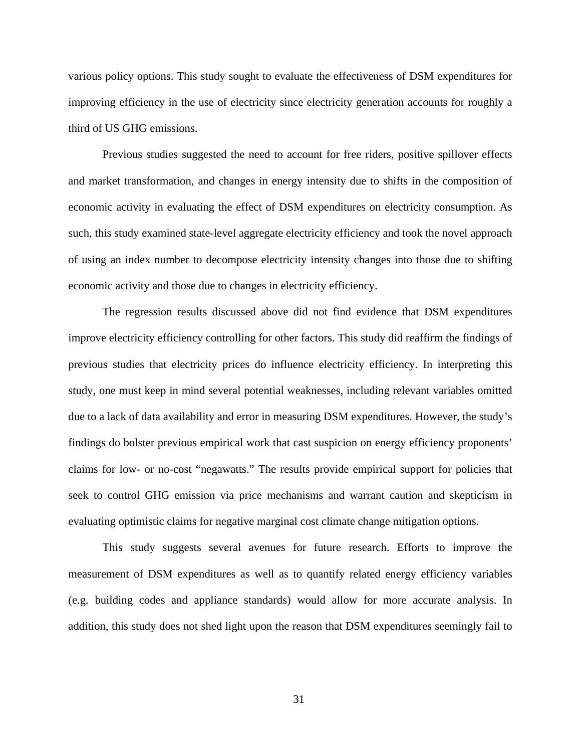various policy options. This study sought to evaluate the effectiveness of DSM expenditures for improving efficiency in the use of electricity since electricity generation accounts for roughly a third of US GHG emissions.

Previous studies suggested the need to account for free riders, positive spillover effects and market transformation, and changes in energy intensity due to shifts in the composition of economic activity in evaluating the effect of DSM expenditures on electricity consumption. As such, this study examined state-level aggregate electricity efficiency and took the novel approach of using an index number to decompose electricity intensity changes into those due to shifting economic activity and those due to changes in electricity efficiency.

The regression results discussed above did not find evidence that DSM expenditures improve electricity efficiency controlling for other factors. This study did reaffirm the findings of previous studies that electricity prices do influence electricity efficiency. In interpreting this study, one must keep in mind several potential weaknesses, including relevant variables omitted due to a lack of data availability and error in measuring DSM expenditures. However, the study's findings do bolster previous empirical work that cast suspicion on energy efficiency proponents' claims for low- or no-cost "negawatts." The results provide empirical support for policies that seek to control GHG emission via price mechanisms and warrant caution and skepticism in evaluating optimistic claims for negative marginal cost climate change mitigation options.

This study suggests several avenues for future research. Efforts to improve the measurement of DSM expenditures as well as to quantify related energy efficiency variables (e.g. building codes and appliance standards) would allow for more accurate analysis. In addition, this study does not shed light upon the reason that DSM expenditures seemingly fail to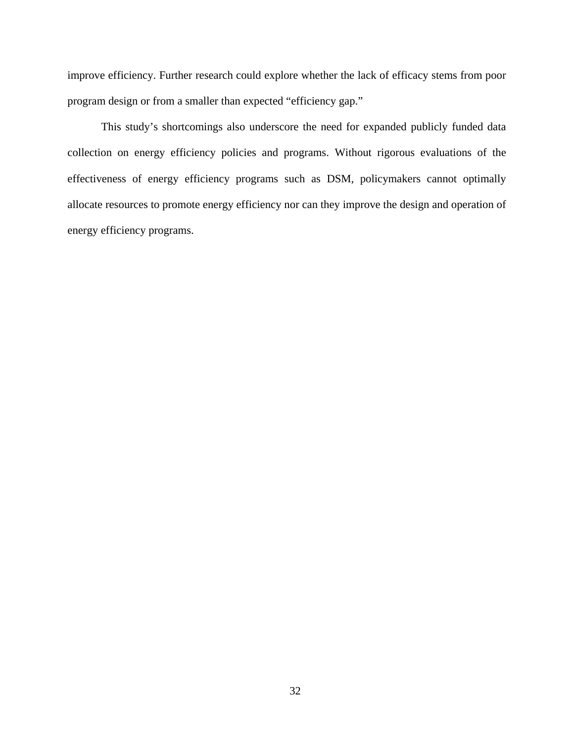improve efficiency. Further research could explore whether the lack of efficacy stems from poor program design or from a smaller than expected "efficiency gap."

This study's shortcomings also underscore the need for expanded publicly funded data collection on energy efficiency policies and programs. Without rigorous evaluations of the effectiveness of energy efficiency programs such as DSM, policymakers cannot optimally allocate resources to promote energy efficiency nor can they improve the design and operation of energy efficiency programs.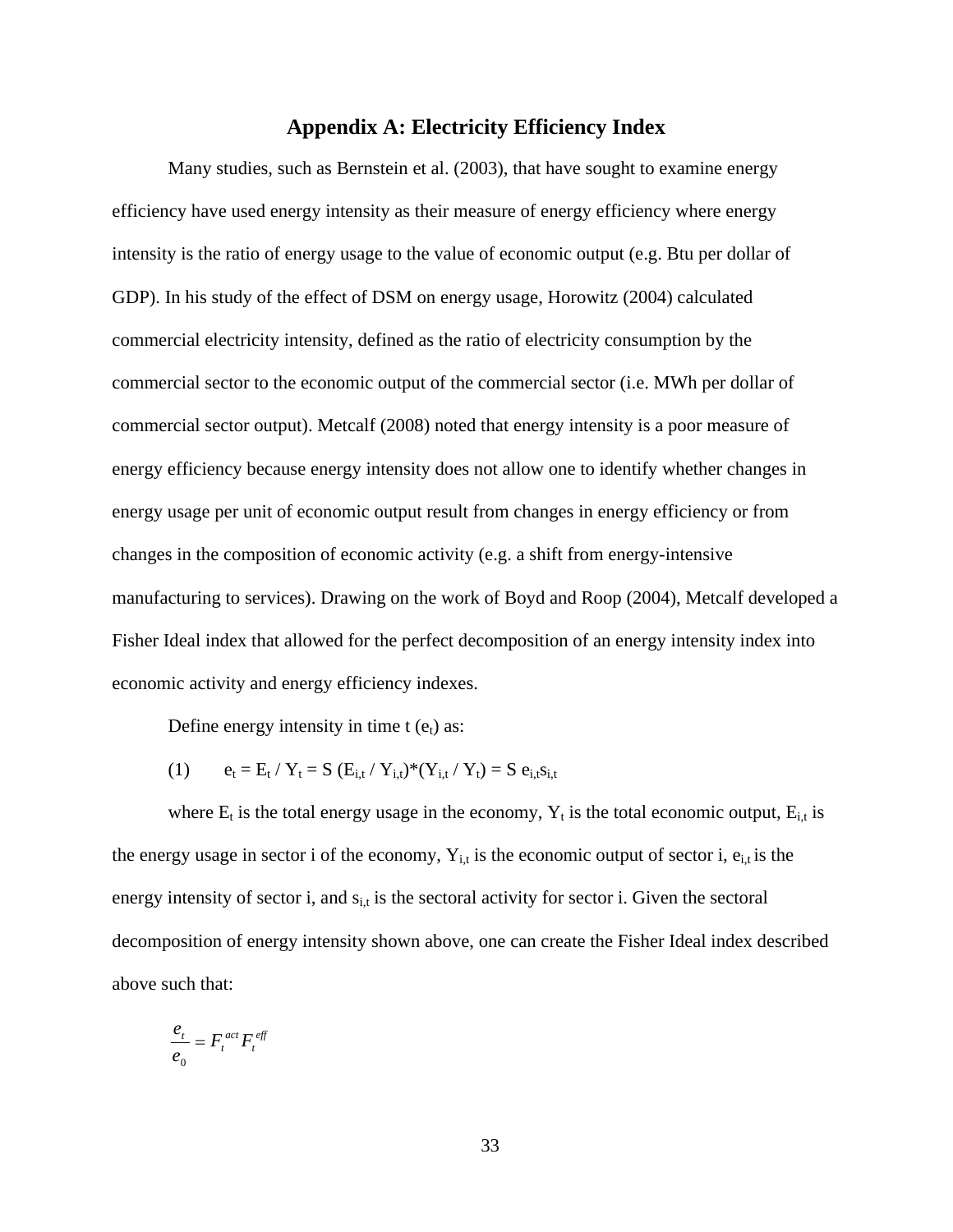## Appendix A: Electricity Efficiency Index

Many studies, such as Bernstein et al. (2003), that have sought to examine energy efficiency have used energy intensity as their measure of energy efficiency where energy intensity is the ratio of energy usage to the value of economic output (e.g. Btu per dollar of GDP). In his study of the effect of DSM on energy usage, Horowitz (2004) calculated commercial electricity intensity, defined as the ratio of electricity consumption by the commercial sector to the economic output of the commercial sector (i.e. MWh per dollar of commercial sector output). Metcalf (2008) noted that energy intensity is a poor measure of energy efficiency because energy intensity does not allow one to identify whether changes in energy usage per unit of economic output result from changes in energy efficiency or from changes in the composition of economic activity (e.g. a shift from energy-intensive manufacturing to services). Drawing on the work of Boyd and Roop (2004), Metcalf developed a Fisher Ideal index that allowed for the perfect decomposition of an energy intensity index into economic activity and energy efficiency indexes.

Define energy intensity in time t ($e_t$) as:

(1) $e_t = E_t / Y_t = S\ (E_{i,t} / Y_{i,t})*(Y_{i,t} / Y_t) = S\ e_{i,t}s_{i,t}$

where $E_t$ is the total energy usage in the economy, $Y_t$ is the total economic output, $E_{i,t}$ is the energy usage in sector i of the economy, $Y_{i,t}$ is the economic output of sector i, $e_{i,t}$ is the energy intensity of sector i, and $s_{i,t}$ is the sectoral activity for sector i. Given the sectoral decomposition of energy intensity shown above, one can create the Fisher Ideal index described above such that:

$$\frac{e_t}{e_0} = F_t^{act} F_t^{eff}$$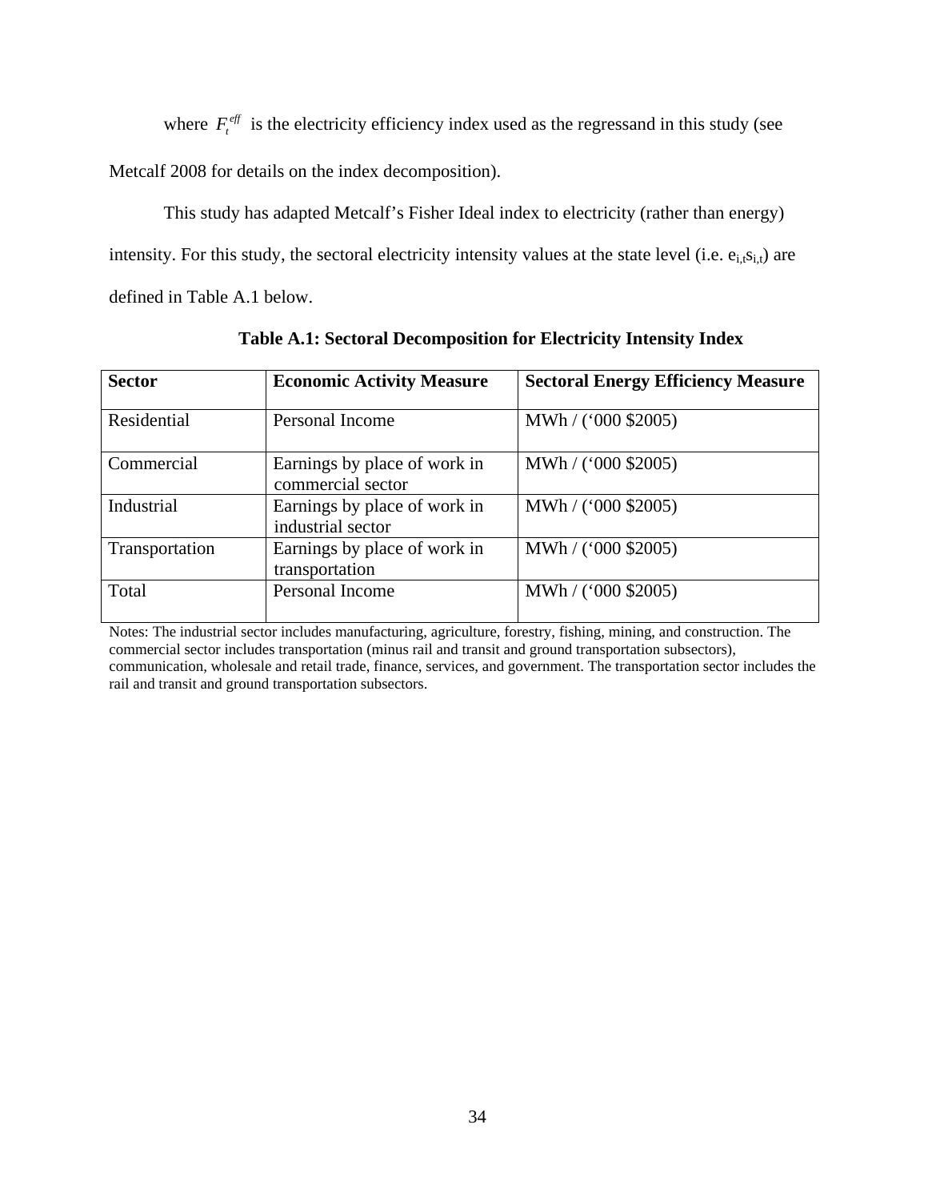where $F_t^{eff}$ is the electricity efficiency index used as the regressand in this study (see Metcalf 2008 for details on the index decomposition).

This study has adapted Metcalf's Fisher Ideal index to electricity (rather than energy) intensity. For this study, the sectoral electricity intensity values at the state level (i.e. $e_{i,t}s_{i,t}$) are defined in Table A.1 below.

**Table A.1: Sectoral Decomposition for Electricity Intensity Index**

| Sector | Economic Activity Measure | Sectoral Energy Efficiency Measure |
|---|---|---|
| Residential | Personal Income | MWh / ('000 $2005) |
| Commercial | Earnings by place of work in commercial sector | MWh / ('000 $2005) |
| Industrial | Earnings by place of work in industrial sector | MWh / ('000 $2005) |
| Transportation | Earnings by place of work in transportation | MWh / ('000 $2005) |
| Total | Personal Income | MWh / ('000 $2005) |

Notes: The industrial sector includes manufacturing, agriculture, forestry, fishing, mining, and construction. The commercial sector includes transportation (minus rail and transit and ground transportation subsectors), communication, wholesale and retail trade, finance, services, and government. The transportation sector includes the rail and transit and ground transportation subsectors.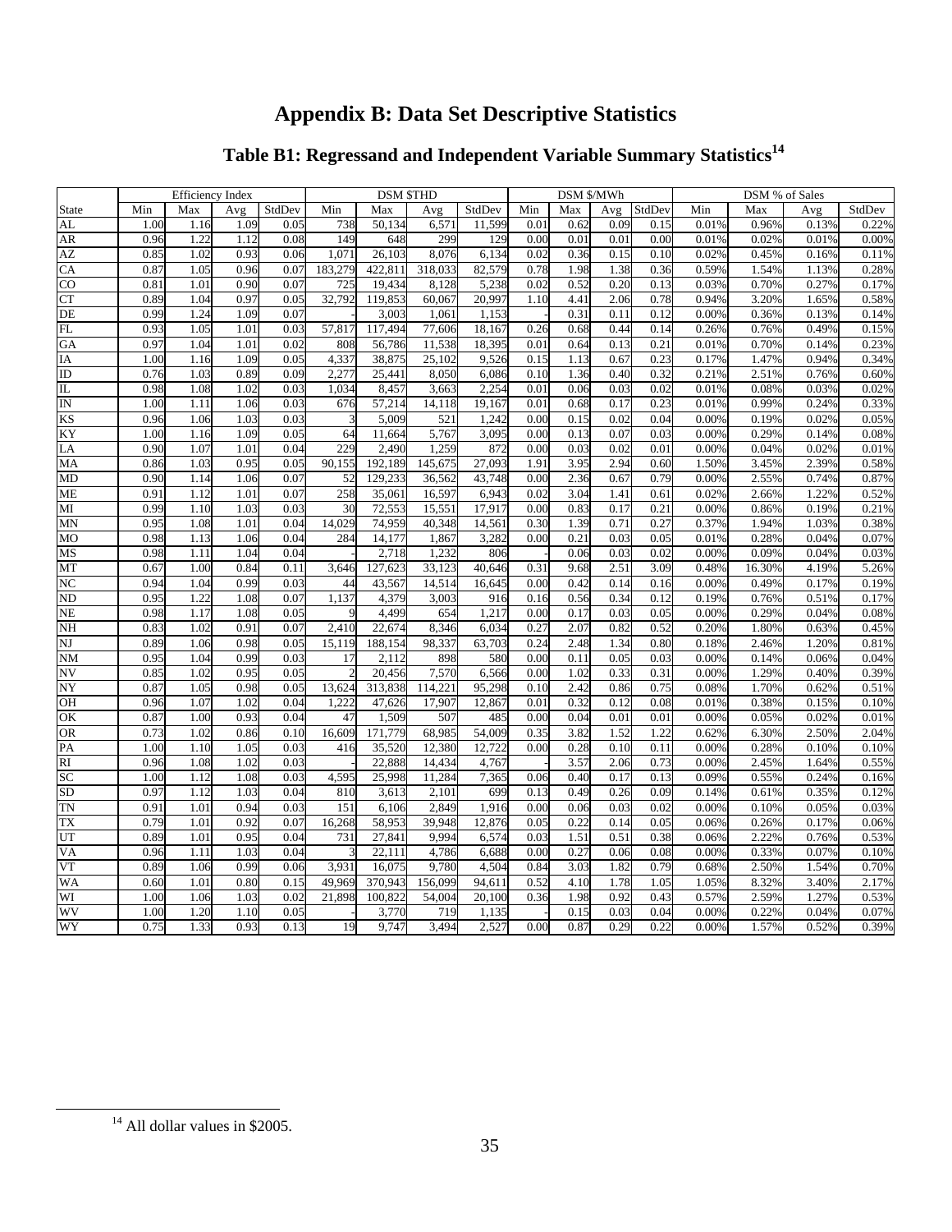# Appendix B: Data Set Descriptive Statistics

## Table B1: Regressand and Independent Variable Summary Statistics[14]

| | Efficiency Index | | | | DSM $THD | | | | DSM $/MWh | | | | DSM % of Sales | | | |
|---|---|---|---|---|---|---|---|---|---|---|---|---|---|---|---|---|
| State | Min | Max | Avg | StdDev | Min | Max | Avg | StdDev | Min | Max | Avg | StdDev | Min | Max | Avg | StdDev |
| AL | 1.00 | 1.16 | 1.09 | 0.05 | 738 | 50,134 | 6,571 | 11,599 | 0.01 | 0.62 | 0.09 | 0.15 | 0.01% | 0.96% | 0.13% | 0.22% |
| AR | 0.96 | 1.22 | 1.12 | 0.08 | 149 | 648 | 299 | 129 | 0.00 | 0.01 | 0.01 | 0.00 | 0.01% | 0.02% | 0.01% | 0.00% |
| AZ | 0.85 | 1.02 | 0.93 | 0.06 | 1,071 | 26,103 | 8,076 | 6,134 | 0.02 | 0.36 | 0.15 | 0.10 | 0.02% | 0.45% | 0.16% | 0.11% |
| CA | 0.87 | 1.05 | 0.96 | 0.07 | 183,279 | 422,811 | 318,033 | 82,579 | 0.78 | 1.98 | 1.38 | 0.36 | 0.59% | 1.54% | 1.13% | 0.28% |
| CO | 0.81 | 1.01 | 0.90 | 0.07 | 725 | 19,434 | 8,128 | 5,238 | 0.02 | 0.52 | 0.20 | 0.13 | 0.03% | 0.70% | 0.27% | 0.17% |
| CT | 0.89 | 1.04 | 0.97 | 0.05 | 32,792 | 119,853 | 60,067 | 20,997 | 1.10 | 4.41 | 2.06 | 0.78 | 0.94% | 3.20% | 1.65% | 0.58% |
| DE | 0.99 | 1.24 | 1.09 | 0.07 | - | 3,003 | 1,061 | 1,153 | - | 0.31 | 0.11 | 0.12 | 0.00% | 0.36% | 0.13% | 0.14% |
| FL | 0.93 | 1.05 | 1.01 | 0.03 | 57,817 | 117,494 | 77,606 | 18,167 | 0.26 | 0.68 | 0.44 | 0.14 | 0.26% | 0.76% | 0.49% | 0.15% |
| GA | 0.97 | 1.04 | 1.01 | 0.02 | 808 | 56,786 | 11,538 | 18,395 | 0.01 | 0.64 | 0.13 | 0.21 | 0.01% | 0.70% | 0.14% | 0.23% |
| IA | 1.00 | 1.16 | 1.09 | 0.05 | 4,337 | 38,875 | 25,102 | 9,526 | 0.15 | 1.13 | 0.67 | 0.23 | 0.17% | 1.47% | 0.94% | 0.34% |
| ID | 0.76 | 1.03 | 0.89 | 0.09 | 2,277 | 25,441 | 8,050 | 6,086 | 0.10 | 1.36 | 0.40 | 0.32 | 0.21% | 2.51% | 0.76% | 0.60% |
| IL | 0.98 | 1.08 | 1.02 | 0.03 | 1,034 | 8,457 | 3,663 | 2,254 | 0.01 | 0.06 | 0.03 | 0.02 | 0.01% | 0.08% | 0.03% | 0.02% |
| IN | 1.00 | 1.11 | 1.06 | 0.03 | 676 | 57,214 | 14,118 | 19,167 | 0.01 | 0.68 | 0.17 | 0.23 | 0.01% | 0.99% | 0.24% | 0.33% |
| KS | 0.96 | 1.06 | 1.03 | 0.03 | 3 | 5,009 | 521 | 1,242 | 0.00 | 0.15 | 0.02 | 0.04 | 0.00% | 0.19% | 0.02% | 0.05% |
| KY | 1.00 | 1.16 | 1.09 | 0.05 | 64 | 11,664 | 5,767 | 3,095 | 0.00 | 0.13 | 0.07 | 0.03 | 0.00% | 0.29% | 0.14% | 0.08% |
| LA | 0.90 | 1.07 | 1.01 | 0.04 | 229 | 2,490 | 1,259 | 872 | 0.00 | 0.03 | 0.02 | 0.01 | 0.00% | 0.04% | 0.02% | 0.01% |
| MA | 0.86 | 1.03 | 0.95 | 0.05 | 90,155 | 192,189 | 145,675 | 27,093 | 1.91 | 3.95 | 2.94 | 0.60 | 1.50% | 3.45% | 2.39% | 0.58% |
| MD | 0.90 | 1.14 | 1.06 | 0.07 | 52 | 129,233 | 36,562 | 43,748 | 0.00 | 2.36 | 0.67 | 0.79 | 0.00% | 2.55% | 0.74% | 0.87% |
| ME | 0.91 | 1.12 | 1.01 | 0.07 | 258 | 35,061 | 16,597 | 6,943 | 0.02 | 3.04 | 1.41 | 0.61 | 0.02% | 2.66% | 1.22% | 0.52% |
| MI | 0.99 | 1.10 | 1.03 | 0.03 | 30 | 72,553 | 15,551 | 17,917 | 0.00 | 0.83 | 0.17 | 0.21 | 0.00% | 0.86% | 0.19% | 0.21% |
| MN | 0.95 | 1.08 | 1.01 | 0.04 | 14,029 | 74,959 | 40,348 | 14,561 | 0.30 | 1.39 | 0.71 | 0.27 | 0.37% | 1.94% | 1.03% | 0.38% |
| MO | 0.98 | 1.13 | 1.06 | 0.04 | 284 | 14,177 | 1,867 | 3,282 | 0.00 | 0.21 | 0.03 | 0.05 | 0.01% | 0.28% | 0.04% | 0.07% |
| MS | 0.98 | 1.11 | 1.04 | 0.04 | - | 2,718 | 1,232 | 806 | - | 0.06 | 0.03 | 0.02 | 0.00% | 0.09% | 0.04% | 0.03% |
| MT | 0.67 | 1.00 | 0.84 | 0.11 | 3,646 | 127,623 | 33,123 | 40,646 | 0.31 | 9.68 | 2.51 | 3.09 | 0.48% | 16.30% | 4.19% | 5.26% |
| NC | 0.94 | 1.04 | 0.99 | 0.03 | 44 | 43,567 | 14,514 | 16,645 | 0.00 | 0.42 | 0.14 | 0.16 | 0.00% | 0.49% | 0.17% | 0.19% |
| ND | 0.95 | 1.22 | 1.08 | 0.07 | 1,137 | 4,379 | 3,003 | 916 | 0.16 | 0.56 | 0.34 | 0.12 | 0.19% | 0.76% | 0.51% | 0.17% |
| NE | 0.98 | 1.17 | 1.08 | 0.05 | 9 | 4,499 | 654 | 1,217 | 0.00 | 0.17 | 0.03 | 0.05 | 0.00% | 0.29% | 0.04% | 0.08% |
| NH | 0.83 | 1.02 | 0.91 | 0.07 | 2,410 | 22,674 | 8,346 | 6,034 | 0.27 | 2.07 | 0.82 | 0.52 | 0.20% | 1.80% | 0.63% | 0.45% |
| NJ | 0.89 | 1.06 | 0.98 | 0.05 | 15,119 | 188,154 | 98,337 | 63,703 | 0.24 | 2.48 | 1.34 | 0.80 | 0.18% | 2.46% | 1.20% | 0.81% |
| NM | 0.95 | 1.04 | 0.99 | 0.03 | 17 | 2,112 | 898 | 580 | 0.00 | 0.11 | 0.05 | 0.03 | 0.00% | 0.14% | 0.06% | 0.04% |
| NV | 0.85 | 1.02 | 0.95 | 0.05 | 2 | 20,456 | 7,570 | 6,566 | 0.00 | 1.02 | 0.33 | 0.31 | 0.00% | 1.29% | 0.40% | 0.39% |
| NY | 0.87 | 1.05 | 0.98 | 0.05 | 13,624 | 313,838 | 114,221 | 95,298 | 0.10 | 2.42 | 0.86 | 0.75 | 0.08% | 1.70% | 0.62% | 0.51% |
| OH | 0.96 | 1.07 | 1.02 | 0.04 | 1,222 | 47,626 | 17,907 | 12,867 | 0.01 | 0.32 | 0.12 | 0.08 | 0.01% | 0.38% | 0.15% | 0.10% |
| OK | 0.87 | 1.00 | 0.93 | 0.04 | 47 | 1,509 | 507 | 485 | 0.00 | 0.04 | 0.01 | 0.01 | 0.00% | 0.05% | 0.02% | 0.01% |
| OR | 0.73 | 1.02 | 0.86 | 0.10 | 16,609 | 171,779 | 68,985 | 54,009 | 0.35 | 3.82 | 1.52 | 1.22 | 0.62% | 6.30% | 2.50% | 2.04% |
| PA | 1.00 | 1.10 | 1.05 | 0.03 | 416 | 35,520 | 12,380 | 12,722 | 0.00 | 0.28 | 0.10 | 0.11 | 0.00% | 0.28% | 0.10% | 0.10% |
| RI | 0.96 | 1.08 | 1.02 | 0.03 | - | 22,888 | 14,434 | 4,767 | - | 3.57 | 2.06 | 0.73 | 0.00% | 2.45% | 1.64% | 0.55% |
| SC | 1.00 | 1.12 | 1.08 | 0.03 | 4,595 | 25,998 | 11,284 | 7,365 | 0.06 | 0.40 | 0.17 | 0.13 | 0.09% | 0.55% | 0.24% | 0.16% |
| SD | 0.97 | 1.12 | 1.03 | 0.04 | 810 | 3,613 | 2,101 | 699 | 0.13 | 0.49 | 0.26 | 0.09 | 0.14% | 0.61% | 0.35% | 0.12% |
| TN | 0.91 | 1.01 | 0.94 | 0.03 | 151 | 6,106 | 2,849 | 1,916 | 0.00 | 0.06 | 0.03 | 0.02 | 0.00% | 0.10% | 0.05% | 0.03% |
| TX | 0.79 | 1.01 | 0.92 | 0.07 | 16,268 | 58,953 | 39,948 | 12,876 | 0.05 | 0.22 | 0.14 | 0.05 | 0.06% | 0.26% | 0.17% | 0.06% |
| UT | 0.89 | 1.01 | 0.95 | 0.04 | 731 | 27,841 | 9,994 | 6,574 | 0.03 | 1.51 | 0.51 | 0.38 | 0.06% | 2.22% | 0.76% | 0.53% |
| VA | 0.96 | 1.11 | 1.03 | 0.04 | 3 | 22,111 | 4,786 | 6,688 | 0.00 | 0.27 | 0.06 | 0.08 | 0.00% | 0.33% | 0.07% | 0.10% |
| VT | 0.89 | 1.06 | 0.99 | 0.06 | 3,931 | 16,075 | 9,780 | 4,504 | 0.84 | 3.03 | 1.82 | 0.79 | 0.68% | 2.50% | 1.54% | 0.70% |
| WA | 0.60 | 1.01 | 0.80 | 0.15 | 49,969 | 370,943 | 156,099 | 94,611 | 0.52 | 4.10 | 1.78 | 1.05 | 1.05% | 8.32% | 3.40% | 2.17% |
| WI | 1.00 | 1.06 | 1.03 | 0.02 | 21,898 | 100,822 | 54,004 | 20,100 | 0.36 | 1.98 | 0.92 | 0.43 | 0.57% | 2.59% | 1.27% | 0.53% |
| WV | 1.00 | 1.20 | 1.10 | 0.05 | - | 3,770 | 719 | 1,135 | - | 0.15 | 0.03 | 0.04 | 0.00% | 0.22% | 0.04% | 0.07% |
| WY | 0.75 | 1.33 | 0.93 | 0.13 | 19 | 9,747 | 3,494 | 2,527 | 0.00 | 0.87 | 0.29 | 0.22 | 0.00% | 1.57% | 0.52% | 0.39% |

[14] All dollar values in $2005.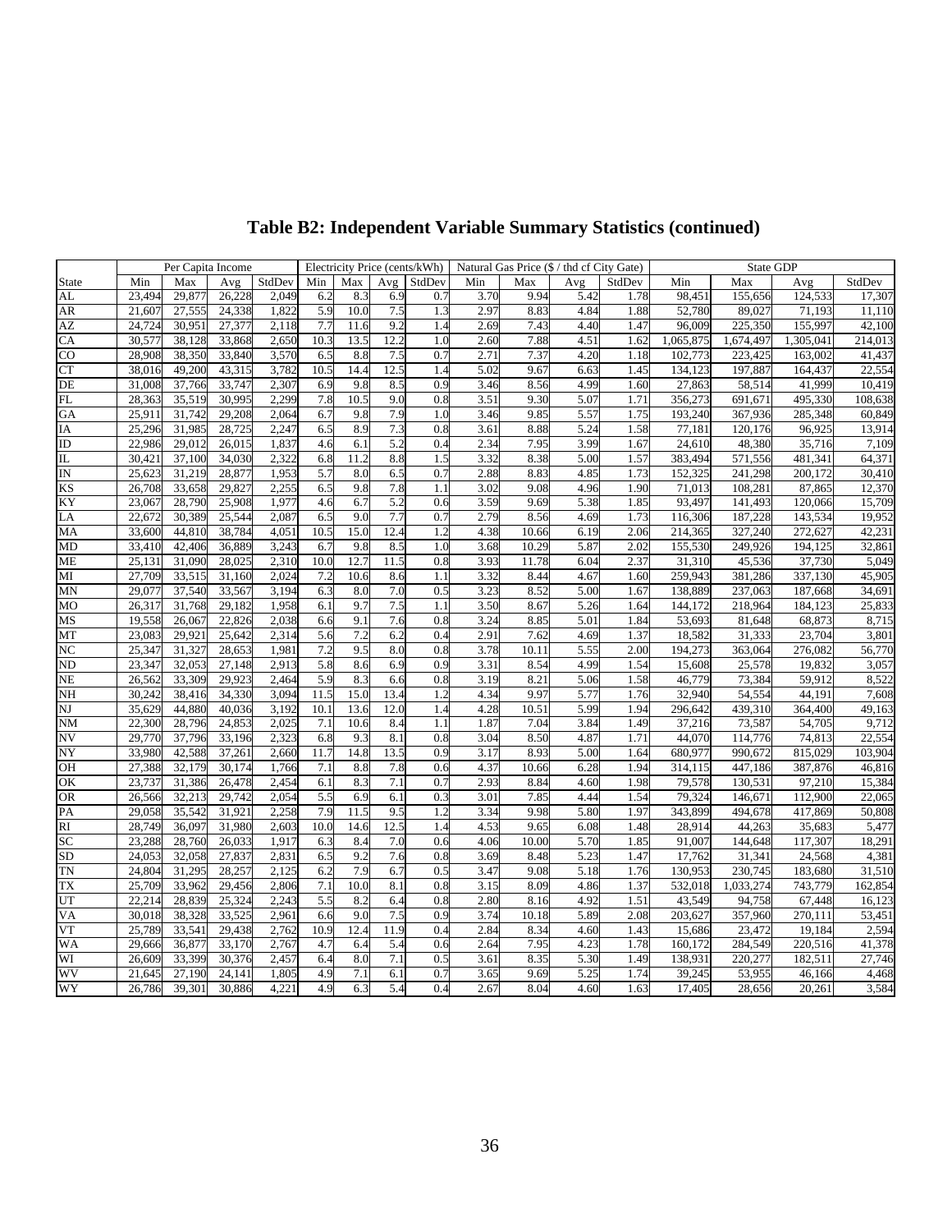# Table B2: Independent Variable Summary Statistics (continued)

| | Per Capita Income | | | | Electricity Price (cents/kWh) | | | | Natural Gas Price ($ / thd cf City Gate) | | | | State GDP | | | |
|---|---|---|---|---|---|---|---|---|---|---|---|---|---|---|---|---|
| State | Min | Max | Avg | StdDev | Min | Max | Avg | StdDev | Min | Max | Avg | StdDev | Min | Max | Avg | StdDev |
| AL | 23,494 | 29,877 | 26,228 | 2,049 | 6.2 | 8.3 | 6.9 | 0.7 | 3.70 | 9.94 | 5.42 | 1.78 | 98,451 | 155,656 | 124,533 | 17,307 |
| AR | 21,607 | 27,555 | 24,338 | 1,822 | 5.9 | 10.0 | 7.5 | 1.3 | 2.97 | 8.83 | 4.84 | 1.88 | 52,780 | 89,027 | 71,193 | 11,110 |
| AZ | 24,724 | 30,951 | 27,377 | 2,118 | 7.7 | 11.6 | 9.2 | 1.4 | 2.69 | 7.43 | 4.40 | 1.47 | 96,009 | 225,350 | 155,997 | 42,100 |
| CA | 30,577 | 38,128 | 33,868 | 2,650 | 10.3 | 13.5 | 12.2 | 1.0 | 2.60 | 7.88 | 4.51 | 1.62 | 1,065,875 | 1,674,497 | 1,305,041 | 214,013 |
| CO | 28,908 | 38,350 | 33,840 | 3,570 | 6.5 | 8.8 | 7.5 | 0.7 | 2.71 | 7.37 | 4.20 | 1.18 | 102,773 | 223,425 | 163,002 | 41,437 |
| CT | 38,016 | 49,200 | 43,315 | 3,782 | 10.5 | 14.4 | 12.5 | 1.4 | 5.02 | 9.67 | 6.63 | 1.45 | 134,123 | 197,887 | 164,437 | 22,554 |
| DE | 31,008 | 37,766 | 33,747 | 2,307 | 6.9 | 9.8 | 8.5 | 0.9 | 3.46 | 8.56 | 4.99 | 1.60 | 27,863 | 58,514 | 41,999 | 10,419 |
| FL | 28,363 | 35,519 | 30,995 | 2,299 | 7.8 | 10.5 | 9.0 | 0.8 | 3.51 | 9.30 | 5.07 | 1.71 | 356,273 | 691,671 | 495,330 | 108,638 |
| GA | 25,911 | 31,742 | 29,208 | 2,064 | 6.7 | 9.8 | 7.9 | 1.0 | 3.46 | 9.85 | 5.57 | 1.75 | 193,240 | 367,936 | 285,348 | 60,849 |
| IA | 25,296 | 31,985 | 28,725 | 2,247 | 6.5 | 8.9 | 7.3 | 0.8 | 3.61 | 8.88 | 5.24 | 1.58 | 77,181 | 120,176 | 96,925 | 13,914 |
| ID | 22,986 | 29,012 | 26,015 | 1,837 | 4.6 | 6.1 | 5.2 | 0.4 | 2.34 | 7.95 | 3.99 | 1.67 | 24,610 | 48,380 | 35,716 | 7,109 |
| IL | 30,421 | 37,100 | 34,030 | 2,322 | 6.8 | 11.2 | 8.8 | 1.5 | 3.32 | 8.38 | 5.00 | 1.57 | 383,494 | 571,556 | 481,341 | 64,371 |
| IN | 25,623 | 31,219 | 28,877 | 1,953 | 5.7 | 8.0 | 6.5 | 0.7 | 2.88 | 8.83 | 4.85 | 1.73 | 152,325 | 241,298 | 200,172 | 30,410 |
| KS | 26,708 | 33,658 | 29,827 | 2,255 | 6.5 | 9.8 | 7.8 | 1.1 | 3.02 | 9.08 | 4.96 | 1.90 | 71,013 | 108,281 | 87,865 | 12,370 |
| KY | 23,067 | 28,790 | 25,908 | 1,977 | 4.6 | 6.7 | 5.2 | 0.6 | 3.59 | 9.69 | 5.38 | 1.85 | 93,497 | 141,493 | 120,066 | 15,709 |
| LA | 22,672 | 30,389 | 25,544 | 2,087 | 6.5 | 9.0 | 7.7 | 0.7 | 2.79 | 8.56 | 4.69 | 1.73 | 116,306 | 187,228 | 143,534 | 19,952 |
| MA | 33,600 | 44,810 | 38,784 | 4,051 | 10.5 | 15.0 | 12.4 | 1.2 | 4.38 | 10.66 | 6.19 | 2.06 | 214,365 | 327,240 | 272,627 | 42,231 |
| MD | 33,410 | 42,406 | 36,889 | 3,243 | 6.7 | 9.8 | 8.5 | 1.0 | 3.68 | 10.29 | 5.87 | 2.02 | 155,530 | 249,926 | 194,125 | 32,861 |
| ME | 25,131 | 31,090 | 28,025 | 2,310 | 10.0 | 12.7 | 11.5 | 0.8 | 3.93 | 11.78 | 6.04 | 2.37 | 31,310 | 45,536 | 37,730 | 5,049 |
| MI | 27,709 | 33,515 | 31,160 | 2,024 | 7.2 | 10.6 | 8.6 | 1.1 | 3.32 | 8.44 | 4.67 | 1.60 | 259,943 | 381,286 | 337,130 | 45,905 |
| MN | 29,077 | 37,540 | 33,567 | 3,194 | 6.3 | 8.0 | 7.0 | 0.5 | 3.23 | 8.52 | 5.00 | 1.67 | 138,889 | 237,063 | 187,668 | 34,691 |
| MO | 26,317 | 31,768 | 29,182 | 1,958 | 6.1 | 9.7 | 7.5 | 1.1 | 3.50 | 8.67 | 5.26 | 1.64 | 144,172 | 218,964 | 184,123 | 25,833 |
| MS | 19,558 | 26,067 | 22,826 | 2,038 | 6.6 | 9.1 | 7.6 | 0.8 | 3.24 | 8.85 | 5.01 | 1.84 | 53,693 | 81,648 | 68,873 | 8,715 |
| MT | 23,083 | 29,921 | 25,642 | 2,314 | 5.6 | 7.2 | 6.2 | 0.4 | 2.91 | 7.62 | 4.69 | 1.37 | 18,582 | 31,333 | 23,704 | 3,801 |
| NC | 25,347 | 31,327 | 28,653 | 1,981 | 7.2 | 9.5 | 8.0 | 0.8 | 3.78 | 10.11 | 5.55 | 2.00 | 194,273 | 363,064 | 276,082 | 56,770 |
| ND | 23,347 | 32,053 | 27,148 | 2,913 | 5.8 | 8.6 | 6.9 | 0.9 | 3.31 | 8.54 | 4.99 | 1.54 | 15,608 | 25,578 | 19,832 | 3,057 |
| NE | 26,562 | 33,309 | 29,923 | 2,464 | 5.9 | 8.3 | 6.6 | 0.8 | 3.19 | 8.21 | 5.06 | 1.58 | 46,779 | 73,384 | 59,912 | 8,522 |
| NH | 30,242 | 38,416 | 34,330 | 3,094 | 11.5 | 15.0 | 13.4 | 1.2 | 4.34 | 9.97 | 5.77 | 1.76 | 32,940 | 54,554 | 44,191 | 7,608 |
| NJ | 35,629 | 44,880 | 40,036 | 3,192 | 10.1 | 13.6 | 12.0 | 1.4 | 4.28 | 10.51 | 5.99 | 1.94 | 296,642 | 439,310 | 364,400 | 49,163 |
| NM | 22,300 | 28,796 | 24,853 | 2,025 | 7.1 | 10.6 | 8.4 | 1.1 | 1.87 | 7.04 | 3.84 | 1.49 | 37,216 | 73,587 | 54,705 | 9,712 |
| NV | 29,770 | 37,796 | 33,196 | 2,323 | 6.8 | 9.3 | 8.1 | 0.8 | 3.04 | 8.50 | 4.87 | 1.71 | 44,070 | 114,776 | 74,813 | 22,554 |
| NY | 33,980 | 42,588 | 37,261 | 2,660 | 11.7 | 14.8 | 13.5 | 0.9 | 3.17 | 8.93 | 5.00 | 1.64 | 680,977 | 990,672 | 815,029 | 103,904 |
| OH | 27,388 | 32,179 | 30,174 | 1,766 | 7.1 | 8.8 | 7.8 | 0.6 | 4.37 | 10.66 | 6.28 | 1.94 | 314,115 | 447,186 | 387,876 | 46,816 |
| OK | 23,737 | 31,386 | 26,478 | 2,454 | 6.1 | 8.3 | 7.1 | 0.7 | 2.93 | 8.84 | 4.60 | 1.98 | 79,578 | 130,531 | 97,210 | 15,384 |
| OR | 26,566 | 32,213 | 29,742 | 2,054 | 5.5 | 6.9 | 6.1 | 0.3 | 3.01 | 7.85 | 4.44 | 1.54 | 79,324 | 146,671 | 112,900 | 22,065 |
| PA | 29,058 | 35,542 | 31,921 | 2,258 | 7.9 | 11.5 | 9.5 | 1.2 | 3.34 | 9.98 | 5.80 | 1.97 | 343,899 | 494,678 | 417,869 | 50,808 |
| RI | 28,749 | 36,097 | 31,980 | 2,603 | 10.0 | 14.6 | 12.5 | 1.4 | 4.53 | 9.65 | 6.08 | 1.48 | 28,914 | 44,263 | 35,683 | 5,477 |
| SC | 23,288 | 28,760 | 26,033 | 1,917 | 6.3 | 8.4 | 7.0 | 0.6 | 4.06 | 10.00 | 5.70 | 1.85 | 91,007 | 144,648 | 117,307 | 18,291 |
| SD | 24,053 | 32,058 | 27,837 | 2,831 | 6.5 | 9.2 | 7.6 | 0.8 | 3.69 | 8.48 | 5.23 | 1.47 | 17,762 | 31,341 | 24,568 | 4,381 |
| TN | 24,804 | 31,295 | 28,257 | 2,125 | 6.2 | 7.9 | 6.7 | 0.5 | 3.47 | 9.08 | 5.18 | 1.76 | 130,953 | 230,745 | 183,680 | 31,510 |
| TX | 25,709 | 33,962 | 29,456 | 2,806 | 7.1 | 10.0 | 8.1 | 0.8 | 3.15 | 8.09 | 4.86 | 1.37 | 532,018 | 1,033,274 | 743,779 | 162,854 |
| UT | 22,214 | 28,839 | 25,324 | 2,243 | 5.5 | 8.2 | 6.4 | 0.8 | 2.80 | 8.16 | 4.92 | 1.51 | 43,549 | 94,758 | 67,448 | 16,123 |
| VA | 30,018 | 38,328 | 33,525 | 2,961 | 6.6 | 9.0 | 7.5 | 0.9 | 3.74 | 10.18 | 5.89 | 2.08 | 203,627 | 357,960 | 270,111 | 53,451 |
| VT | 25,789 | 33,541 | 29,438 | 2,762 | 10.9 | 12.4 | 11.9 | 0.4 | 2.84 | 8.34 | 4.60 | 1.43 | 15,686 | 23,472 | 19,184 | 2,594 |
| WA | 29,666 | 36,877 | 33,170 | 2,767 | 4.7 | 6.4 | 5.4 | 0.6 | 2.64 | 7.95 | 4.23 | 1.78 | 160,172 | 284,549 | 220,516 | 41,378 |
| WI | 26,609 | 33,399 | 30,376 | 2,457 | 6.4 | 8.0 | 7.1 | 0.5 | 3.61 | 8.35 | 5.30 | 1.49 | 138,931 | 220,277 | 182,511 | 27,746 |
| WV | 21,645 | 27,190 | 24,141 | 1,805 | 4.9 | 7.1 | 6.1 | 0.7 | 3.65 | 9.69 | 5.25 | 1.74 | 39,245 | 53,955 | 46,166 | 4,468 |
| WY | 26,786 | 39,301 | 30,886 | 4,221 | 4.9 | 6.3 | 5.4 | 0.4 | 2.67 | 8.04 | 4.60 | 1.63 | 17,405 | 28,656 | 20,261 | 3,584 |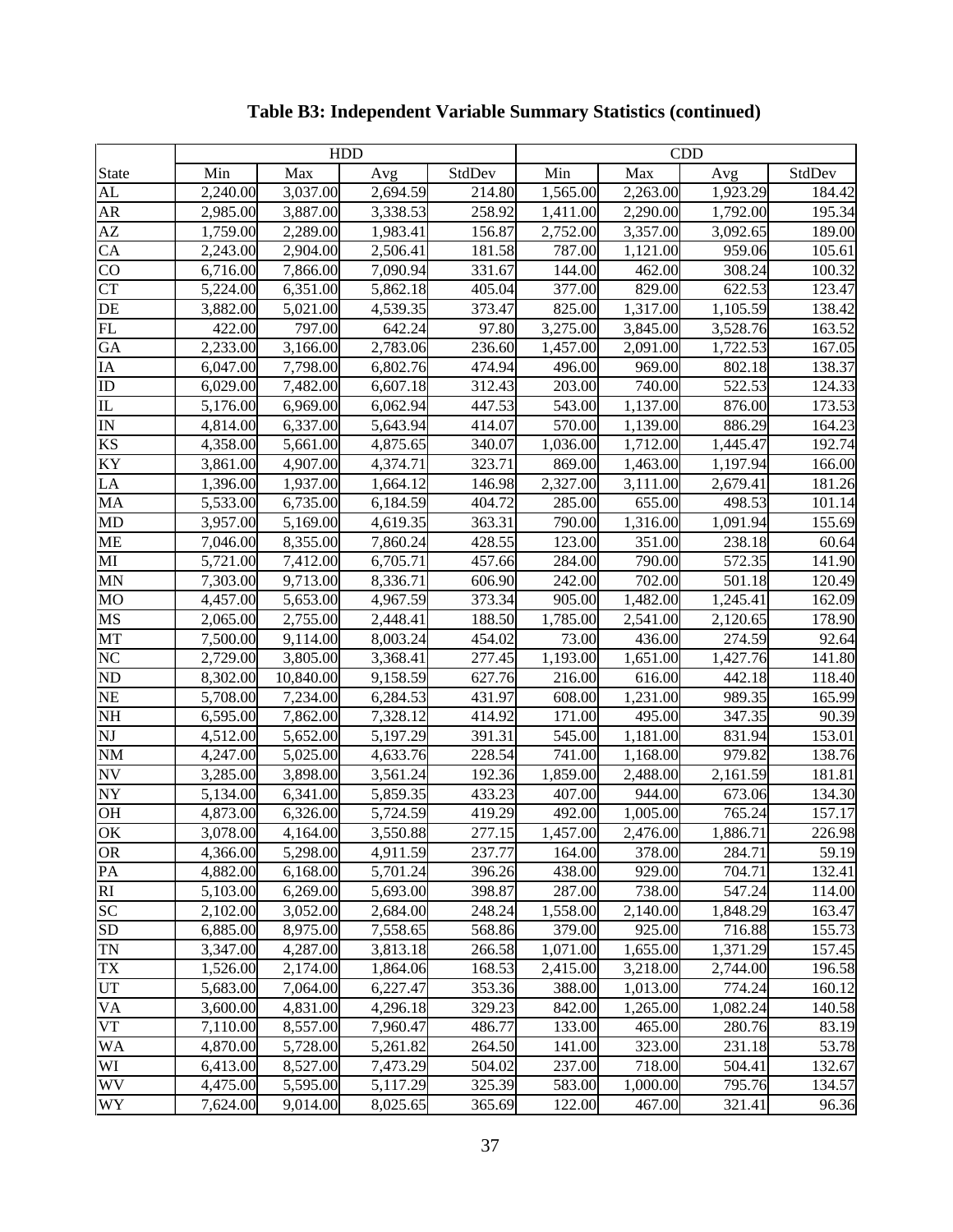# Table B3: Independent Variable Summary Statistics (continued)

| | HDD | | | | CDD | | | |
|---|---|---|---|---|---|---|---|---|
| State | Min | Max | Avg | StdDev | Min | Max | Avg | StdDev |
| AL | 2,240.00 | 3,037.00 | 2,694.59 | 214.80 | 1,565.00 | 2,263.00 | 1,923.29 | 184.42 |
| AR | 2,985.00 | 3,887.00 | 3,338.53 | 258.92 | 1,411.00 | 2,290.00 | 1,792.00 | 195.34 |
| AZ | 1,759.00 | 2,289.00 | 1,983.41 | 156.87 | 2,752.00 | 3,357.00 | 3,092.65 | 189.00 |
| CA | 2,243.00 | 2,904.00 | 2,506.41 | 181.58 | 787.00 | 1,121.00 | 959.06 | 105.61 |
| CO | 6,716.00 | 7,866.00 | 7,090.94 | 331.67 | 144.00 | 462.00 | 308.24 | 100.32 |
| CT | 5,224.00 | 6,351.00 | 5,862.18 | 405.04 | 377.00 | 829.00 | 622.53 | 123.47 |
| DE | 3,882.00 | 5,021.00 | 4,539.35 | 373.47 | 825.00 | 1,317.00 | 1,105.59 | 138.42 |
| FL | 422.00 | 797.00 | 642.24 | 97.80 | 3,275.00 | 3,845.00 | 3,528.76 | 163.52 |
| GA | 2,233.00 | 3,166.00 | 2,783.06 | 236.60 | 1,457.00 | 2,091.00 | 1,722.53 | 167.05 |
| IA | 6,047.00 | 7,798.00 | 6,802.76 | 474.94 | 496.00 | 969.00 | 802.18 | 138.37 |
| ID | 6,029.00 | 7,482.00 | 6,607.18 | 312.43 | 203.00 | 740.00 | 522.53 | 124.33 |
| IL | 5,176.00 | 6,969.00 | 6,062.94 | 447.53 | 543.00 | 1,137.00 | 876.00 | 173.53 |
| IN | 4,814.00 | 6,337.00 | 5,643.94 | 414.07 | 570.00 | 1,139.00 | 886.29 | 164.23 |
| KS | 4,358.00 | 5,661.00 | 4,875.65 | 340.07 | 1,036.00 | 1,712.00 | 1,445.47 | 192.74 |
| KY | 3,861.00 | 4,907.00 | 4,374.71 | 323.71 | 869.00 | 1,463.00 | 1,197.94 | 166.00 |
| LA | 1,396.00 | 1,937.00 | 1,664.12 | 146.98 | 2,327.00 | 3,111.00 | 2,679.41 | 181.26 |
| MA | 5,533.00 | 6,735.00 | 6,184.59 | 404.72 | 285.00 | 655.00 | 498.53 | 101.14 |
| MD | 3,957.00 | 5,169.00 | 4,619.35 | 363.31 | 790.00 | 1,316.00 | 1,091.94 | 155.69 |
| ME | 7,046.00 | 8,355.00 | 7,860.24 | 428.55 | 123.00 | 351.00 | 238.18 | 60.64 |
| MI | 5,721.00 | 7,412.00 | 6,705.71 | 457.66 | 284.00 | 790.00 | 572.35 | 141.90 |
| MN | 7,303.00 | 9,713.00 | 8,336.71 | 606.90 | 242.00 | 702.00 | 501.18 | 120.49 |
| MO | 4,457.00 | 5,653.00 | 4,967.59 | 373.34 | 905.00 | 1,482.00 | 1,245.41 | 162.09 |
| MS | 2,065.00 | 2,755.00 | 2,448.41 | 188.50 | 1,785.00 | 2,541.00 | 2,120.65 | 178.90 |
| MT | 7,500.00 | 9,114.00 | 8,003.24 | 454.02 | 73.00 | 436.00 | 274.59 | 92.64 |
| NC | 2,729.00 | 3,805.00 | 3,368.41 | 277.45 | 1,193.00 | 1,651.00 | 1,427.76 | 141.80 |
| ND | 8,302.00 | 10,840.00 | 9,158.59 | 627.76 | 216.00 | 616.00 | 442.18 | 118.40 |
| NE | 5,708.00 | 7,234.00 | 6,284.53 | 431.97 | 608.00 | 1,231.00 | 989.35 | 165.99 |
| NH | 6,595.00 | 7,862.00 | 7,328.12 | 414.92 | 171.00 | 495.00 | 347.35 | 90.39 |
| NJ | 4,512.00 | 5,652.00 | 5,197.29 | 391.31 | 545.00 | 1,181.00 | 831.94 | 153.01 |
| NM | 4,247.00 | 5,025.00 | 4,633.76 | 228.54 | 741.00 | 1,168.00 | 979.82 | 138.76 |
| NV | 3,285.00 | 3,898.00 | 3,561.24 | 192.36 | 1,859.00 | 2,488.00 | 2,161.59 | 181.81 |
| NY | 5,134.00 | 6,341.00 | 5,859.35 | 433.23 | 407.00 | 944.00 | 673.06 | 134.30 |
| OH | 4,873.00 | 6,326.00 | 5,724.59 | 419.29 | 492.00 | 1,005.00 | 765.24 | 157.17 |
| OK | 3,078.00 | 4,164.00 | 3,550.88 | 277.15 | 1,457.00 | 2,476.00 | 1,886.71 | 226.98 |
| OR | 4,366.00 | 5,298.00 | 4,911.59 | 237.77 | 164.00 | 378.00 | 284.71 | 59.19 |
| PA | 4,882.00 | 6,168.00 | 5,701.24 | 396.26 | 438.00 | 929.00 | 704.71 | 132.41 |
| RI | 5,103.00 | 6,269.00 | 5,693.00 | 398.87 | 287.00 | 738.00 | 547.24 | 114.00 |
| SC | 2,102.00 | 3,052.00 | 2,684.00 | 248.24 | 1,558.00 | 2,140.00 | 1,848.29 | 163.47 |
| SD | 6,885.00 | 8,975.00 | 7,558.65 | 568.86 | 379.00 | 925.00 | 716.88 | 155.73 |
| TN | 3,347.00 | 4,287.00 | 3,813.18 | 266.58 | 1,071.00 | 1,655.00 | 1,371.29 | 157.45 |
| TX | 1,526.00 | 2,174.00 | 1,864.06 | 168.53 | 2,415.00 | 3,218.00 | 2,744.00 | 196.58 |
| UT | 5,683.00 | 7,064.00 | 6,227.47 | 353.36 | 388.00 | 1,013.00 | 774.24 | 160.12 |
| VA | 3,600.00 | 4,831.00 | 4,296.18 | 329.23 | 842.00 | 1,265.00 | 1,082.24 | 140.58 |
| VT | 7,110.00 | 8,557.00 | 7,960.47 | 486.77 | 133.00 | 465.00 | 280.76 | 83.19 |
| WA | 4,870.00 | 5,728.00 | 5,261.82 | 264.50 | 141.00 | 323.00 | 231.18 | 53.78 |
| WI | 6,413.00 | 8,527.00 | 7,473.29 | 504.02 | 237.00 | 718.00 | 504.41 | 132.67 |
| WV | 4,475.00 | 5,595.00 | 5,117.29 | 325.39 | 583.00 | 1,000.00 | 795.76 | 134.57 |
| WY | 7,624.00 | 9,014.00 | 8,025.65 | 365.69 | 122.00 | 467.00 | 321.41 | 96.36 |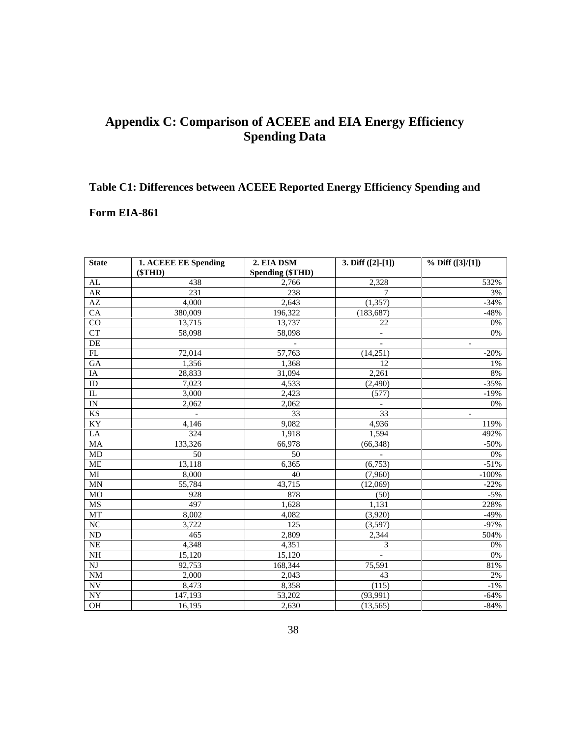# Appendix C: Comparison of ACEEE and EIA Energy Efficiency Spending Data

## Table C1: Differences between ACEEE Reported Energy Efficiency Spending and Form EIA-861

| State | 1. ACEEE EE Spending ($THD) | 2. EIA DSM Spending ($THD) | 3. Diff ([2]-[1]) | % Diff ([3]/[1]) |
|---|---|---|---|---|
| AL | 438 | 2,766 | 2,328 | 532% |
| AR | 231 | 238 | 7 | 3% |
| AZ | 4,000 | 2,643 | (1,357) | -34% |
| CA | 380,009 | 196,322 | (183,687) | -48% |
| CO | 13,715 | 13,737 | 22 | 0% |
| CT | 58,098 | 58,098 | - | 0% |
| DE | | - | - | - |
| FL | 72,014 | 57,763 | (14,251) | -20% |
| GA | 1,356 | 1,368 | 12 | 1% |
| IA | 28,833 | 31,094 | 2,261 | 8% |
| ID | 7,023 | 4,533 | (2,490) | -35% |
| IL | 3,000 | 2,423 | (577) | -19% |
| IN | 2,062 | 2,062 | - | 0% |
| KS | - | 33 | 33 | - |
| KY | 4,146 | 9,082 | 4,936 | 119% |
| LA | 324 | 1,918 | 1,594 | 492% |
| MA | 133,326 | 66,978 | (66,348) | -50% |
| MD | 50 | 50 | - | 0% |
| ME | 13,118 | 6,365 | (6,753) | -51% |
| MI | 8,000 | 40 | (7,960) | -100% |
| MN | 55,784 | 43,715 | (12,069) | -22% |
| MO | 928 | 878 | (50) | -5% |
| MS | 497 | 1,628 | 1,131 | 228% |
| MT | 8,002 | 4,082 | (3,920) | -49% |
| NC | 3,722 | 125 | (3,597) | -97% |
| ND | 465 | 2,809 | 2,344 | 504% |
| NE | 4,348 | 4,351 | 3 | 0% |
| NH | 15,120 | 15,120 | - | 0% |
| NJ | 92,753 | 168,344 | 75,591 | 81% |
| NM | 2,000 | 2,043 | 43 | 2% |
| NV | 8,473 | 8,358 | (115) | -1% |
| NY | 147,193 | 53,202 | (93,991) | -64% |
| OH | 16,195 | 2,630 | (13,565) | -84% |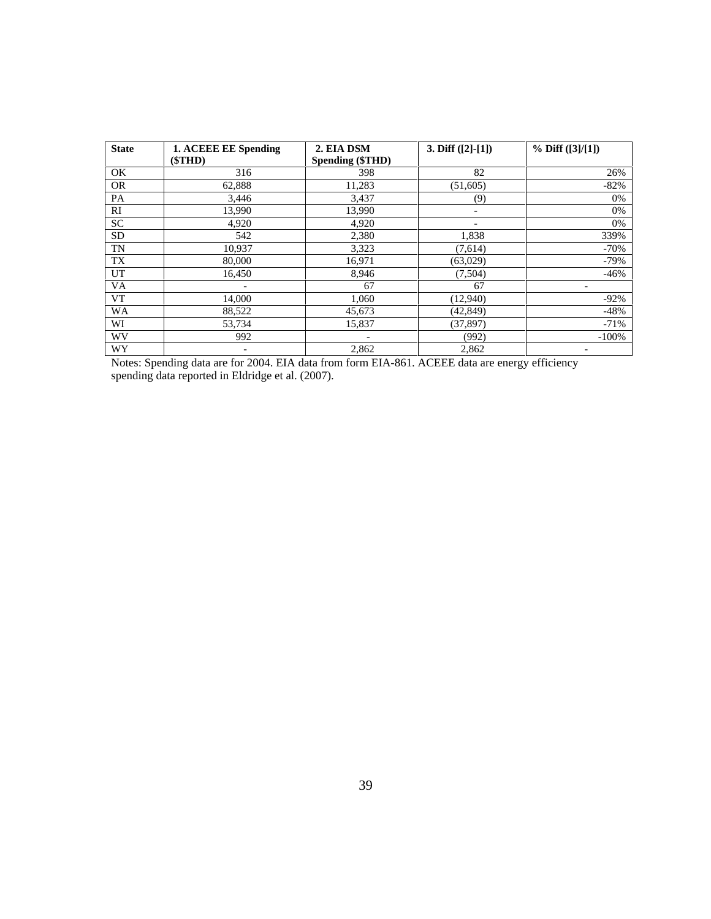| State | 1. ACEEE EE Spending ($THD) | 2. EIA DSM Spending ($THD) | 3. Diff ([2]-[1]) | % Diff ([3]/[1]) |
|---|---|---|---|---|
| OK | 316 | 398 | 82 | 26% |
| OR | 62,888 | 11,283 | (51,605) | -82% |
| PA | 3,446 | 3,437 | (9) | 0% |
| RI | 13,990 | 13,990 | - | 0% |
| SC | 4,920 | 4,920 | - | 0% |
| SD | 542 | 2,380 | 1,838 | 339% |
| TN | 10,937 | 3,323 | (7,614) | -70% |
| TX | 80,000 | 16,971 | (63,029) | -79% |
| UT | 16,450 | 8,946 | (7,504) | -46% |
| VA | - | 67 | 67 | - |
| VT | 14,000 | 1,060 | (12,940) | -92% |
| WA | 88,522 | 45,673 | (42,849) | -48% |
| WI | 53,734 | 15,837 | (37,897) | -71% |
| WV | 992 | - | (992) | -100% |
| WY | - | 2,862 | 2,862 | - |

Notes: Spending data are for 2004. EIA data from form EIA-861. ACEEE data are energy efficiency spending data reported in Eldridge et al. (2007).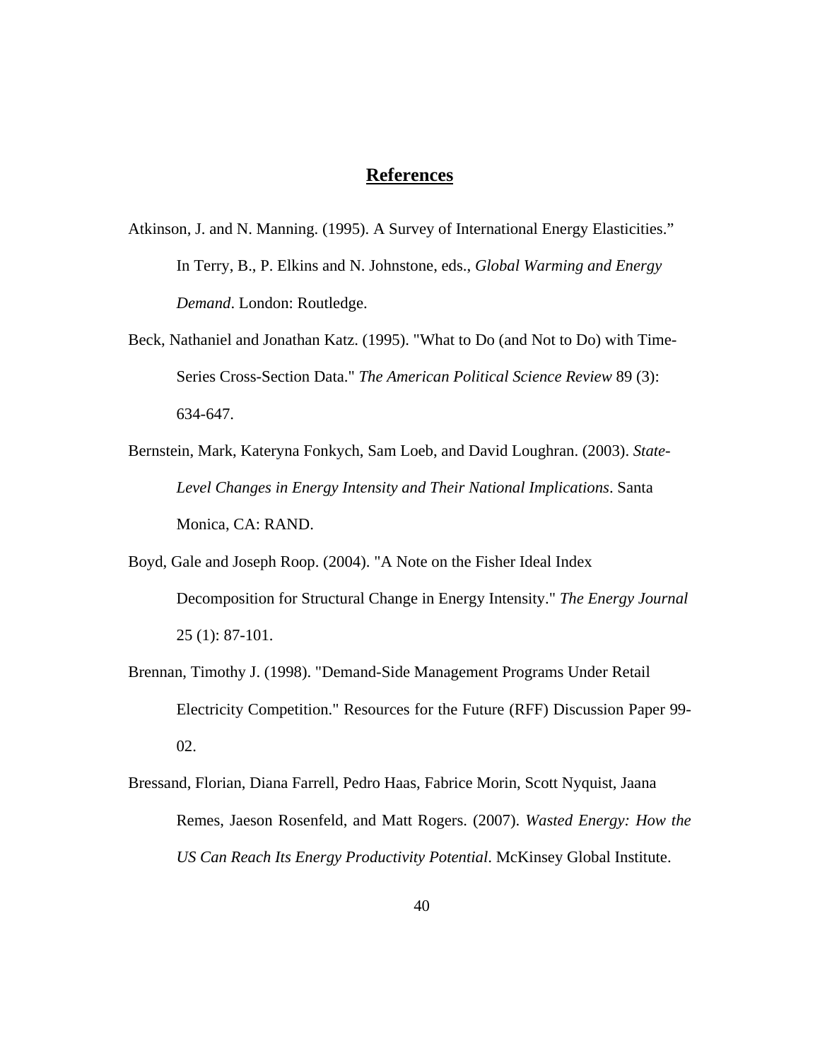# References

Atkinson, J. and N. Manning. (1995). A Survey of International Energy Elasticities." In Terry, B., P. Elkins and N. Johnstone, eds., *Global Warming and Energy Demand*. London: Routledge.

Beck, Nathaniel and Jonathan Katz. (1995). "What to Do (and Not to Do) with Time-Series Cross-Section Data." *The American Political Science Review* 89 (3): 634-647.

Bernstein, Mark, Kateryna Fonkych, Sam Loeb, and David Loughran. (2003). *State-Level Changes in Energy Intensity and Their National Implications*. Santa Monica, CA: RAND.

Boyd, Gale and Joseph Roop. (2004). "A Note on the Fisher Ideal Index Decomposition for Structural Change in Energy Intensity." *The Energy Journal* 25 (1): 87-101.

Brennan, Timothy J. (1998). "Demand-Side Management Programs Under Retail Electricity Competition." Resources for the Future (RFF) Discussion Paper 99-02.

Bressand, Florian, Diana Farrell, Pedro Haas, Fabrice Morin, Scott Nyquist, Jaana Remes, Jaeson Rosenfeld, and Matt Rogers. (2007). *Wasted Energy: How the US Can Reach Its Energy Productivity Potential*. McKinsey Global Institute.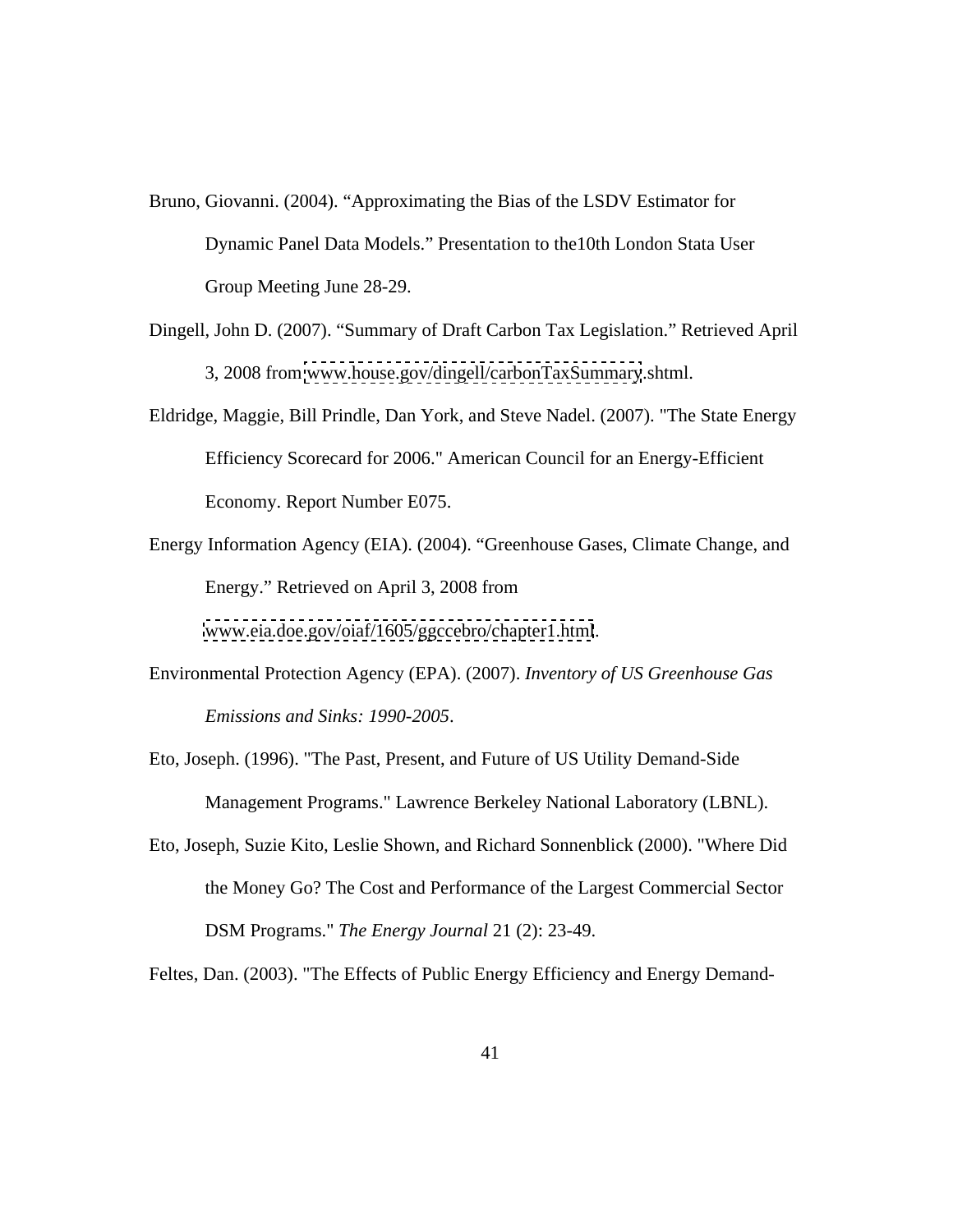Bruno, Giovanni. (2004). “Approximating the Bias of the LSDV Estimator for Dynamic Panel Data Models.” Presentation to the10th London Stata User Group Meeting June 28-29.

Dingell, John D. (2007). “Summary of Draft Carbon Tax Legislation.” Retrieved April 3, 2008 from www.house.gov/dingell/carbonTaxSummary.shtml.

Eldridge, Maggie, Bill Prindle, Dan York, and Steve Nadel. (2007). "The State Energy Efficiency Scorecard for 2006." American Council for an Energy-Efficient Economy. Report Number E075.

Energy Information Agency (EIA). (2004). “Greenhouse Gases, Climate Change, and Energy.” Retrieved on April 3, 2008 from www.eia.doe.gov/oiaf/1605/ggccebro/chapter1.html.

Environmental Protection Agency (EPA). (2007). *Inventory of US Greenhouse Gas Emissions and Sinks: 1990-2005*.

Eto, Joseph. (1996). "The Past, Present, and Future of US Utility Demand-Side Management Programs." Lawrence Berkeley National Laboratory (LBNL).

Eto, Joseph, Suzie Kito, Leslie Shown, and Richard Sonnenblick (2000). "Where Did the Money Go? The Cost and Performance of the Largest Commercial Sector DSM Programs." *The Energy Journal* 21 (2): 23-49.

Feltes, Dan. (2003). "The Effects of Public Energy Efficiency and Energy Demand-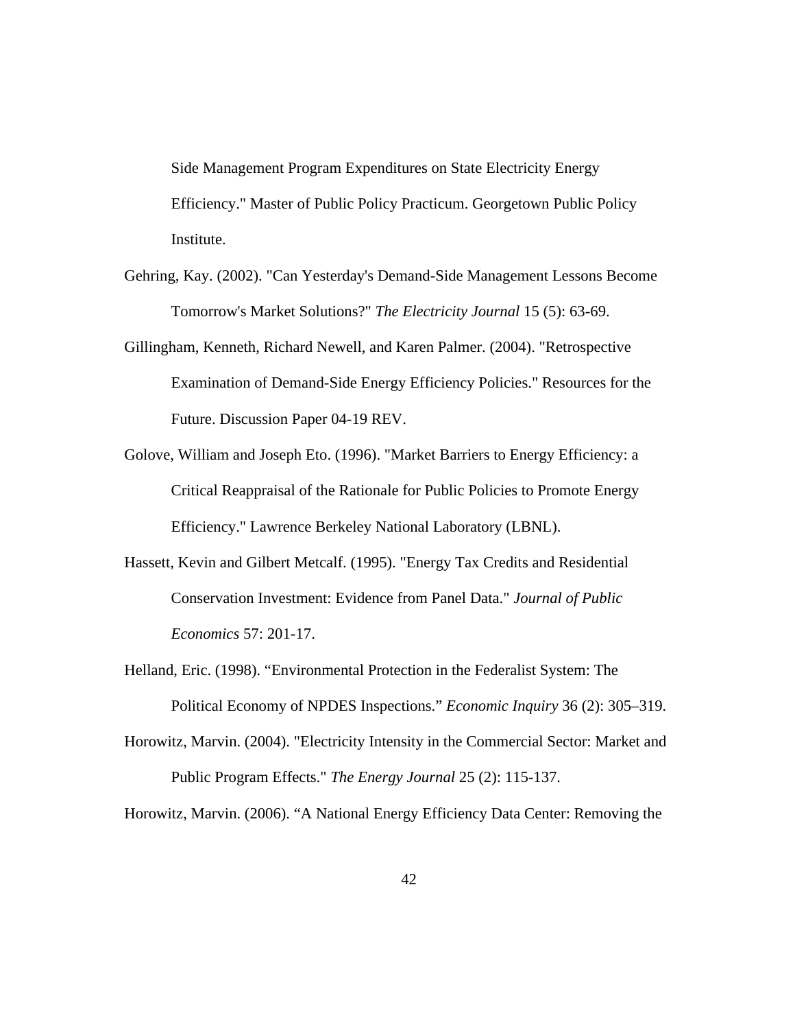Side Management Program Expenditures on State Electricity Energy Efficiency." Master of Public Policy Practicum. Georgetown Public Policy Institute.

Gehring, Kay. (2002). "Can Yesterday's Demand-Side Management Lessons Become Tomorrow's Market Solutions?" *The Electricity Journal* 15 (5): 63-69.

Gillingham, Kenneth, Richard Newell, and Karen Palmer. (2004). "Retrospective Examination of Demand-Side Energy Efficiency Policies." Resources for the Future. Discussion Paper 04-19 REV.

Golove, William and Joseph Eto. (1996). "Market Barriers to Energy Efficiency: a Critical Reappraisal of the Rationale for Public Policies to Promote Energy Efficiency." Lawrence Berkeley National Laboratory (LBNL).

Hassett, Kevin and Gilbert Metcalf. (1995). "Energy Tax Credits and Residential Conservation Investment: Evidence from Panel Data." *Journal of Public Economics* 57: 201-17.

Helland, Eric. (1998). "Environmental Protection in the Federalist System: The Political Economy of NPDES Inspections." *Economic Inquiry* 36 (2): 305–319.

Horowitz, Marvin. (2004). "Electricity Intensity in the Commercial Sector: Market and Public Program Effects." *The Energy Journal* 25 (2): 115-137.

Horowitz, Marvin. (2006). "A National Energy Efficiency Data Center: Removing the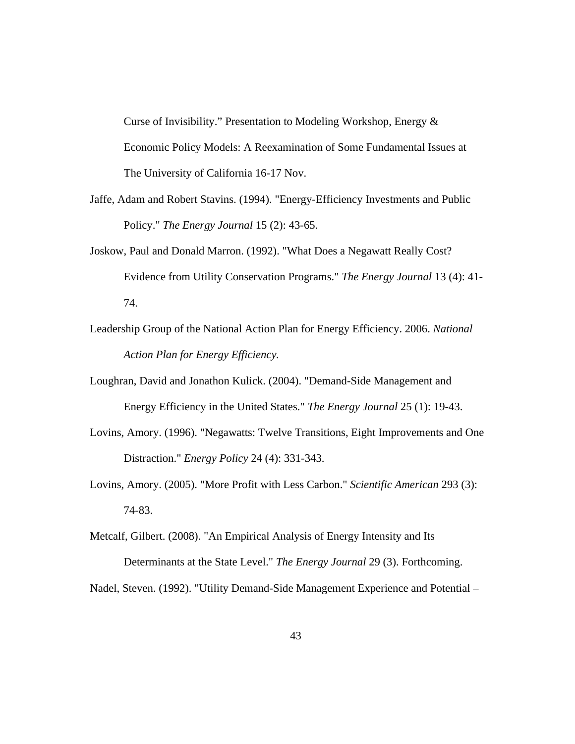Curse of Invisibility." Presentation to Modeling Workshop, Energy & Economic Policy Models: A Reexamination of Some Fundamental Issues at The University of California 16-17 Nov.

Jaffe, Adam and Robert Stavins. (1994). "Energy-Efficiency Investments and Public Policy." *The Energy Journal* 15 (2): 43-65.

Joskow, Paul and Donald Marron. (1992). "What Does a Negawatt Really Cost? Evidence from Utility Conservation Programs." *The Energy Journal* 13 (4): 41-74.

Leadership Group of the National Action Plan for Energy Efficiency. 2006. *National Action Plan for Energy Efficiency.*

Loughran, David and Jonathon Kulick. (2004). "Demand-Side Management and Energy Efficiency in the United States." *The Energy Journal* 25 (1): 19-43.

Lovins, Amory. (1996). "Negawatts: Twelve Transitions, Eight Improvements and One Distraction." *Energy Policy* 24 (4): 331-343.

Lovins, Amory. (2005). "More Profit with Less Carbon." *Scientific American* 293 (3): 74-83.

Metcalf, Gilbert. (2008). "An Empirical Analysis of Energy Intensity and Its Determinants at the State Level." *The Energy Journal* 29 (3). Forthcoming.

Nadel, Steven. (1992). "Utility Demand-Side Management Experience and Potential –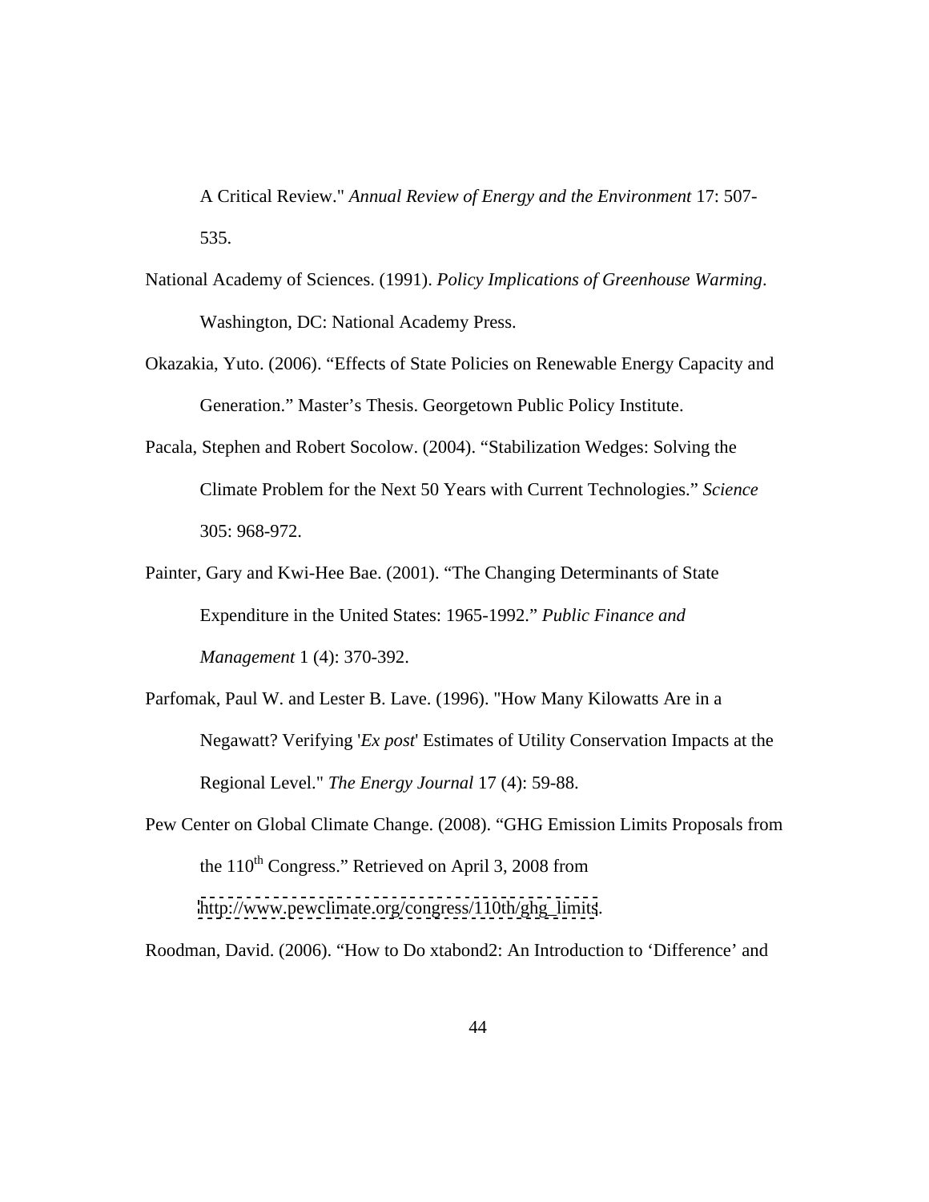A Critical Review." *Annual Review of Energy and the Environment* 17: 507-535.

National Academy of Sciences. (1991). *Policy Implications of Greenhouse Warming*. Washington, DC: National Academy Press.

Okazakia, Yuto. (2006). "Effects of State Policies on Renewable Energy Capacity and Generation." Master's Thesis. Georgetown Public Policy Institute.

Pacala, Stephen and Robert Socolow. (2004). "Stabilization Wedges: Solving the Climate Problem for the Next 50 Years with Current Technologies." *Science* 305: 968-972.

Painter, Gary and Kwi-Hee Bae. (2001). "The Changing Determinants of State Expenditure in the United States: 1965-1992." *Public Finance and Management* 1 (4): 370-392.

Parfomak, Paul W. and Lester B. Lave. (1996). "How Many Kilowatts Are in a Negawatt? Verifying '*Ex post*' Estimates of Utility Conservation Impacts at the Regional Level." *The Energy Journal* 17 (4): 59-88.

Pew Center on Global Climate Change. (2008). "GHG Emission Limits Proposals from the 110th Congress." Retrieved on April 3, 2008 from http://www.pewclimate.org/congress/110th/ghg_limits.

Roodman, David. (2006). "How to Do xtabond2: An Introduction to 'Difference' and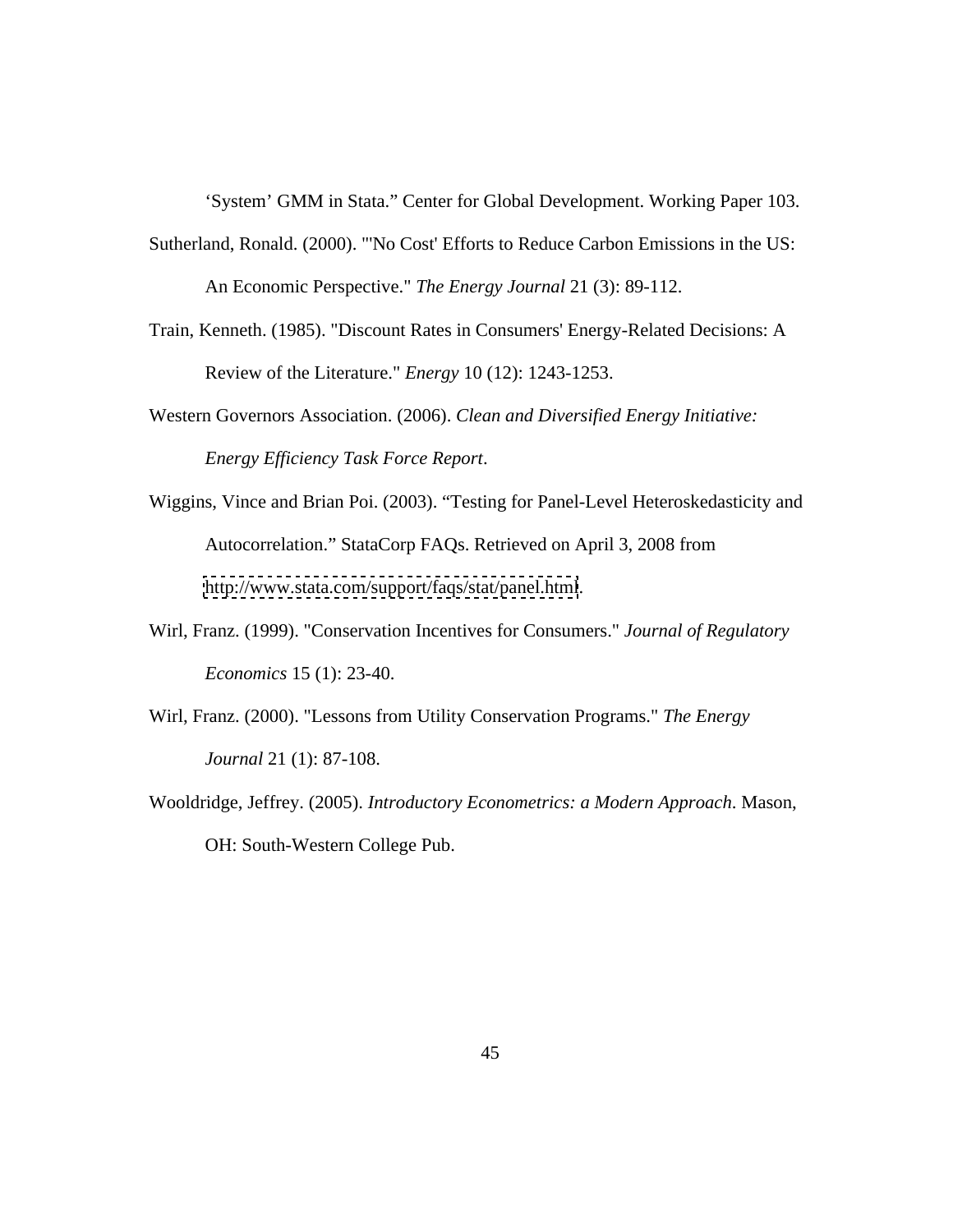'System' GMM in Stata." Center for Global Development. Working Paper 103.

Sutherland, Ronald. (2000). "'No Cost' Efforts to Reduce Carbon Emissions in the US: An Economic Perspective." *The Energy Journal* 21 (3): 89-112.

Train, Kenneth. (1985). "Discount Rates in Consumers' Energy-Related Decisions: A Review of the Literature." *Energy* 10 (12): 1243-1253.

Western Governors Association. (2006). *Clean and Diversified Energy Initiative: Energy Efficiency Task Force Report*.

Wiggins, Vince and Brian Poi. (2003). "Testing for Panel-Level Heteroskedasticity and Autocorrelation." StataCorp FAQs. Retrieved on April 3, 2008 from http://www.stata.com/support/faqs/stat/panel.html.

Wirl, Franz. (1999). "Conservation Incentives for Consumers." *Journal of Regulatory Economics* 15 (1): 23-40.

Wirl, Franz. (2000). "Lessons from Utility Conservation Programs." *The Energy Journal* 21 (1): 87-108.

Wooldridge, Jeffrey. (2005). *Introductory Econometrics: a Modern Approach*. Mason, OH: South-Western College Pub.